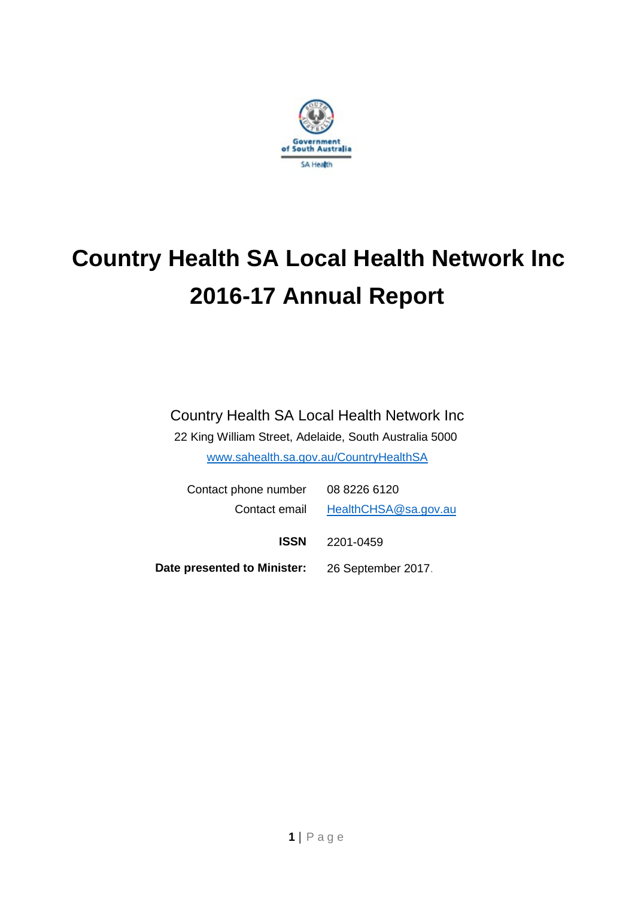Government of South Australia

SA Health

# Country Health SA Local Health Network Inc 2016-17 Annual Report

Country Health SA Local Health Network Inc

22 King William Street, Adelaide, South Australia 5000

www.sahealth.sa.gov.au/CountryHealthSA

| | |
|---|---|
| Contact phone number | 08 8226 6120 |
| Contact email | HealthCHSA@sa.gov.au |
| **ISSN** | 2201-0459 |
| **Date presented to Minister:** | 26 September 2017. |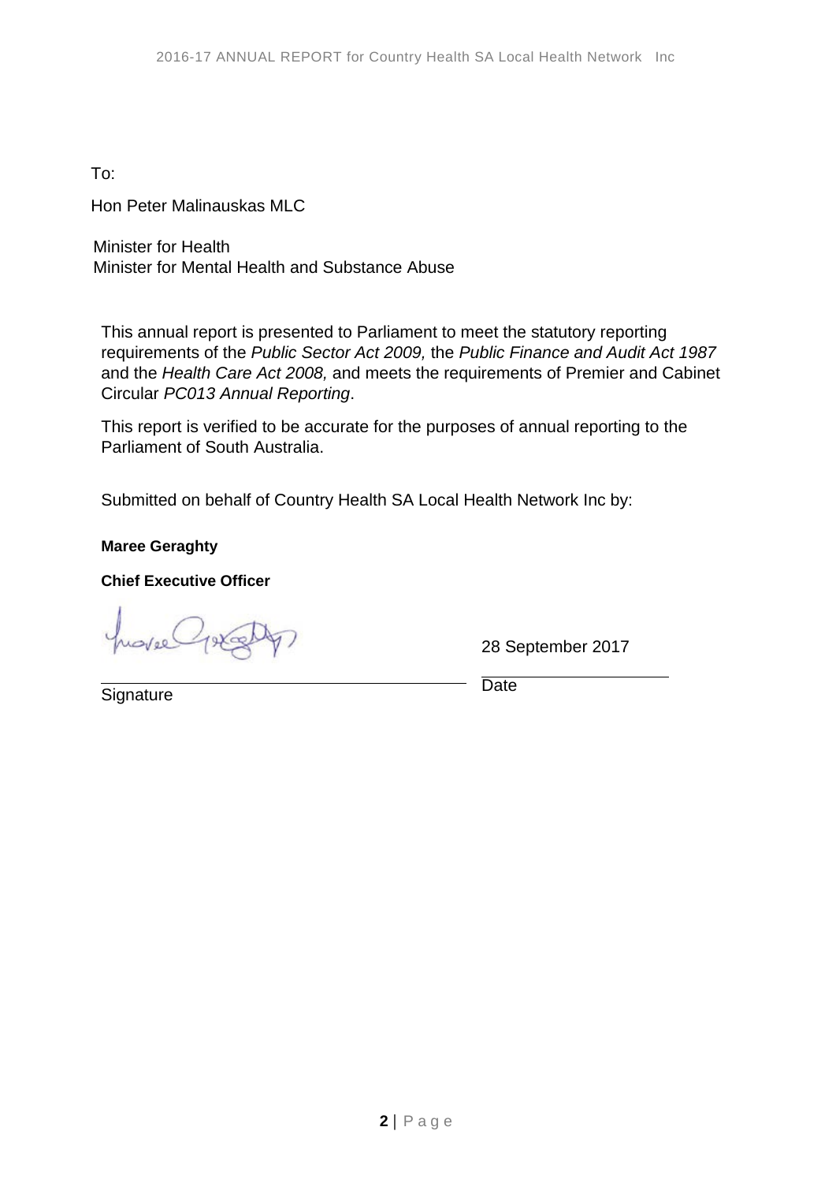To:

Hon Peter Malinauskas MLC

Minister for Health
Minister for Mental Health and Substance Abuse

This annual report is presented to Parliament to meet the statutory reporting requirements of the *Public Sector Act 2009,* the *Public Finance and Audit Act 1987* and the *Health Care Act 2008,* and meets the requirements of Premier and Cabinet Circular *PC013 Annual Reporting*.

This report is verified to be accurate for the purposes of annual reporting to the Parliament of South Australia.

Submitted on behalf of Country Health SA Local Health Network Inc by:

**Maree Geraghty**

**Chief Executive Officer**

28 September 2017

Signature Date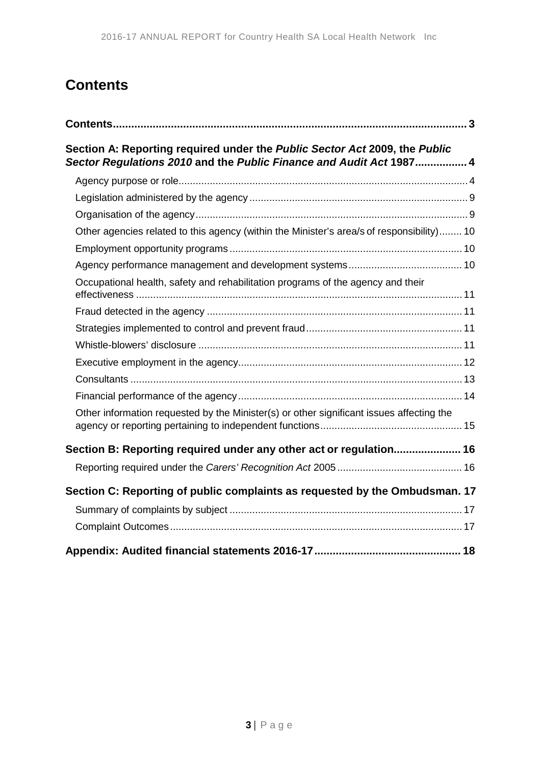# Contents

**Contents** 3

**Section A: Reporting required under the *Public Sector Act* 2009, the *Public Sector Regulations 2010* and the *Public Finance and Audit Act* 1987** 4

- Agency purpose or role 4
- Legislation administered by the agency 9
- Organisation of the agency 9
- Other agencies related to this agency (within the Minister's area/s of responsibility) 10
- Employment opportunity programs 10
- Agency performance management and development systems 10
- Occupational health, safety and rehabilitation programs of the agency and their effectiveness 11
- Fraud detected in the agency 11
- Strategies implemented to control and prevent fraud 11
- Whistle-blowers' disclosure 11
- Executive employment in the agency 12
- Consultants 13
- Financial performance of the agency 14
- Other information requested by the Minister(s) or other significant issues affecting the agency or reporting pertaining to independent functions 15

**Section B: Reporting required under any other act or regulation** 16

- Reporting required under the *Carers' Recognition Act* 2005 16

**Section C: Reporting of public complaints as requested by the Ombudsman** 17

- Summary of complaints by subject 17
- Complaint Outcomes 17

**Appendix: Audited financial statements 2016-17** 18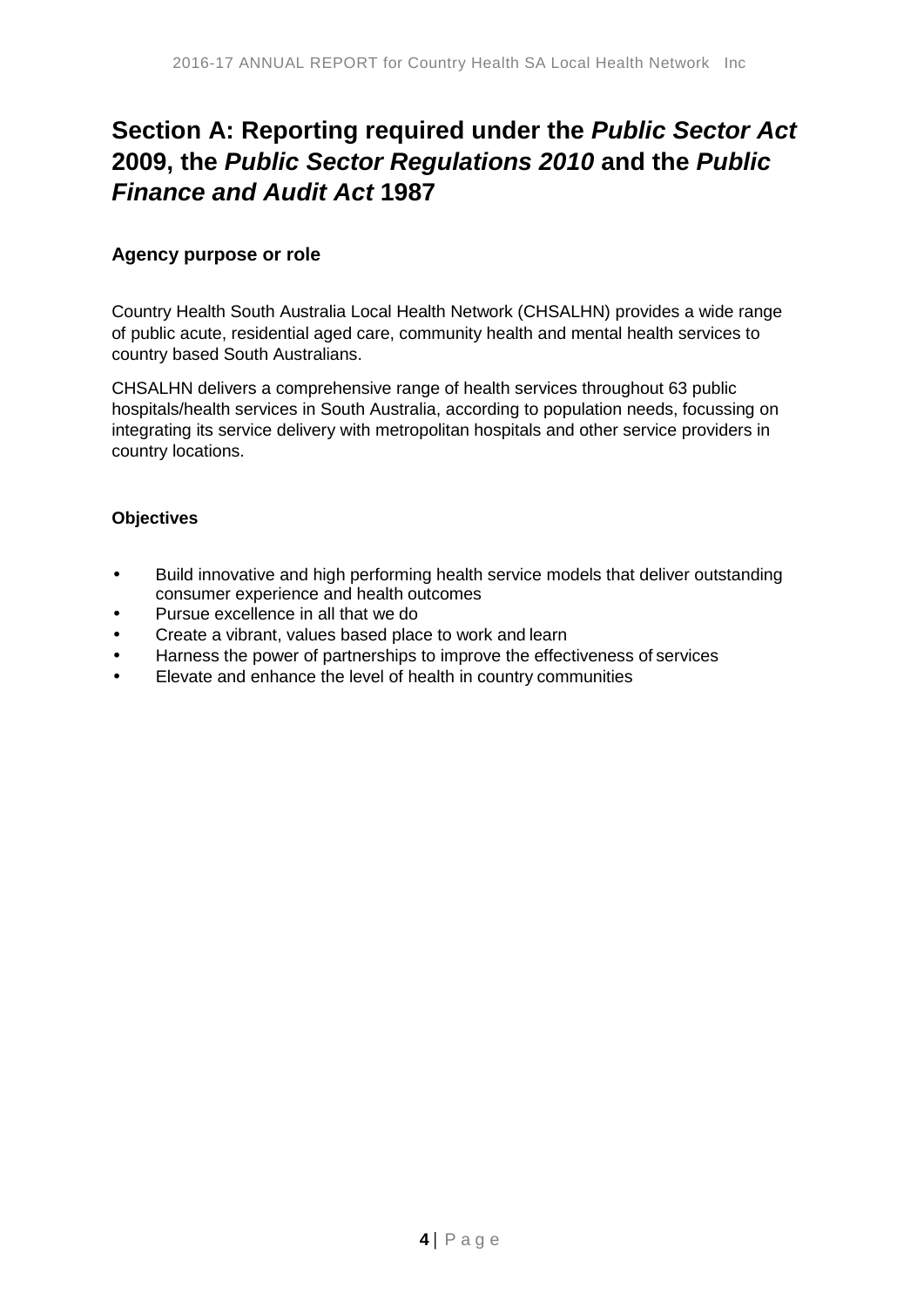# Section A: Reporting required under the *Public Sector Act* 2009, the *Public Sector Regulations 2010* and the *Public Finance and Audit Act* 1987

### Agency purpose or role

Country Health South Australia Local Health Network (CHSALHN) provides a wide range of public acute, residential aged care, community health and mental health services to country based South Australians.

CHSALHN delivers a comprehensive range of health services throughout 63 public hospitals/health services in South Australia, according to population needs, focussing on integrating its service delivery with metropolitan hospitals and other service providers in country locations.

### Objectives

- Build innovative and high performing health service models that deliver outstanding consumer experience and health outcomes
- Pursue excellence in all that we do
- Create a vibrant, values based place to work and learn
- Harness the power of partnerships to improve the effectiveness of services
- Elevate and enhance the level of health in country communities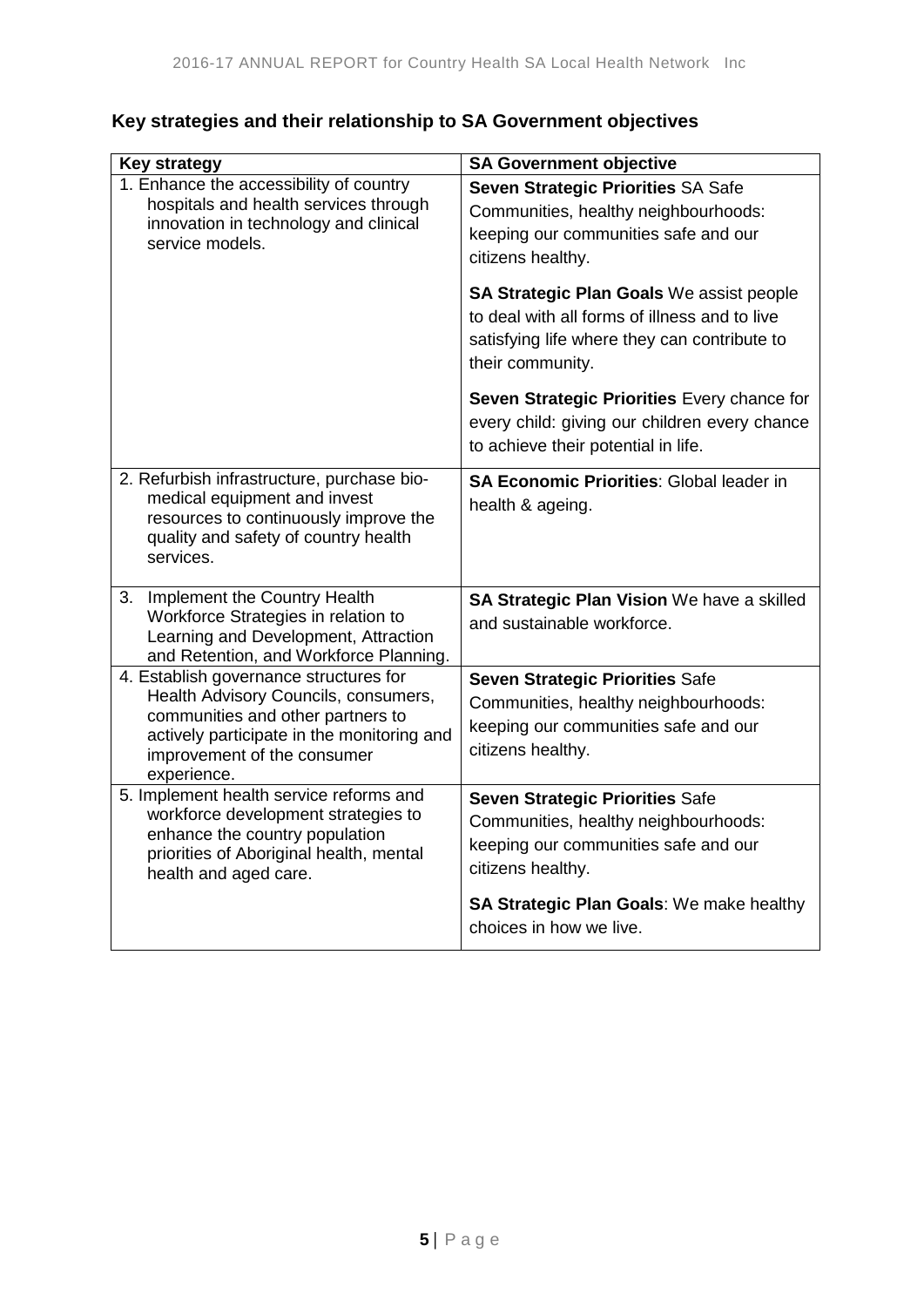## Key strategies and their relationship to SA Government objectives

| Key strategy | SA Government objective |
|---|---|
| 1. Enhance the accessibility of country hospitals and health services through innovation in technology and clinical service models. | **Seven Strategic Priorities** SA Safe Communities, healthy neighbourhoods: keeping our communities safe and our citizens healthy.<br><br>**SA Strategic Plan Goals** We assist people to deal with all forms of illness and to live satisfying life where they can contribute to their community.<br><br>**Seven Strategic Priorities** Every chance for every child: giving our children every chance to achieve their potential in life. |
| 2. Refurbish infrastructure, purchase bio-medical equipment and invest resources to continuously improve the quality and safety of country health services. | **SA Economic Priorities**: Global leader in health & ageing. |
| 3. Implement the Country Health Workforce Strategies in relation to Learning and Development, Attraction and Retention, and Workforce Planning. | **SA Strategic Plan Vision** We have a skilled and sustainable workforce. |
| 4. Establish governance structures for Health Advisory Councils, consumers, communities and other partners to actively participate in the monitoring and improvement of the consumer experience. | **Seven Strategic Priorities** Safe Communities, healthy neighbourhoods: keeping our communities safe and our citizens healthy. |
| 5. Implement health service reforms and workforce development strategies to enhance the country population priorities of Aboriginal health, mental health and aged care. | **Seven Strategic Priorities** Safe Communities, healthy neighbourhoods: keeping our communities safe and our citizens healthy.<br><br>**SA Strategic Plan Goals**: We make healthy choices in how we live. |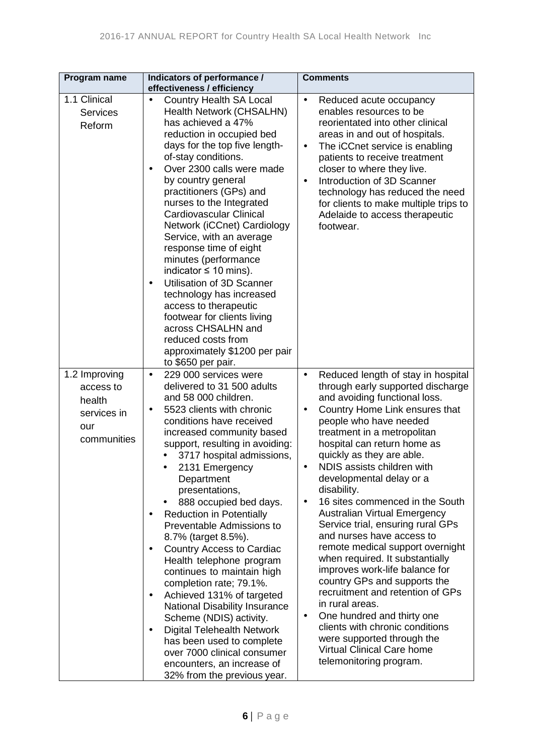| Program name | Indicators of performance / effectiveness / efficiency | Comments |
|---|---|---|
| 1.1 Clinical Services Reform | • Country Health SA Local Health Network (CHSALHN) has achieved a 47% reduction in occupied bed days for the top five length-of-stay conditions.<br>• Over 2300 calls were made by country general practitioners (GPs) and nurses to the Integrated Cardiovascular Clinical Network (iCCnet) Cardiology Service, with an average response time of eight minutes (performance indicator ≤ 10 mins).<br>• Utilisation of 3D Scanner technology has increased access to therapeutic footwear for clients living across CHSALHN and reduced costs from approximately \$1200 per pair to \$650 per pair. | • Reduced acute occupancy enables resources to be reorientated into other clinical areas in and out of hospitals.<br>• The iCCnet service is enabling patients to receive treatment closer to where they live.<br>• Introduction of 3D Scanner technology has reduced the need for clients to make multiple trips to Adelaide to access therapeutic footwear. |
| 1.2 Improving access to health services in our communities | • 229 000 services were delivered to 31 500 adults and 58 000 children.<br>• 5523 clients with chronic conditions have received increased community based support, resulting in avoiding:<br>&nbsp;&nbsp;• 3717 hospital admissions,<br>&nbsp;&nbsp;• 2131 Emergency Department presentations,<br>&nbsp;&nbsp;• 888 occupied bed days.<br>• Reduction in Potentially Preventable Admissions to 8.7% (target 8.5%).<br>• Country Access to Cardiac Health telephone program continues to maintain high completion rate; 79.1%.<br>• Achieved 131% of targeted National Disability Insurance Scheme (NDIS) activity.<br>• Digital Telehealth Network has been used to complete over 7000 clinical consumer encounters, an increase of 32% from the previous year. | • Reduced length of stay in hospital through early supported discharge and avoiding functional loss.<br>• Country Home Link ensures that people who have needed treatment in a metropolitan hospital can return home as quickly as they are able.<br>• NDIS assists children with developmental delay or a disability.<br>• 16 sites commenced in the South Australian Virtual Emergency Service trial, ensuring rural GPs and nurses have access to remote medical support overnight when required. It substantially improves work-life balance for country GPs and supports the recruitment and retention of GPs in rural areas.<br>• One hundred and thirty one clients with chronic conditions were supported through the Virtual Clinical Care home telemonitoring program. |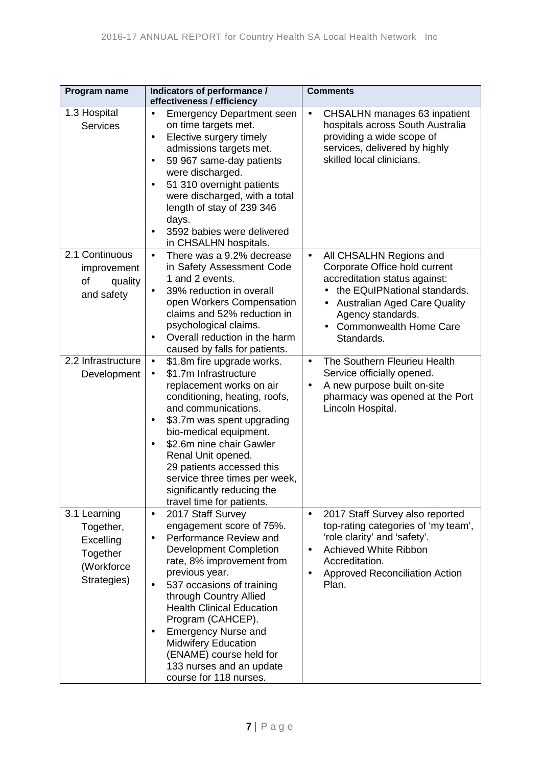| Program name | Indicators of performance / effectiveness / efficiency | Comments |
| --- | --- | --- |
| 1.3 Hospital Services | • Emergency Department seen on time targets met.<br>• Elective surgery timely admissions targets met.<br>• 59 967 same-day patients were discharged.<br>• 51 310 overnight patients were discharged, with a total length of stay of 239 346 days.<br>• 3592 babies were delivered in CHSALHN hospitals. | • CHSALHN manages 63 inpatient hospitals across South Australia providing a wide scope of services, delivered by highly skilled local clinicians. |
| 2.1 Continuous improvement of quality and safety | • There was a 9.2% decrease in Safety Assessment Code 1 and 2 events.<br>• 39% reduction in overall open Workers Compensation claims and 52% reduction in psychological claims.<br>• Overall reduction in the harm caused by falls for patients. | • All CHSALHN Regions and Corporate Office hold current accreditation status against:<br>  • the EQuIPNational standards.<br>  • Australian Aged Care Quality Agency standards.<br>  • Commonwealth Home Care Standards. |
| 2.2 Infrastructure Development | • $1.8m fire upgrade works.<br>• $1.7m Infrastructure replacement works on air conditioning, heating, roofs, and communications.<br>• $3.7m was spent upgrading bio-medical equipment.<br>• $2.6m nine chair Gawler Renal Unit opened. 29 patients accessed this service three times per week, significantly reducing the travel time for patients. | • The Southern Fleurieu Health Service officially opened.<br>• A new purpose built on-site pharmacy was opened at the Port Lincoln Hospital. |
| 3.1 Learning Together, Excelling Together (Workforce Strategies) | • 2017 Staff Survey engagement score of 75%.<br>• Performance Review and Development Completion rate, 8% improvement from previous year.<br>• 537 occasions of training through Country Allied Health Clinical Education Program (CAHCEP).<br>• Emergency Nurse and Midwifery Education (ENAME) course held for 133 nurses and an update course for 118 nurses. | • 2017 Staff Survey also reported top-rating categories of 'my team', 'role clarity' and 'safety'.<br>• Achieved White Ribbon Accreditation.<br>• Approved Reconciliation Action Plan. |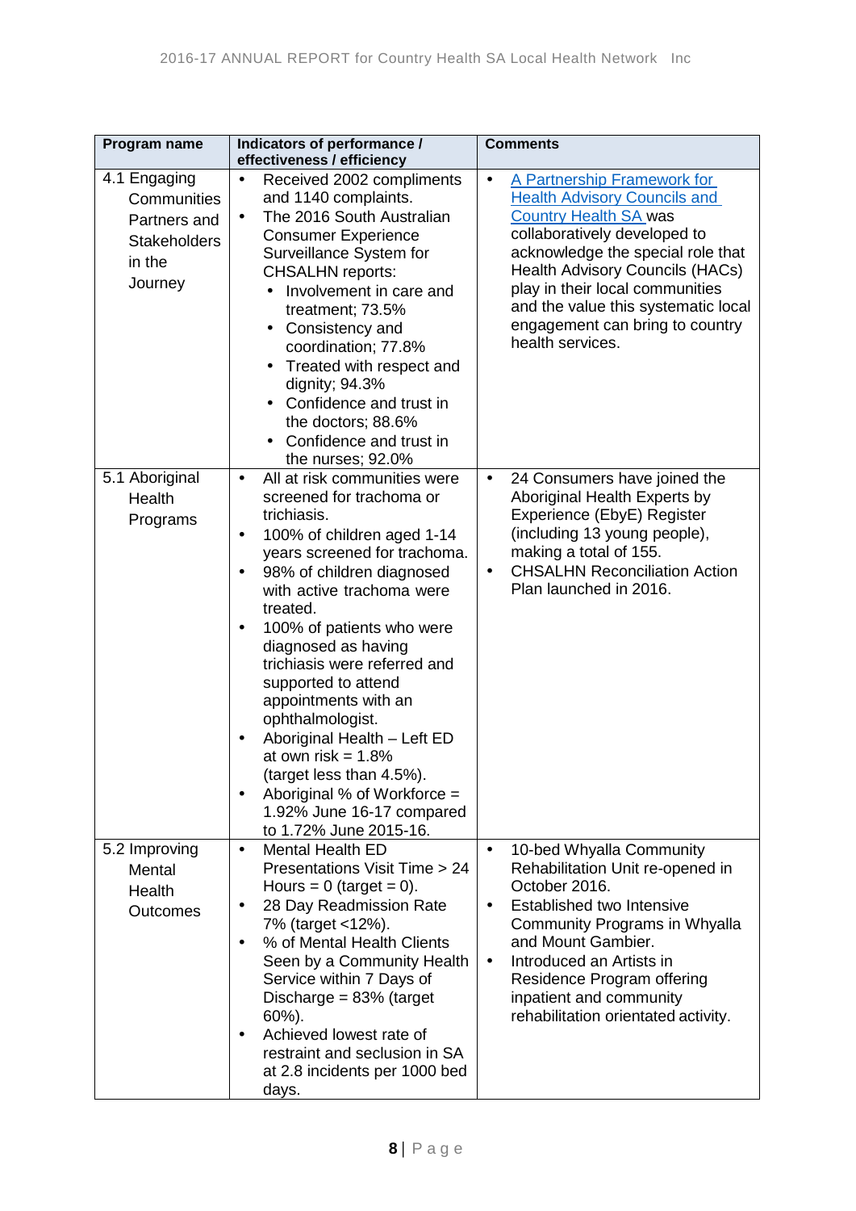| Program name | Indicators of performance / effectiveness / efficiency | Comments |
|---|---|---|
| 4.1 Engaging Communities Partners and Stakeholders in the Journey | • Received 2002 compliments and 1140 complaints.<br>• The 2016 South Australian Consumer Experience Surveillance System for CHSALHN reports:<br>  • Involvement in care and treatment; 73.5%<br>  • Consistency and coordination; 77.8%<br>  • Treated with respect and dignity; 94.3%<br>  • Confidence and trust in the doctors; 88.6%<br>  • Confidence and trust in the nurses; 92.0% | • A Partnership Framework for Health Advisory Councils and Country Health SA was collaboratively developed to acknowledge the special role that Health Advisory Councils (HACs) play in their local communities and the value this systematic local engagement can bring to country health services. |
| 5.1 Aboriginal Health Programs | • All at risk communities were screened for trachoma or trichiasis.<br>• 100% of children aged 1-14 years screened for trachoma.<br>• 98% of children diagnosed with active trachoma were treated.<br>• 100% of patients who were diagnosed as having trichiasis were referred and supported to attend appointments with an ophthalmologist.<br>• Aboriginal Health – Left ED at own risk = 1.8% (target less than 4.5%).<br>• Aboriginal % of Workforce = 1.92% June 16-17 compared to 1.72% June 2015-16. | • 24 Consumers have joined the Aboriginal Health Experts by Experience (EbyE) Register (including 13 young people), making a total of 155.<br>• CHSALHN Reconciliation Action Plan launched in 2016. |
| 5.2 Improving Mental Health Outcomes | • Mental Health ED Presentations Visit Time > 24 Hours = 0 (target = 0).<br>• 28 Day Readmission Rate 7% (target <12%).<br>• % of Mental Health Clients Seen by a Community Health Service within 7 Days of Discharge = 83% (target 60%).<br>• Achieved lowest rate of restraint and seclusion in SA at 2.8 incidents per 1000 bed days. | • 10-bed Whyalla Community Rehabilitation Unit re-opened in October 2016.<br>• Established two Intensive Community Programs in Whyalla and Mount Gambier.<br>• Introduced an Artists in Residence Program offering inpatient and community rehabilitation orientated activity. |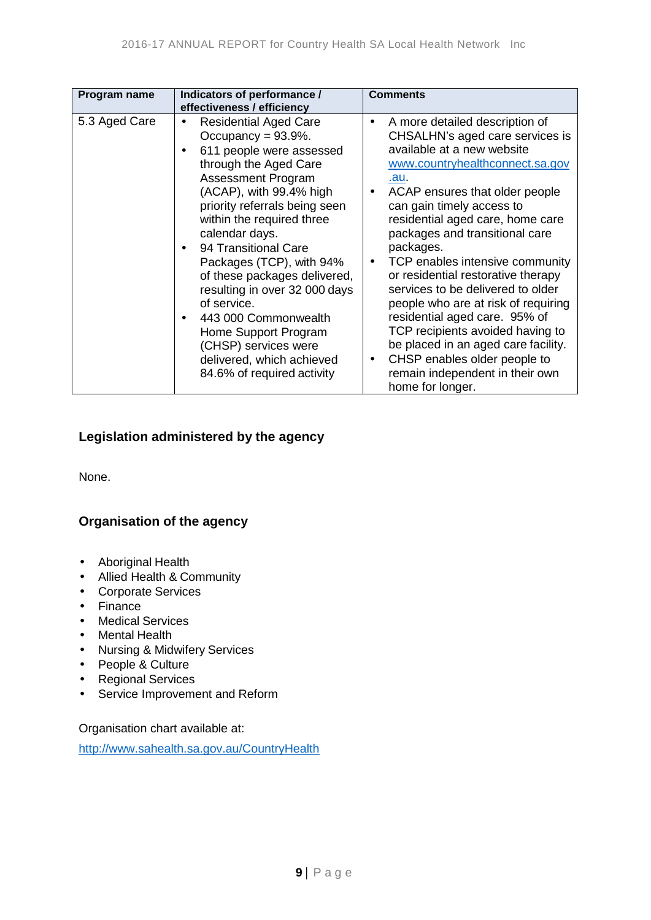| Program name | Indicators of performance / effectiveness / efficiency | Comments |
|---|---|---|
| 5.3 Aged Care | • Residential Aged Care Occupancy = 93.9%. <br> • 611 people were assessed through the Aged Care Assessment Program (ACAP), with 99.4% high priority referrals being seen within the required three calendar days. <br> • 94 Transitional Care Packages (TCP), with 94% of these packages delivered, resulting in over 32 000 days of service. <br> • 443 000 Commonwealth Home Support Program (CHSP) services were delivered, which achieved 84.6% of required activity | • A more detailed description of CHSALHN's aged care services is available at a new website [www.countryhealthconnect.sa.gov.au](www.countryhealthconnect.sa.gov.au). <br> • ACAP ensures that older people can gain timely access to residential aged care, home care packages and transitional care packages. <br> • TCP enables intensive community or residential restorative therapy services to be delivered to older people who are at risk of requiring residential aged care. 95% of TCP recipients avoided having to be placed in an aged care facility. <br> • CHSP enables older people to remain independent in their own home for longer. |

## Legislation administered by the agency

None.

## Organisation of the agency

- Aboriginal Health
- Allied Health & Community
- Corporate Services
- Finance
- Medical Services
- Mental Health
- Nursing & Midwifery Services
- People & Culture
- Regional Services
- Service Improvement and Reform

Organisation chart available at:

[http://www.sahealth.sa.gov.au/CountryHealth](http://www.sahealth.sa.gov.au/CountryHealth)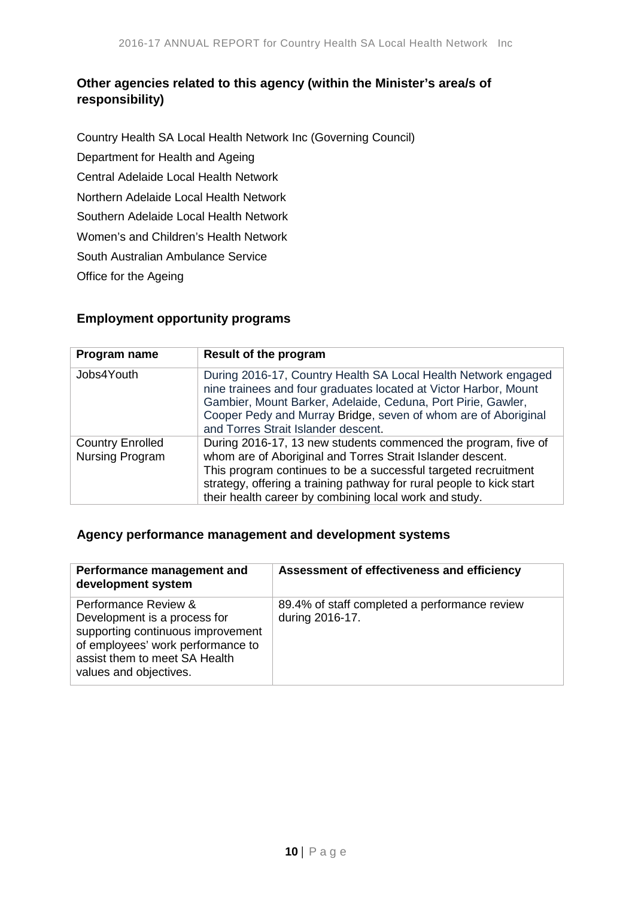## Other agencies related to this agency (within the Minister's area/s of responsibility)

Country Health SA Local Health Network Inc (Governing Council)

Department for Health and Ageing

Central Adelaide Local Health Network

Northern Adelaide Local Health Network

Southern Adelaide Local Health Network

Women's and Children's Health Network

South Australian Ambulance Service

Office for the Ageing

## Employment opportunity programs

| Program name | Result of the program |
|---|---|
| Jobs4Youth | During 2016-17, Country Health SA Local Health Network engaged nine trainees and four graduates located at Victor Harbor, Mount Gambier, Mount Barker, Adelaide, Ceduna, Port Pirie, Gawler, Cooper Pedy and Murray Bridge, seven of whom are of Aboriginal and Torres Strait Islander descent. |
| Country Enrolled Nursing Program | During 2016-17, 13 new students commenced the program, five of whom are of Aboriginal and Torres Strait Islander descent. This program continues to be a successful targeted recruitment strategy, offering a training pathway for rural people to kick start their health career by combining local work and study. |

## Agency performance management and development systems

| Performance management and development system | Assessment of effectiveness and efficiency |
|---|---|
| Performance Review & Development is a process for supporting continuous improvement of employees' work performance to assist them to meet SA Health values and objectives. | 89.4% of staff completed a performance review during 2016-17. |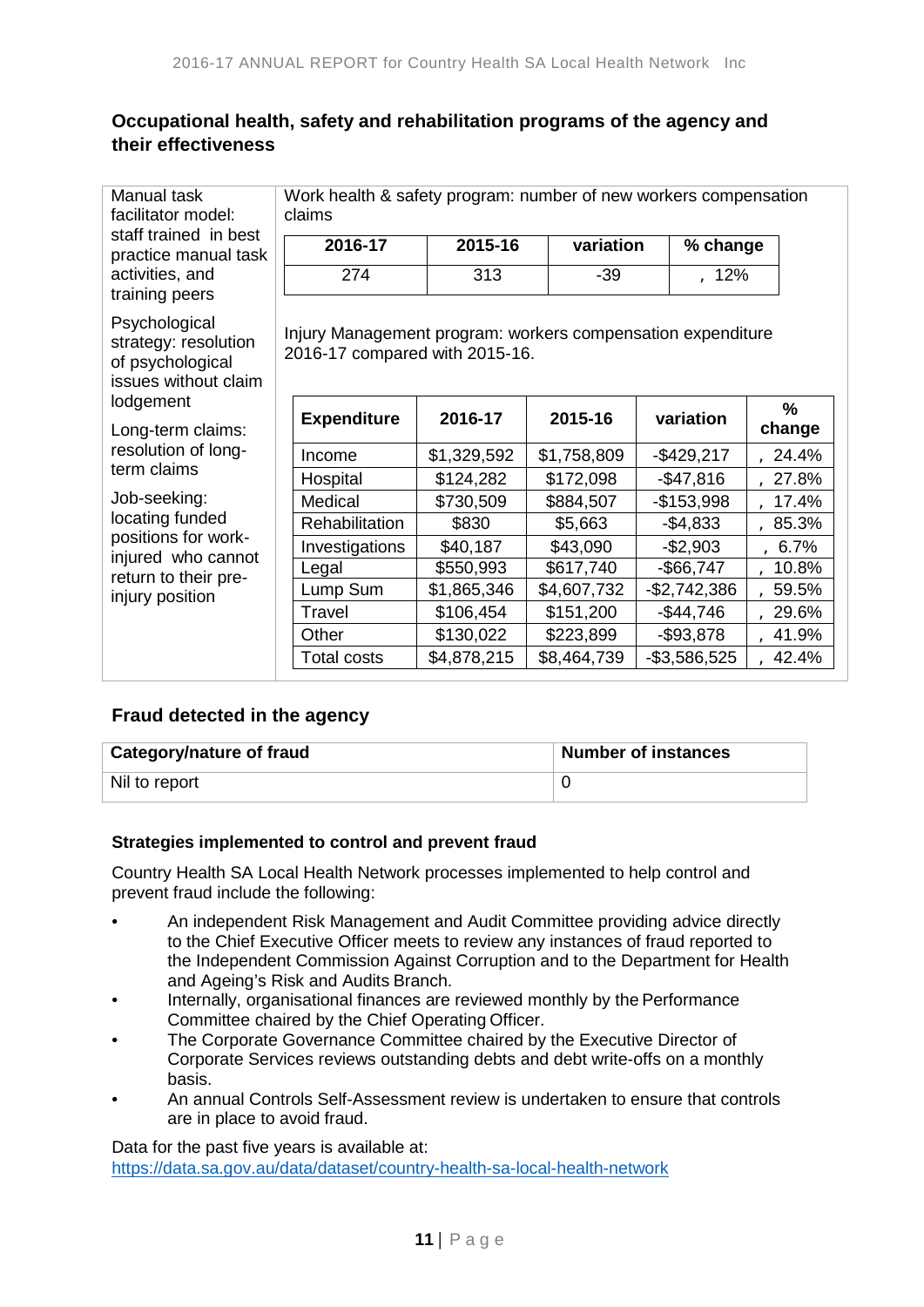## Occupational health, safety and rehabilitation programs of the agency and their effectiveness

Manual task facilitator model: staff trained in best practice manual task activities, and training peers

Psychological strategy: resolution of psychological issues without claim lodgement

Long-term claims: resolution of long-term claims

Job-seeking: locating funded positions for work-injured who cannot return to their pre-injury position

Work health & safety program: number of new workers compensation claims

| 2016-17 | 2015-16 | variation | % change |
|---|---|---|---|
| 274 | 313 | -39 | , 12% |

Injury Management program: workers compensation expenditure 2016-17 compared with 2015-16.

| Expenditure | 2016-17 | 2015-16 | variation | % change |
|---|---|---|---|---|
| Income | $1,329,592 | $1,758,809 | -$429,217 | , 24.4% |
| Hospital | $124,282 | $172,098 | -$47,816 | , 27.8% |
| Medical | $730,509 | $884,507 | -$153,998 | , 17.4% |
| Rehabilitation | $830 | $5,663 | -$4,833 | , 85.3% |
| Investigations | $40,187 | $43,090 | -$2,903 | , 6.7% |
| Legal | $550,993 | $617,740 | -$66,747 | , 10.8% |
| Lump Sum | $1,865,346 | $4,607,732 | -$2,742,386 | , 59.5% |
| Travel | $106,454 | $151,200 | -$44,746 | , 29.6% |
| Other | $130,022 | $223,899 | -$93,878 | , 41.9% |
| Total costs | $4,878,215 | $8,464,739 | -$3,586,525 | , 42.4% |

## Fraud detected in the agency

| Category/nature of fraud | Number of instances |
|---|---|
| Nil to report | 0 |

### Strategies implemented to control and prevent fraud

Country Health SA Local Health Network processes implemented to help control and prevent fraud include the following:

- An independent Risk Management and Audit Committee providing advice directly to the Chief Executive Officer meets to review any instances of fraud reported to the Independent Commission Against Corruption and to the Department for Health and Ageing's Risk and Audits Branch.
- Internally, organisational finances are reviewed monthly by the Performance Committee chaired by the Chief Operating Officer.
- The Corporate Governance Committee chaired by the Executive Director of Corporate Services reviews outstanding debts and debt write-offs on a monthly basis.
- An annual Controls Self-Assessment review is undertaken to ensure that controls are in place to avoid fraud.

Data for the past five years is available at:
https://data.sa.gov.au/data/dataset/country-health-sa-local-health-network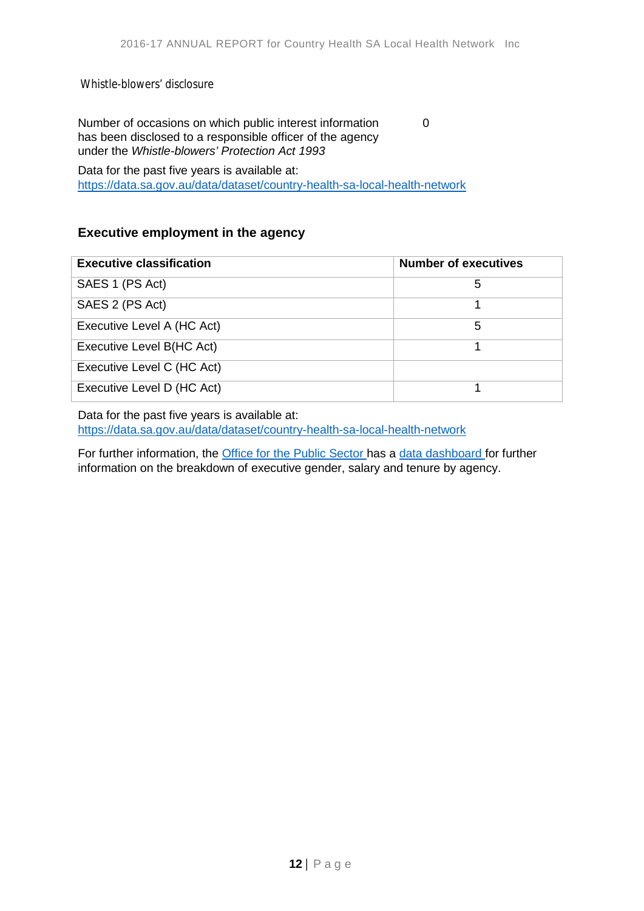### Whistle-blowers' disclosure

| Number of occasions on which public interest information has been disclosed to a responsible officer of the agency under the *Whistle-blowers' Protection Act 1993* | 0 |
|---|---|

Data for the past five years is available at: https://data.sa.gov.au/data/dataset/country-health-sa-local-health-network

## Executive employment in the agency

| Executive classification | Number of executives |
|---|---|
| SAES 1 (PS Act) | 5 |
| SAES 2 (PS Act) | 1 |
| Executive Level A (HC Act) | 5 |
| Executive Level B(HC Act) | 1 |
| Executive Level C (HC Act) | |
| Executive Level D (HC Act) | 1 |

Data for the past five years is available at: https://data.sa.gov.au/data/dataset/country-health-sa-local-health-network

For further information, the Office for the Public Sector has a data dashboard for further information on the breakdown of executive gender, salary and tenure by agency.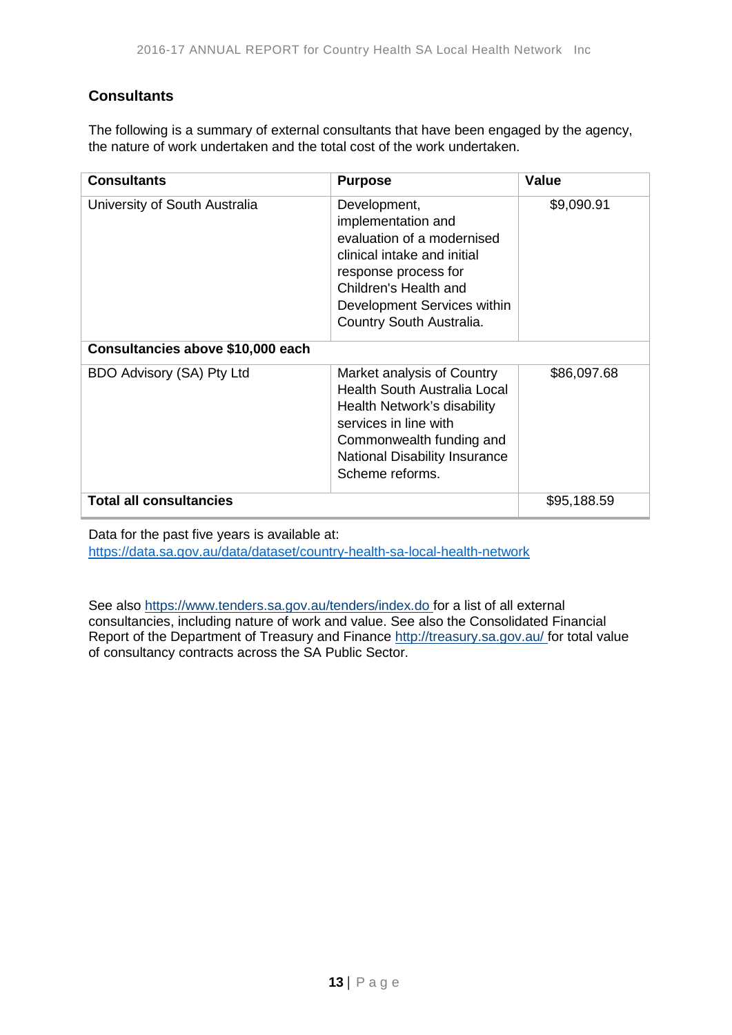## Consultants

The following is a summary of external consultants that have been engaged by the agency, the nature of work undertaken and the total cost of the work undertaken.

| Consultants | Purpose | Value |
| --- | --- | --- |
| University of South Australia | Development, implementation and evaluation of a modernised clinical intake and initial response process for Children's Health and Development Services within Country South Australia. | $9,090.91 |
| **Consultancies above $10,000 each** | | |
| BDO Advisory (SA) Pty Ltd | Market analysis of Country Health South Australia Local Health Network's disability services in line with Commonwealth funding and National Disability Insurance Scheme reforms. | $86,097.68 |
| **Total all consultancies** | | $95,188.59 |

Data for the past five years is available at:
https://data.sa.gov.au/data/dataset/country-health-sa-local-health-network

See also https://www.tenders.sa.gov.au/tenders/index.do for a list of all external consultancies, including nature of work and value. See also the Consolidated Financial Report of the Department of Treasury and Finance http://treasury.sa.gov.au/ for total value of consultancy contracts across the SA Public Sector.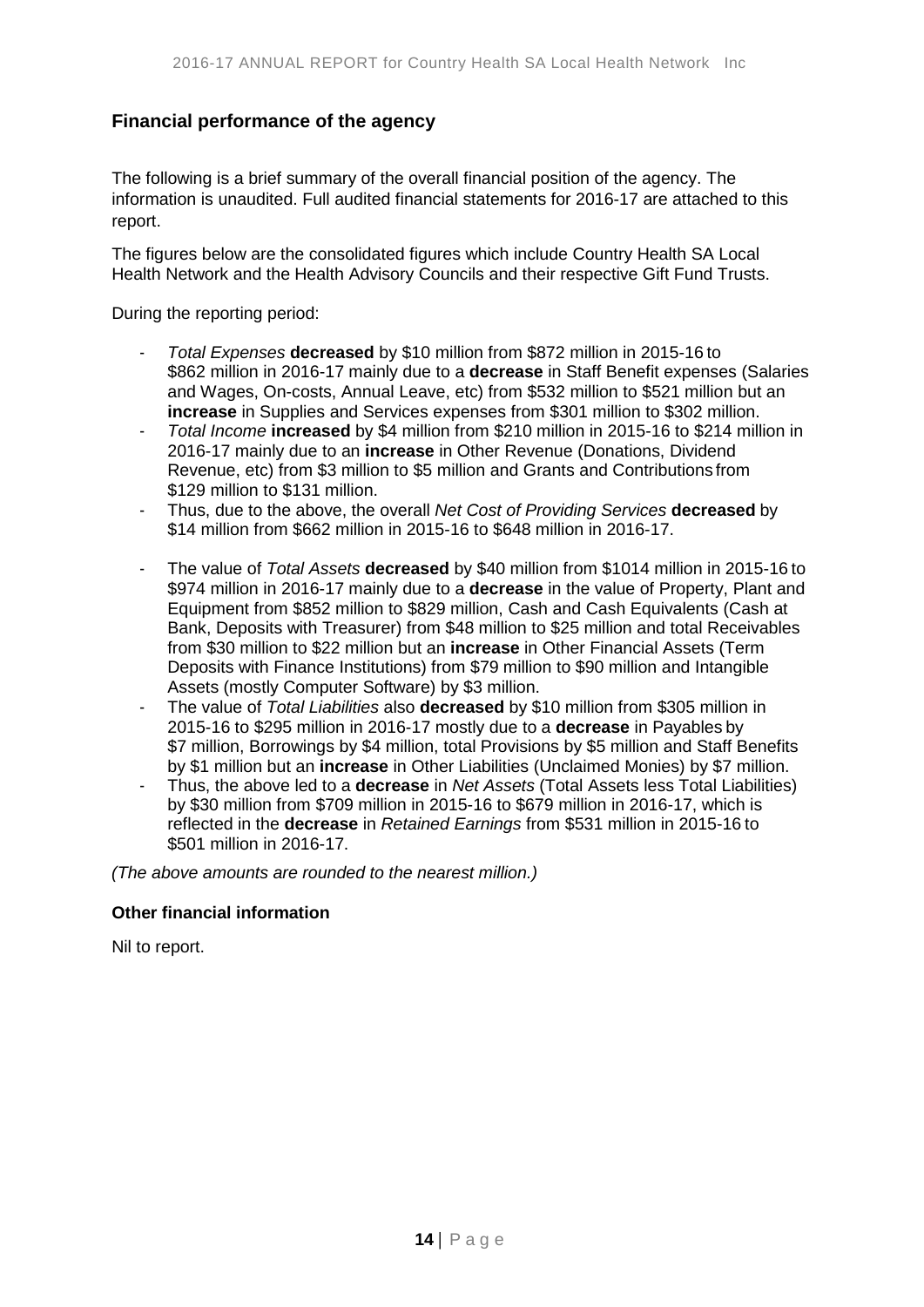## Financial performance of the agency

The following is a brief summary of the overall financial position of the agency. The information is unaudited. Full audited financial statements for 2016-17 are attached to this report.

The figures below are the consolidated figures which include Country Health SA Local Health Network and the Health Advisory Councils and their respective Gift Fund Trusts.

During the reporting period:

- *Total Expenses* **decreased** by $10 million from $872 million in 2015-16 to $862 million in 2016-17 mainly due to a **decrease** in Staff Benefit expenses (Salaries and Wages, On-costs, Annual Leave, etc) from $532 million to $521 million but an **increase** in Supplies and Services expenses from $301 million to $302 million.
- *Total Income* **increased** by $4 million from $210 million in 2015-16 to $214 million in 2016-17 mainly due to an **increase** in Other Revenue (Donations, Dividend Revenue, etc) from $3 million to $5 million and Grants and Contributions from $129 million to $131 million.
- Thus, due to the above, the overall *Net Cost of Providing Services* **decreased** by $14 million from $662 million in 2015-16 to $648 million in 2016-17.
- The value of *Total Assets* **decreased** by $40 million from $1014 million in 2015-16 to $974 million in 2016-17 mainly due to a **decrease** in the value of Property, Plant and Equipment from $852 million to $829 million, Cash and Cash Equivalents (Cash at Bank, Deposits with Treasurer) from $48 million to $25 million and total Receivables from $30 million to $22 million but an **increase** in Other Financial Assets (Term Deposits with Finance Institutions) from $79 million to $90 million and Intangible Assets (mostly Computer Software) by $3 million.
- The value of *Total Liabilities* also **decreased** by $10 million from $305 million in 2015-16 to $295 million in 2016-17 mostly due to a **decrease** in Payables by $7 million, Borrowings by $4 million, total Provisions by $5 million and Staff Benefits by $1 million but an **increase** in Other Liabilities (Unclaimed Monies) by $7 million.
- Thus, the above led to a **decrease** in *Net Assets* (Total Assets less Total Liabilities) by $30 million from $709 million in 2015-16 to $679 million in 2016-17, which is reflected in the **decrease** in *Retained Earnings* from $531 million in 2015-16 to $501 million in 2016-17.

*(The above amounts are rounded to the nearest million.)*

### Other financial information

Nil to report.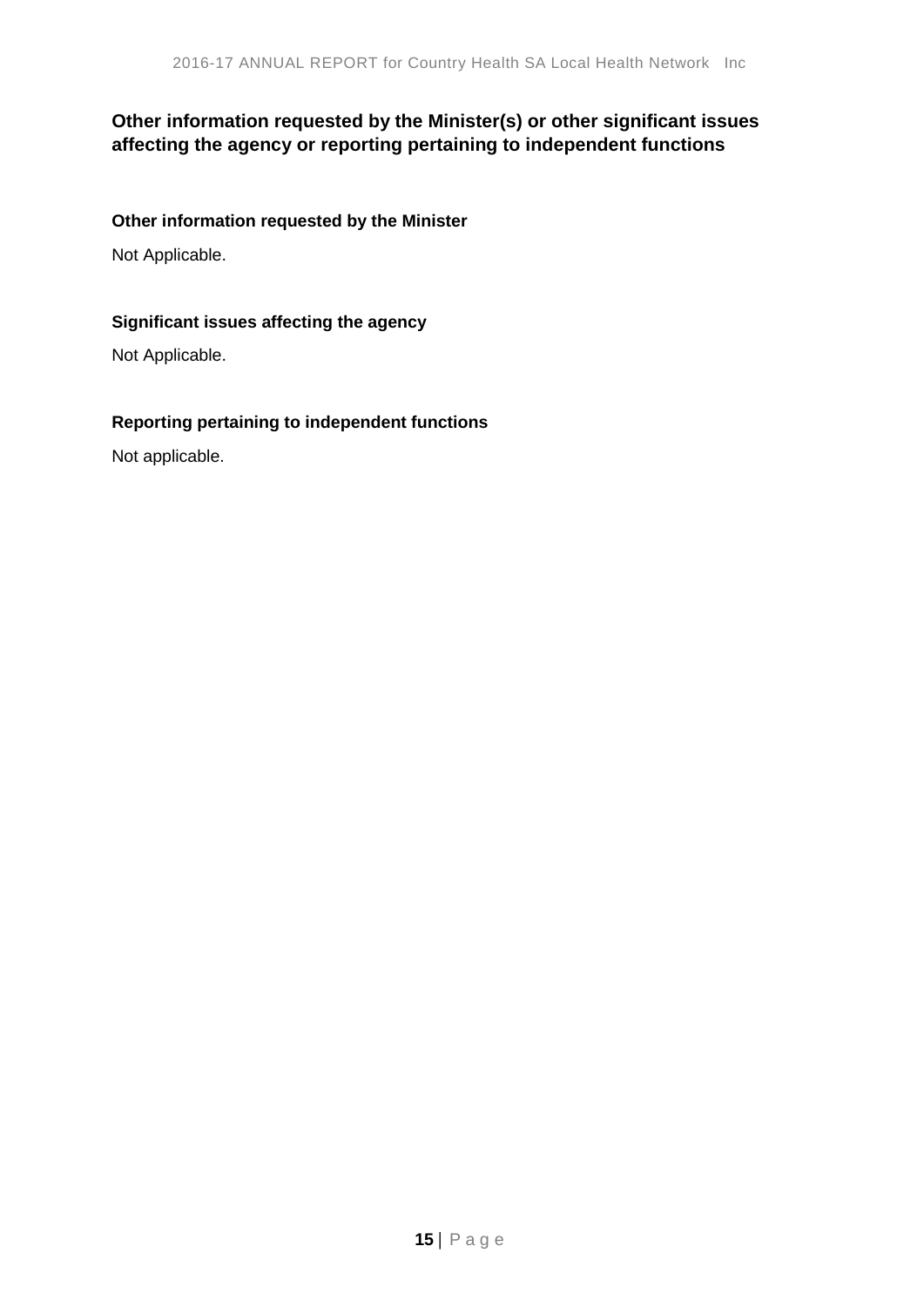## Other information requested by the Minister(s) or other significant issues affecting the agency or reporting pertaining to independent functions

### Other information requested by the Minister

Not Applicable.

### Significant issues affecting the agency

Not Applicable.

### Reporting pertaining to independent functions

Not applicable.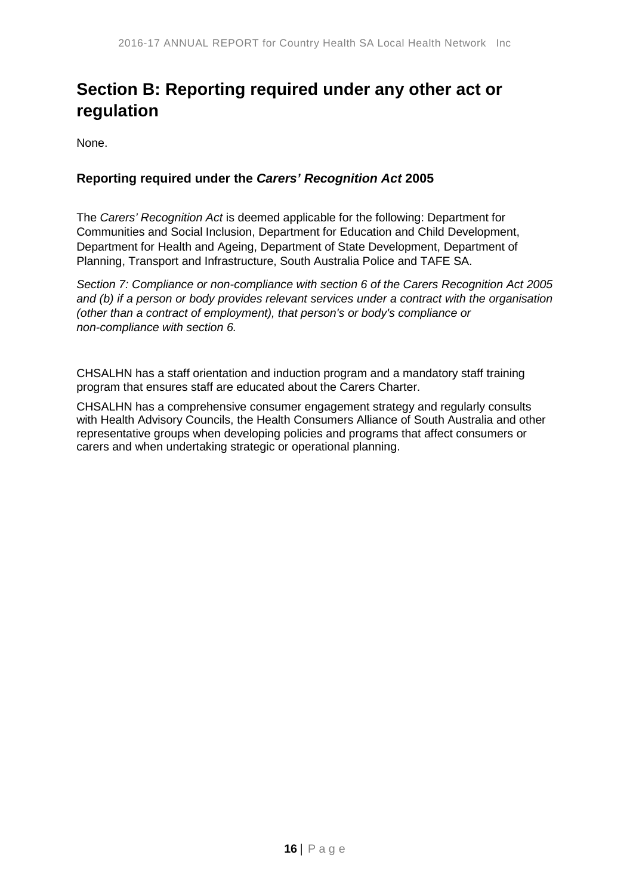# Section B: Reporting required under any other act or regulation

None.

## Reporting required under the *Carers' Recognition Act* 2005

The *Carers' Recognition Act* is deemed applicable for the following: Department for Communities and Social Inclusion, Department for Education and Child Development, Department for Health and Ageing, Department of State Development, Department of Planning, Transport and Infrastructure, South Australia Police and TAFE SA.

*Section 7: Compliance or non-compliance with section 6 of the Carers Recognition Act 2005 and (b) if a person or body provides relevant services under a contract with the organisation (other than a contract of employment), that person's or body's compliance or non-compliance with section 6.*

CHSALHN has a staff orientation and induction program and a mandatory staff training program that ensures staff are educated about the Carers Charter.

CHSALHN has a comprehensive consumer engagement strategy and regularly consults with Health Advisory Councils, the Health Consumers Alliance of South Australia and other representative groups when developing policies and programs that affect consumers or carers and when undertaking strategic or operational planning.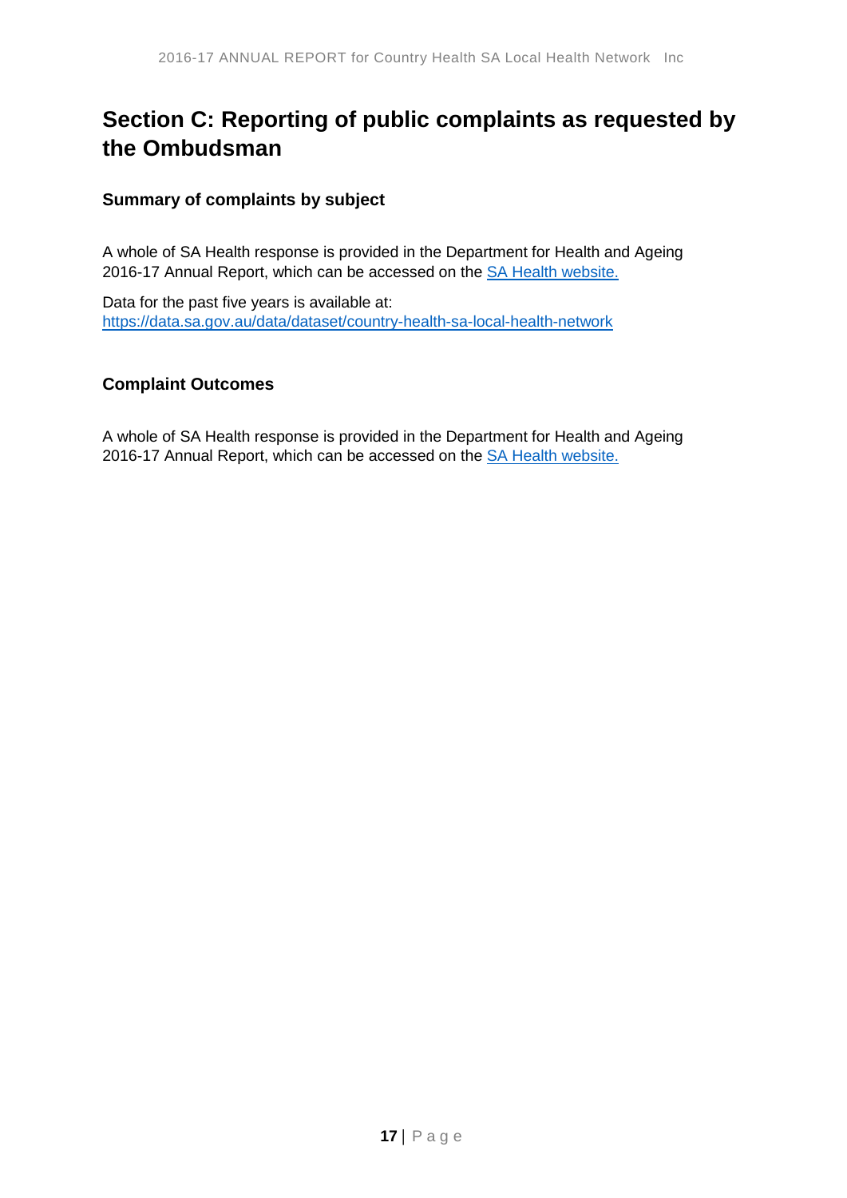# Section C: Reporting of public complaints as requested by the Ombudsman

### Summary of complaints by subject

A whole of SA Health response is provided in the Department for Health and Ageing 2016-17 Annual Report, which can be accessed on the SA Health website.

Data for the past five years is available at:
https://data.sa.gov.au/data/dataset/country-health-sa-local-health-network

### Complaint Outcomes

A whole of SA Health response is provided in the Department for Health and Ageing 2016-17 Annual Report, which can be accessed on the SA Health website.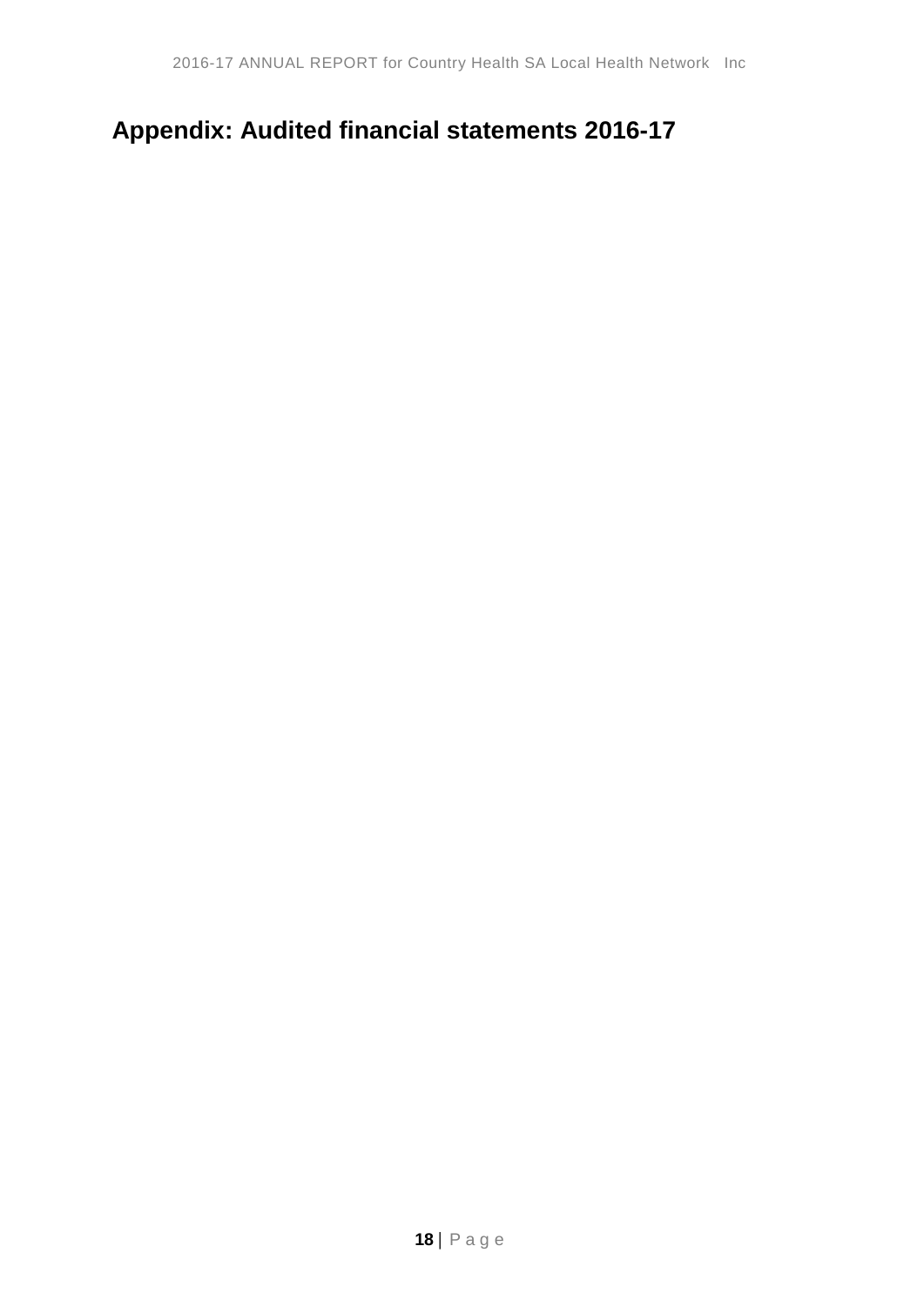## Appendix: Audited financial statements 2016-17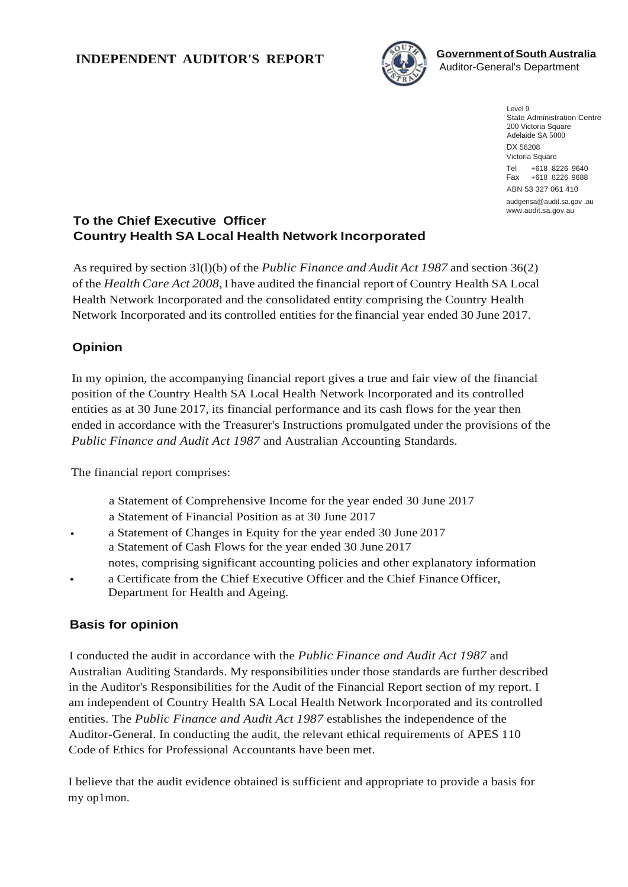# INDEPENDENT AUDITOR'S REPORT

**Government of South Australia**
Auditor-General's Department

Level 9
State Administration Centre
200 Victoria Square
Adelaide SA 5000
DX 56208
Victoria Square
Tel +618 8226 9640
Fax +618 8226 9688
ABN 53 327 061 410
audgensa@audit.sa.gov .au
www.audit.sa.gov.au

**To the Chief Executive Officer**
**Country Health SA Local Health Network Incorporated**

As required by section 3l(l)(b) of the *Public Finance and Audit Act 1987* and section 36(2) of the *Health Care Act 2008*, I have audited the financial report of Country Health SA Local Health Network Incorporated and the consolidated entity comprising the Country Health Network Incorporated and its controlled entities for the financial year ended 30 June 2017.

## Opinion

In my opinion, the accompanying financial report gives a true and fair view of the financial position of the Country Health SA Local Health Network Incorporated and its controlled entities as at 30 June 2017, its financial performance and its cash flows for the year then ended in accordance with the Treasurer's Instructions promulgated under the provisions of the *Public Finance and Audit Act 1987* and Australian Accounting Standards.

The financial report comprises:

- a Statement of Comprehensive Income for the year ended 30 June 2017
- a Statement of Financial Position as at 30 June 2017
- a Statement of Changes in Equity for the year ended 30 June 2017
- a Statement of Cash Flows for the year ended 30 June 2017
- notes, comprising significant accounting policies and other explanatory information
- a Certificate from the Chief Executive Officer and the Chief Finance Officer, Department for Health and Ageing.

## Basis for opinion

I conducted the audit in accordance with the *Public Finance and Audit Act 1987* and Australian Auditing Standards. My responsibilities under those standards are further described in the Auditor's Responsibilities for the Audit of the Financial Report section of my report. I am independent of Country Health SA Local Health Network Incorporated and its controlled entities. The *Public Finance and Audit Act 1987* establishes the independence of the Auditor-General. In conducting the audit, the relevant ethical requirements of APES 110 Code of Ethics for Professional Accountants have been met.

I believe that the audit evidence obtained is sufficient and appropriate to provide a basis for my op1mon.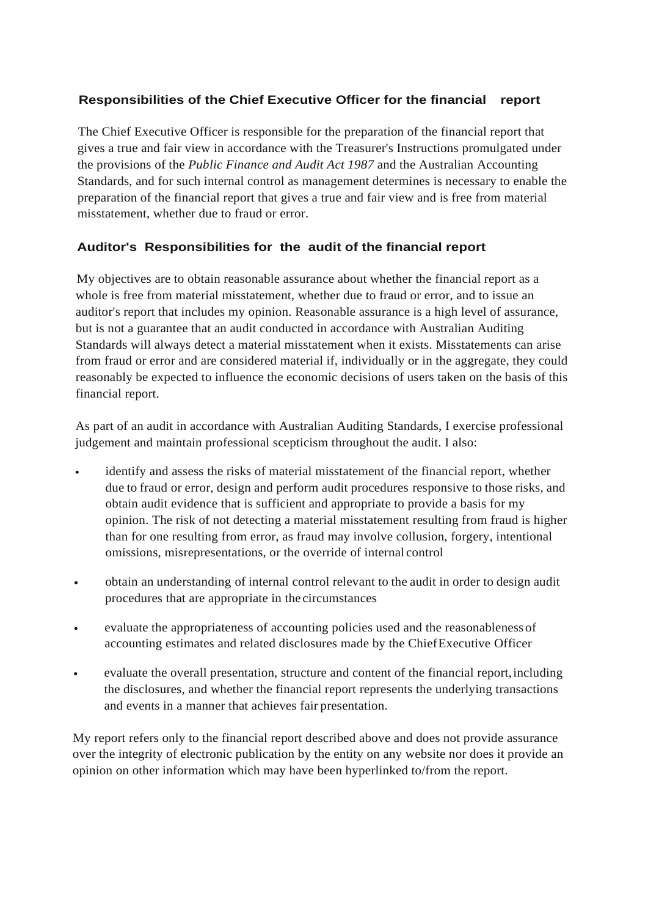### Responsibilities of the Chief Executive Officer for the financial report

The Chief Executive Officer is responsible for the preparation of the financial report that gives a true and fair view in accordance with the Treasurer's Instructions promulgated under the provisions of the *Public Finance and Audit Act 1987* and the Australian Accounting Standards, and for such internal control as management determines is necessary to enable the preparation of the financial report that gives a true and fair view and is free from material misstatement, whether due to fraud or error.

### Auditor's Responsibilities for the audit of the financial report

My objectives are to obtain reasonable assurance about whether the financial report as a whole is free from material misstatement, whether due to fraud or error, and to issue an auditor's report that includes my opinion. Reasonable assurance is a high level of assurance, but is not a guarantee that an audit conducted in accordance with Australian Auditing Standards will always detect a material misstatement when it exists. Misstatements can arise from fraud or error and are considered material if, individually or in the aggregate, they could reasonably be expected to influence the economic decisions of users taken on the basis of this financial report.

As part of an audit in accordance with Australian Auditing Standards, I exercise professional judgement and maintain professional scepticism throughout the audit. I also:

- identify and assess the risks of material misstatement of the financial report, whether due to fraud or error, design and perform audit procedures responsive to those risks, and obtain audit evidence that is sufficient and appropriate to provide a basis for my opinion. The risk of not detecting a material misstatement resulting from fraud is higher than for one resulting from error, as fraud may involve collusion, forgery, intentional omissions, misrepresentations, or the override of internal control
- obtain an understanding of internal control relevant to the audit in order to design audit procedures that are appropriate in the circumstances
- evaluate the appropriateness of accounting policies used and the reasonableness of accounting estimates and related disclosures made by the Chief Executive Officer
- evaluate the overall presentation, structure and content of the financial report, including the disclosures, and whether the financial report represents the underlying transactions and events in a manner that achieves fair presentation.

My report refers only to the financial report described above and does not provide assurance over the integrity of electronic publication by the entity on any website nor does it provide an opinion on other information which may have been hyperlinked to/from the report.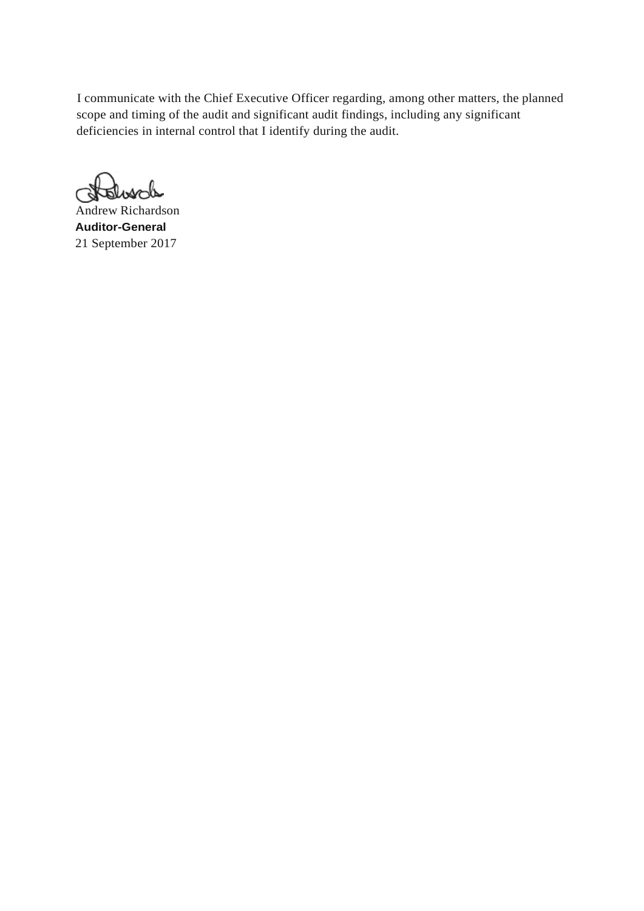I communicate with the Chief Executive Officer regarding, among other matters, the planned scope and timing of the audit and significant audit findings, including any significant deficiencies in internal control that I identify during the audit.

Andrew Richardson
**Auditor-General**
21 September 2017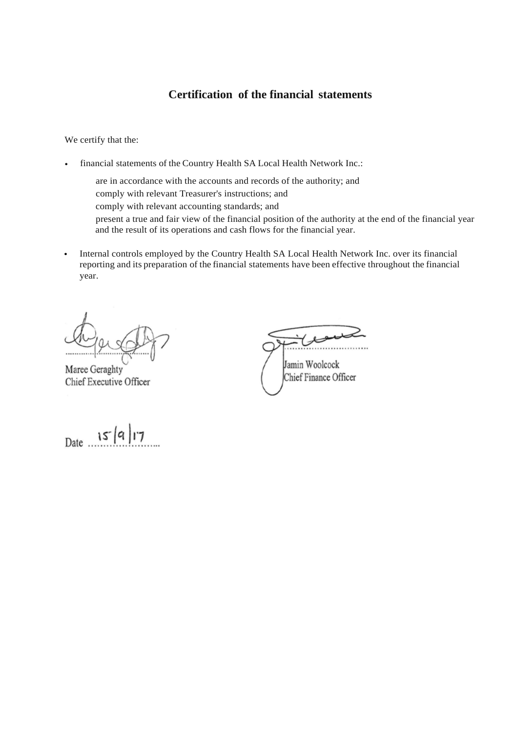# Certification of the financial statements

We certify that the:

- financial statements of the Country Health SA Local Health Network Inc.:

  are in accordance with the accounts and records of the authority; and

  comply with relevant Treasurer's instructions; and

  comply with relevant accounting standards; and

  present a true and fair view of the financial position of the authority at the end of the financial year and the result of its operations and cash flows for the financial year.

- Internal controls employed by the Country Health SA Local Health Network Inc. over its financial reporting and its preparation of the financial statements have been effective throughout the financial year.

Maree Geraghty
Chief Executive Officer

Jamin Woolcock
Chief Finance Officer

Date 15/9/17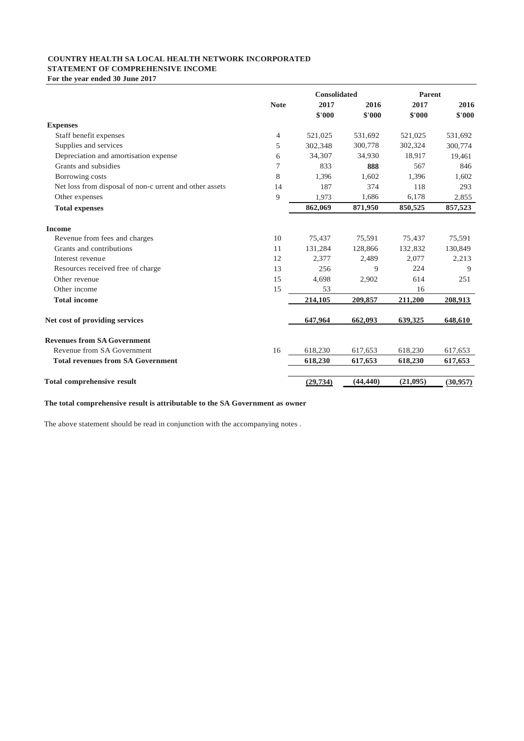**COUNTRY HEALTH SA LOCAL HEALTH NETWORK INCORPORATED**
**STATEMENT OF COMPREHENSIVE INCOME**
**For the year ended 30 June 2017**

| | Note | Consolidated | | Parent | |
|---|---|---|---|---|---|
| | | 2017 | 2016 | 2017 | 2016 |
| | | $'000 | $'000 | $'000 | $'000 |
| **Expenses** | | | | | |
| Staff benefit expenses | 4 | 521,025 | 531,692 | 521,025 | 531,692 |
| Supplies and services | 5 | 302,348 | 300,778 | 302,324 | 300,774 |
| Depreciation and amortisation expense | 6 | 34,307 | 34,930 | 18,917 | 19,461 |
| Grants and subsidies | 7 | 833 | 888 | 567 | 846 |
| Borrowing costs | 8 | 1,396 | 1,602 | 1,396 | 1,602 |
| Net loss from disposal of non-current and other assets | 14 | 187 | 374 | 118 | 293 |
| Other expenses | 9 | 1,973 | 1,686 | 6,178 | 2,855 |
| **Total expenses** | | **862,069** | **871,950** | **850,525** | **857,523** |
| **Income** | | | | | |
| Revenue from fees and charges | 10 | 75,437 | 75,591 | 75,437 | 75,591 |
| Grants and contributions | 11 | 131,284 | 128,866 | 132,832 | 130,849 |
| Interest revenue | 12 | 2,377 | 2,489 | 2,077 | 2,213 |
| Resources received free of charge | 13 | 256 | 9 | 224 | 9 |
| Other revenue | 15 | 4,698 | 2,902 | 614 | 251 |
| Other income | 15 | 53 | | 16 | |
| **Total income** | | **214,105** | **209,857** | **211,200** | **208,913** |
| **Net cost of providing services** | | **647,964** | **662,093** | **639,325** | **648,610** |
| **Revenues from SA Government** | | | | | |
| Revenue from SA Government | 16 | 618,230 | 617,653 | 618,230 | 617,653 |
| **Total revenues from SA Government** | | **618,230** | **617,653** | **618,230** | **617,653** |
| **Total comprehensive result** | | **(29,734)** | **(44,440)** | **(21,095)** | **(30,957)** |

**The total comprehensive result is attributable to the SA Government as owner**

The above statement should be read in conjunction with the accompanying notes .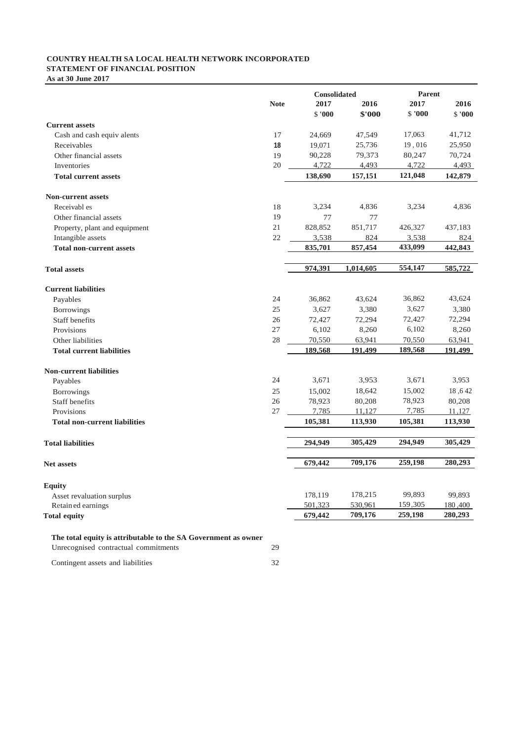**COUNTRY HEALTH SA LOCAL HEALTH NETWORK INCORPORATED**
**STATEMENT OF FINANCIAL POSITION**
**As at 30 June 2017**

| | Note | Consolidated 2017 $'000 | Consolidated 2016 $'000 | Parent 2017 $'000 | Parent 2016 $'000 |
|---|---|---|---|---|---|
| **Current assets** | | | | | |
| Cash and cash equivalents | 17 | 24,669 | 47,549 | 17,063 | 41,712 |
| Receivables | 18 | 19,071 | 25,736 | 19,016 | 25,950 |
| Other financial assets | 19 | 90,228 | 79,373 | 80,247 | 70,724 |
| Inventories | 20 | 4,722 | 4,493 | 4,722 | 4,493 |
| **Total current assets** | | **138,690** | **157,151** | **121,048** | **142,879** |
| **Non-current assets** | | | | | |
| Receivables | 18 | 3,234 | 4,836 | 3,234 | 4,836 |
| Other financial assets | 19 | 77 | 77 | | |
| Property, plant and equipment | 21 | 828,852 | 851,717 | 426,327 | 437,183 |
| Intangible assets | 22 | 3,538 | 824 | 3,538 | 824 |
| **Total non-current assets** | | **835,701** | **857,454** | **433,099** | **442,843** |
| **Total assets** | | **974,391** | **1,014,605** | **554,147** | **585,722** |
| **Current liabilities** | | | | | |
| Payables | 24 | 36,862 | 43,624 | 36,862 | 43,624 |
| Borrowings | 25 | 3,627 | 3,380 | 3,627 | 3,380 |
| Staff benefits | 26 | 72,427 | 72,294 | 72,427 | 72,294 |
| Provisions | 27 | 6,102 | 8,260 | 6,102 | 8,260 |
| Other liabilities | 28 | 70,550 | 63,941 | 70,550 | 63,941 |
| **Total current liabilities** | | **189,568** | **191,499** | **189,568** | **191,499** |
| **Non-current liabilities** | | | | | |
| Payables | 24 | 3,671 | 3,953 | 3,671 | 3,953 |
| Borrowings | 25 | 15,002 | 18,642 | 15,002 | 18,642 |
| Staff benefits | 26 | 78,923 | 80,208 | 78,923 | 80,208 |
| Provisions | 27 | 7,785 | 11,127 | 7,785 | 11,127 |
| **Total non-current liabilities** | | **105,381** | **113,930** | **105,381** | **113,930** |
| **Total liabilities** | | **294,949** | **305,429** | **294,949** | **305,429** |
| **Net assets** | | **679,442** | **709,176** | **259,198** | **280,293** |
| **Equity** | | | | | |
| Asset revaluation surplus | | 178,119 | 178,215 | 99,893 | 99,893 |
| Retained earnings | | 501,323 | 530,961 | 159,305 | 180,400 |
| **Total equity** | | **679,442** | **709,176** | **259,198** | **280,293** |

**The total equity is attributable to the SA Government as owner**

| | Note |
|---|---|
| Unrecognised contractual commitments | 29 |
| Contingent assets and liabilities | 32 |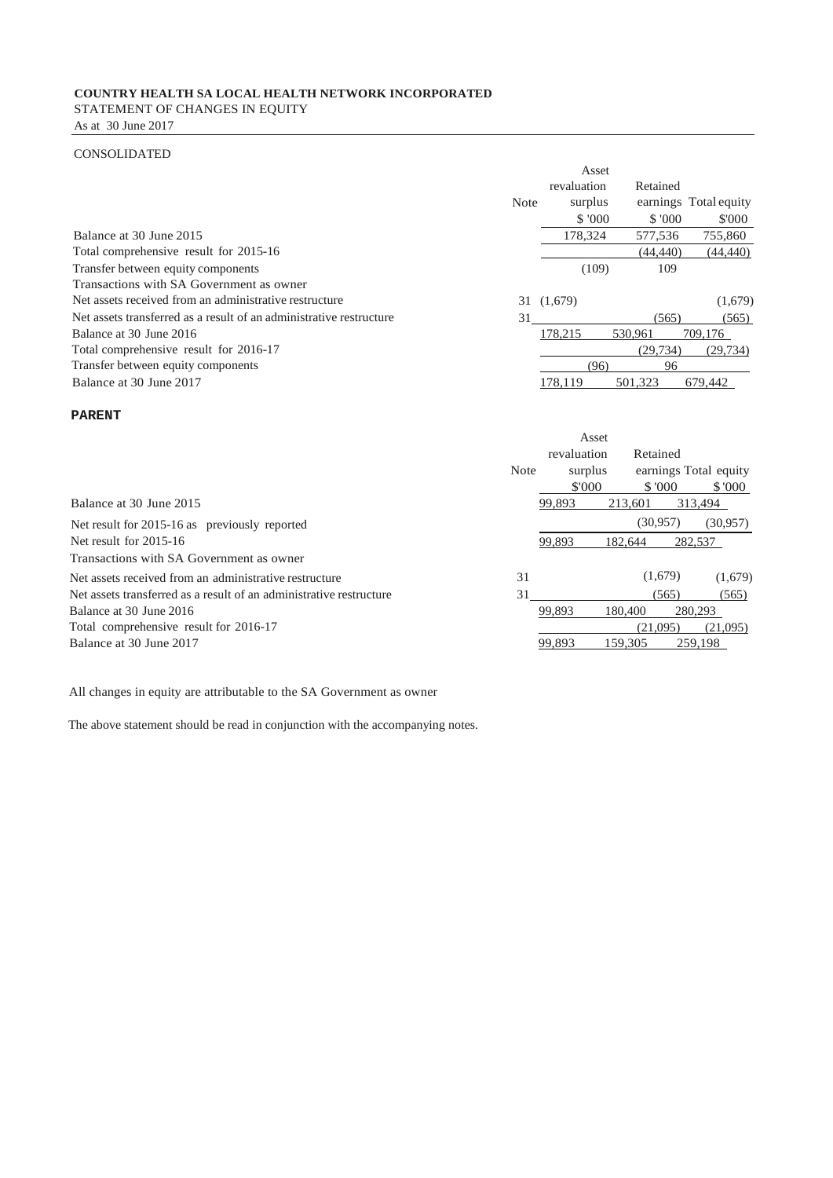**COUNTRY HEALTH SA LOCAL HEALTH NETWORK INCORPORATED**

STATEMENT OF CHANGES IN EQUITY

As at 30 June 2017

CONSOLIDATED

| | Note | Asset revaluation surplus | Retained earnings | Total equity |
|---|---|---|---|---|
| | | $ '000 | $ '000 | $'000 |
| Balance at 30 June 2015 | | 178,324 | 577,536 | 755,860 |
| Total comprehensive result for 2015-16 | | | (44,440) | (44,440) |
| Transfer between equity components | | (109) | 109 | |
| Transactions with SA Government as owner | | | | |
| Net assets received from an administrative restructure | 31 | (1,679) | | (1,679) |
| Net assets transferred as a result of an administrative restructure | 31 | | (565) | (565) |
| Balance at 30 June 2016 | | 178,215 | 530,961 | 709,176 |
| Total comprehensive result for 2016-17 | | | (29,734) | (29,734) |
| Transfer between equity components | | (96) | 96 | |
| Balance at 30 June 2017 | | 178,119 | 501,323 | 679,442 |

**PARENT**

| | Note | Asset revaluation surplus | Retained earnings | Total equity |
|---|---|---|---|---|
| | | $'000 | $ '000 | $ '000 |
| Balance at 30 June 2015 | | 99,893 | 213,601 | 313,494 |
| Net result for 2015-16 as previously reported | | | (30,957) | (30,957) |
| Net result for 2015-16 | | 99,893 | 182,644 | 282,537 |
| Transactions with SA Government as owner | | | | |
| Net assets received from an administrative restructure | 31 | | (1,679) | (1,679) |
| Net assets transferred as a result of an administrative restructure | 31 | | (565) | (565) |
| Balance at 30 June 2016 | | 99,893 | 180,400 | 280,293 |
| Total comprehensive result for 2016-17 | | | (21,095) | (21,095) |
| Balance at 30 June 2017 | | 99,893 | 159,305 | 259,198 |

All changes in equity are attributable to the SA Government as owner

The above statement should be read in conjunction with the accompanying notes.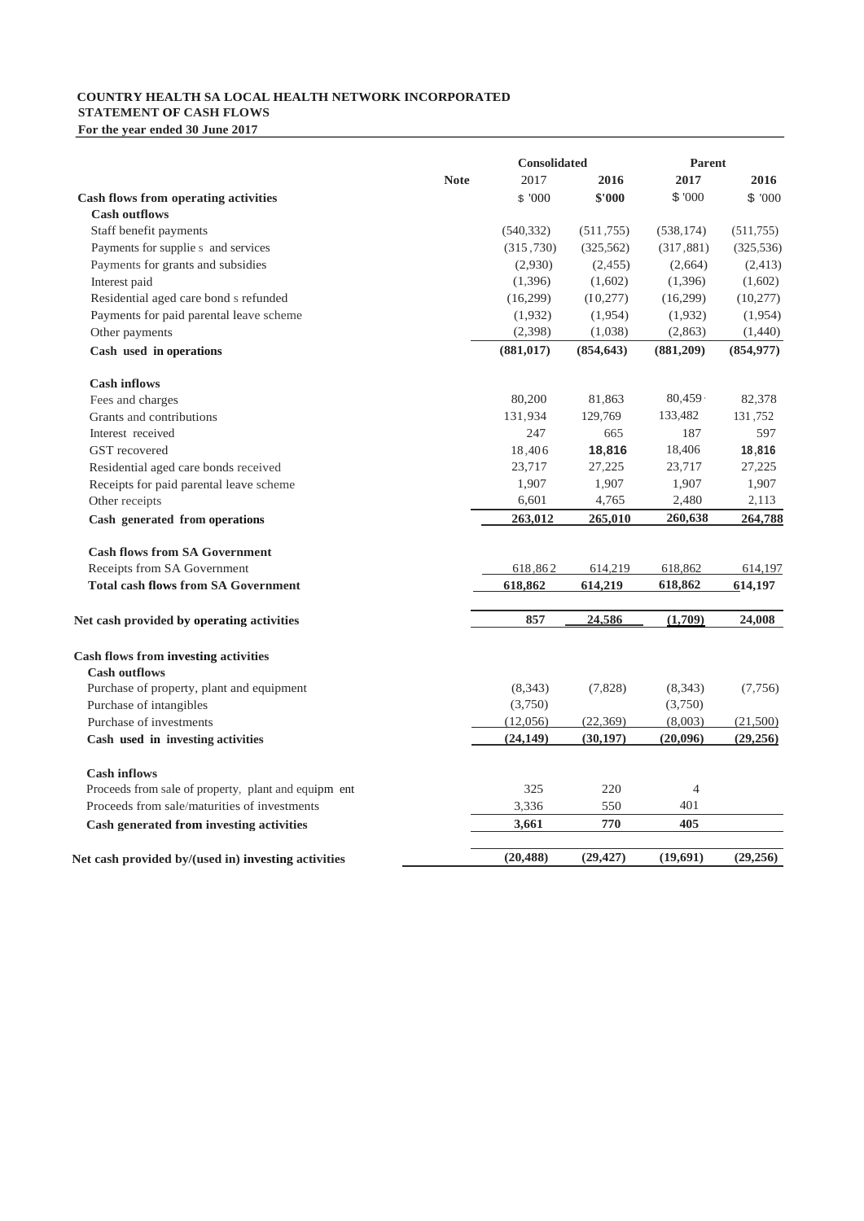**COUNTRY HEALTH SA LOCAL HEALTH NETWORK INCORPORATED**
**STATEMENT OF CASH FLOWS**
**For the year ended 30 June 2017**

| | Note | Consolidated | | Parent | |
|---|---|---|---|---|---|
| | | 2017 | 2016 | 2017 | 2016 |
| **Cash flows from operating activities** | | $ '000 | $'000 | $ '000 | $ '000 |
| **Cash outflows** | | | | | |
| Staff benefit payments | | (540,332) | (511,755) | (538,174) | (511,755) |
| Payments for supplies and services | | (315,730) | (325,562) | (317,881) | (325,536) |
| Payments for grants and subsidies | | (2,930) | (2,455) | (2,664) | (2,413) |
| Interest paid | | (1,396) | (1,602) | (1,396) | (1,602) |
| Residential aged care bonds refunded | | (16,299) | (10,277) | (16,299) | (10,277) |
| Payments for paid parental leave scheme | | (1,932) | (1,954) | (1,932) | (1,954) |
| Other payments | | (2,398) | (1,038) | (2,863) | (1,440) |
| **Cash used in operations** | | **(881,017)** | **(854,643)** | **(881,209)** | **(854,977)** |
| **Cash inflows** | | | | | |
| Fees and charges | | 80,200 | 81,863 | 80,459 | 82,378 |
| Grants and contributions | | 131,934 | 129,769 | 133,482 | 131,752 |
| Interest received | | 247 | 665 | 187 | 597 |
| GST recovered | | 18,406 | 18,816 | 18,406 | 18,816 |
| Residential aged care bonds received | | 23,717 | 27,225 | 23,717 | 27,225 |
| Receipts for paid parental leave scheme | | 1,907 | 1,907 | 1,907 | 1,907 |
| Other receipts | | 6,601 | 4,765 | 2,480 | 2,113 |
| **Cash generated from operations** | | **263,012** | **265,010** | **260,638** | **264,788** |
| **Cash flows from SA Government** | | | | | |
| Receipts from SA Government | | 618,862 | 614,219 | 618,862 | 614,197 |
| **Total cash flows from SA Government** | | **618,862** | **614,219** | **618,862** | **614,197** |
| **Net cash provided by operating activities** | | **857** | **24,586** | **(1,709)** | **24,008** |
| **Cash flows from investing activities** | | | | | |
| **Cash outflows** | | | | | |
| Purchase of property, plant and equipment | | (8,343) | (7,828) | (8,343) | (7,756) |
| Purchase of intangibles | | (3,750) | | (3,750) | |
| Purchase of investments | | (12,056) | (22,369) | (8,003) | (21,500) |
| **Cash used in investing activities** | | **(24,149)** | **(30,197)** | **(20,096)** | **(29,256)** |
| **Cash inflows** | | | | | |
| Proceeds from sale of property, plant and equipment | | 325 | 220 | 4 | |
| Proceeds from sale/maturities of investments | | 3,336 | 550 | 401 | |
| **Cash generated from investing activities** | | **3,661** | **770** | **405** | |
| **Net cash provided by/(used in) investing activities** | | **(20,488)** | **(29,427)** | **(19,691)** | **(29,256)** |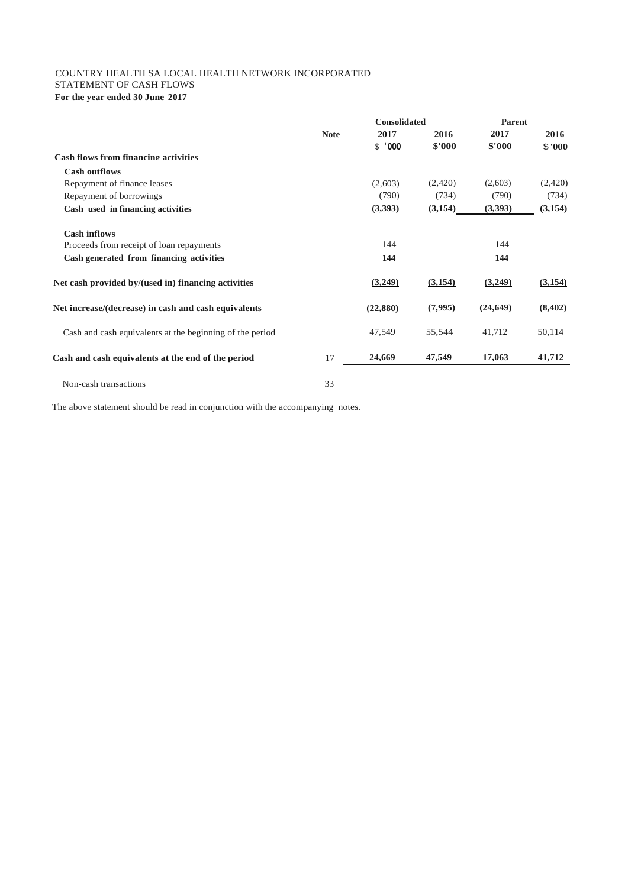COUNTRY HEALTH SA LOCAL HEALTH NETWORK INCORPORATED
STATEMENT OF CASH FLOWS
**For the year ended 30 June 2017**

| | Note | Consolidated | | Parent | |
|---|---|---|---|---|---|
| | | 2017 | 2016 | 2017 | 2016 |
| | | $'000 | $'000 | $'000 | $'000 |
| **Cash flows from financing activities** | | | | | |
| **Cash outflows** | | | | | |
| Repayment of finance leases | | (2,603) | (2,420) | (2,603) | (2,420) |
| Repayment of borrowings | | (790) | (734) | (790) | (734) |
| **Cash used in financing activities** | | **(3,393)** | **(3,154)** | **(3,393)** | **(3,154)** |
| **Cash inflows** | | | | | |
| Proceeds from receipt of loan repayments | | 144 | | 144 | |
| **Cash generated from financing activities** | | **144** | | **144** | |
| **Net cash provided by/(used in) financing activities** | | **(3,249)** | **(3,154)** | **(3,249)** | **(3,154)** |
| **Net increase/(decrease) in cash and cash equivalents** | | **(22,880)** | **(7,995)** | **(24,649)** | **(8,402)** |
| Cash and cash equivalents at the beginning of the period | | 47,549 | 55,544 | 41,712 | 50,114 |
| **Cash and cash equivalents at the end of the period** | 17 | **24,669** | **47,549** | **17,063** | **41,712** |
| Non-cash transactions | 33 | | | | |

The above statement should be read in conjunction with the accompanying notes.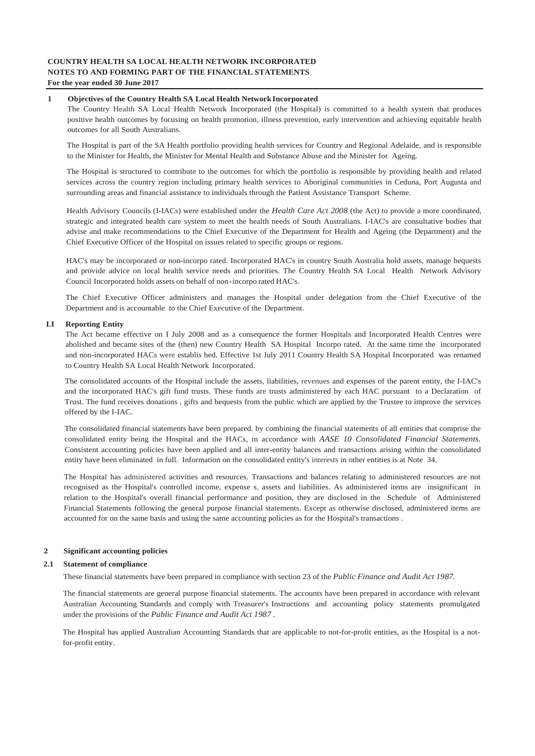**COUNTRY HEALTH SA LOCAL HEALTH NETWORK INCORPORATED**
**NOTES TO AND FORMING PART OF THE FINANCIAL STATEMENTS**
**For the year ended 30 June 2017**

## 1 Objectives of the Country Health SA Local Health Network Incorporated

The Country Health SA Local Health Network Incorporated (the Hospital) is committed to a health system that produces positive health outcomes by focusing on health promotion, illness prevention, early intervention and achieving equitable health outcomes for all South Australians.

The Hospital is part of the SA Health portfolio providing health services for Country and Regional Adelaide, and is responsible to the Minister for Health, the Minister for Mental Health and Substance Abuse and the Minister for Ageing.

The Hospital is structured to contribute to the outcomes for which the portfolio is responsible by providing health and related services across the country region including primary health services to Aboriginal communities in Ceduna, Port Augusta and surrounding areas and financial assistance to individuals through the Patient Assistance Transport Scheme.

Health Advisory Councils (I-IACs) were established under the *Health Care Act 2008* (the Act) to provide a more coordinated, strategic and integrated health care system to meet the health needs of South Australians. I-IAC's are consultative bodies that advise and make recommendations to the Chief Executive of the Department for Health and Ageing (the Department) and the Chief Executive Officer of the Hospital on issues related to specific groups or regions.

HAC's may be incorporated or non-incorpo rated. Incorporated HAC's in country South Australia hold assets, manage bequests and provide advice on local health service needs and priorities. The Country Health SA Local Health Network Advisory Council Incorporated holds assets on behalf of non-incorpo rated HAC's.

The Chief Executive Officer administers and manages the Hospital under delegation from the Chief Executive of the Department and is accountable to the Chief Executive of the Department.

### I.I Reporting Entity

The Act became effective on I July 2008 and as a consequence the former Hospitals and Incorporated Health Centres were abolished and became sites of the (then) new Country Health SA Hospital Incorpo rated. At the same time the incorporated and non-incorporated HACs were establis hed. Effective 1st July 2011 Country Health SA Hospital Incorporated was renamed to Country Health SA Local Health Network Incorporated.

The consolidated accounts of the Hospital include the assets, liabilities, revenues and expenses of the parent entity, the I-IAC's and the incorporated HAC's gift fund trusts. These funds are trusts administered by each HAC pursuant to a Declaration of Trust. The fund receives donations , gifts and bequests from the public which are applied by the Trustee to improve the services offered by the I-IAC.

The consolidated financial statements have been prepared. by combining the financial statements of all entities that comprise the consolidated entity being the Hospital and the HACs, in accordance with *AASE 10 Consolidated Financial Statements.* Consistent accounting policies have been applied and all inter-entity balances and transactions arising within the consolidated entity have been eliminated in full. Information on the consolidated entity's interests in other entities is at Note 34.

The Hospital has administered activities and resources. Transactions and balances relating to administered resources are not recognised as the Hospital's controlled income, expense s, assets and liabilities. As administered items are insignificant in relation to the Hospital's overall financial performance and position, they are disclosed in the Schedule of Administered Financial Statements following the general purpose financial statements. Except as otherwise disclosed, administered items are accounted for on the same basis and using the same accounting policies as for the Hospital's transactions .

## 2 Significant accounting policies

### 2.1 Statement of compliance

These financial statements have been prepared in compliance with section 23 of the *Public Finance and Audit Act 1987.*

The financial statements are general purpose financial statements. The accounts have been prepared in accordance with relevant Australian Accounting Standards and comply with Treasurer's Instructions and accounting policy statements promulgated under the provisions of the *Public Finance and Audit Act 1987* .

The Hospital has applied Australian Accounting Standards that are applicable to not-for-profit entities, as the Hospital is a not-for-profit entity.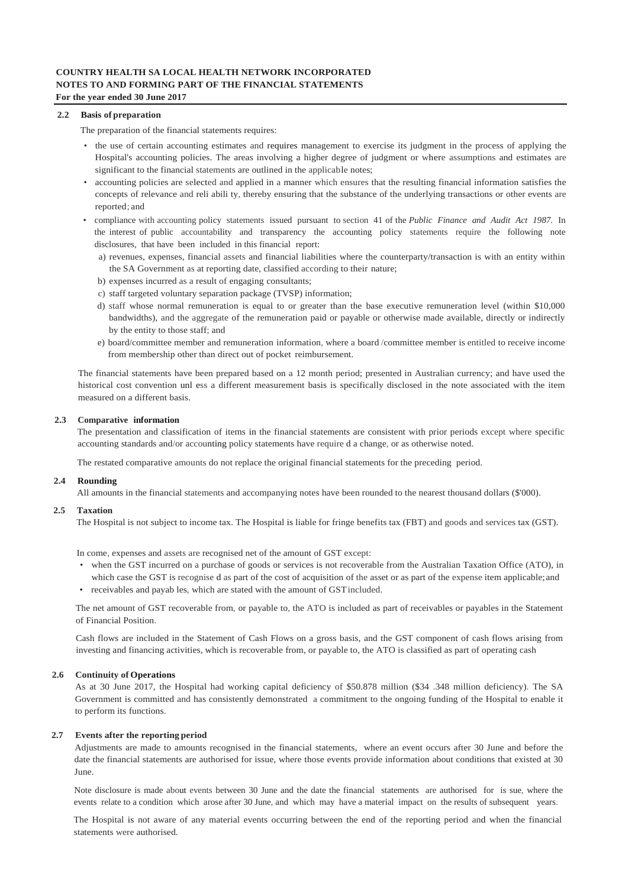## 2.2 Basis of preparation

The preparation of the financial statements requires:

- the use of certain accounting estimates and requires management to exercise its judgment in the process of applying the Hospital's accounting policies. The areas involving a higher degree of judgment or where assumptions and estimates are significant to the financial statements are outlined in the applicable notes;
- accounting policies are selected and applied in a manner which ensures that the resulting financial information satisfies the concepts of relevance and reli abili ty, thereby ensuring that the substance of the underlying transactions or other events are reported; and
- compliance with accounting policy statements issued pursuant to section 41 of the *Public Finance and Audit Act 1987*. In the interest of public accountability and transparency the accounting policy statements require the following note disclosures, that have been included in this financial report:
  - a) revenues, expenses, financial assets and financial liabilities where the counterparty/transaction is with an entity within the SA Government as at reporting date, classified according to their nature;
  - b) expenses incurred as a result of engaging consultants;
  - c) staff targeted voluntary separation package (TVSP) information;
  - d) staff whose normal remuneration is equal to or greater than the base executive remuneration level (within $10,000 bandwidths), and the aggregate of the remuneration paid or payable or otherwise made available, directly or indirectly by the entity to those staff; and
  - e) board/committee member and remuneration information, where a board /committee member is entitled to receive income from membership other than direct out of pocket reimbursement.

The financial statements have been prepared based on a 12 month period; presented in Australian currency; and have used the historical cost convention unl ess a different measurement basis is specifically disclosed in the note associated with the item measured on a different basis.

## 2.3 Comparative information

The presentation and classification of items in the financial statements are consistent with prior periods except where specific accounting standards and/or accounting policy statements have require d a change, or as otherwise noted.

The restated comparative amounts do not replace the original financial statements for the preceding period.

## 2.4 Rounding

All amounts in the financial statements and accompanying notes have been rounded to the nearest thousand dollars ($'000).

## 2.5 Taxation

The Hospital is not subject to income tax. The Hospital is liable for fringe benefits tax (FBT) and goods and services tax (GST).

In come, expenses and assets are recognised net of the amount of GST except:

- when the GST incurred on a purchase of goods or services is not recoverable from the Australian Taxation Office (ATO), in which case the GST is recognise d as part of the cost of acquisition of the asset or as part of the expense item applicable; and
- receivables and payab les, which are stated with the amount of GST included.

The net amount of GST recoverable from, or payable to, the ATO is included as part of receivables or payables in the Statement of Financial Position.

Cash flows are included in the Statement of Cash Flows on a gross basis, and the GST component of cash flows arising from investing and financing activities, which is recoverable from, or payable to, the ATO is classified as part of operating cash

## 2.6 Continuity of Operations

As at 30 June 2017, the Hospital had working capital deficiency of $50.878 million ($34 .348 million deficiency). The SA Government is committed and has consistently demonstrated a commitment to the ongoing funding of the Hospital to enable it to perform its functions.

## 2.7 Events after the reporting period

Adjustments are made to amounts recognised in the financial statements, where an event occurs after 30 June and before the date the financial statements are authorised for issue, where those events provide information about conditions that existed at 30 June.

Note disclosure is made about events between 30 June and the date the financial statements are authorised for is sue, where the events relate to a condition which arose after 30 June, and which may have a material impact on the results of subsequent years.

The Hospital is not aware of any material events occurring between the end of the reporting period and when the financial statements were authorised.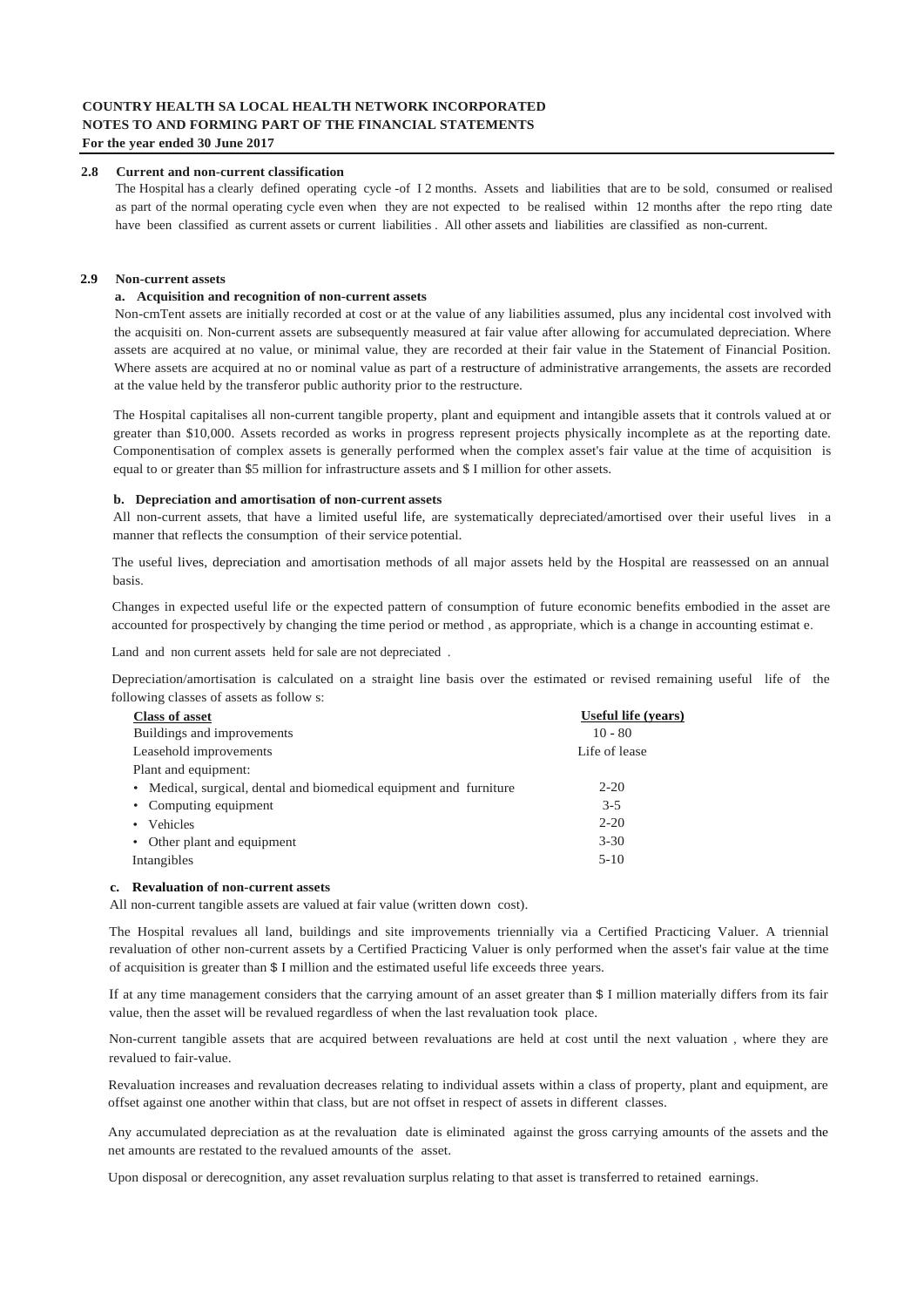**COUNTRY HEALTH SA LOCAL HEALTH NETWORK INCORPORATED**
**NOTES TO AND FORMING PART OF THE FINANCIAL STATEMENTS**
**For the year ended 30 June 2017**

### 2.8 Current and non-current classification

The Hospital has a clearly defined operating cycle -of I 2 months. Assets and liabilities that are to be sold, consumed or realised as part of the normal operating cycle even when they are not expected to be realised within 12 months after the repo rting date have been classified as current assets or current liabilities . All other assets and liabilities are classified as non-current.

### 2.9 Non-current assets

#### a. Acquisition and recognition of non-current assets

Non-cmTent assets are initially recorded at cost or at the value of any liabilities assumed, plus any incidental cost involved with the acquisiti on. Non-current assets are subsequently measured at fair value after allowing for accumulated depreciation. Where assets are acquired at no value, or minimal value, they are recorded at their fair value in the Statement of Financial Position. Where assets are acquired at no or nominal value as part of a restructure of administrative arrangements, the assets are recorded at the value held by the transferor public authority prior to the restructure.

The Hospital capitalises all non-current tangible property, plant and equipment and intangible assets that it controls valued at or greater than $10,000. Assets recorded as works in progress represent projects physically incomplete as at the reporting date. Componentisation of complex assets is generally performed when the complex asset's fair value at the time of acquisition is equal to or greater than $5 million for infrastructure assets and $ I million for other assets.

#### b. Depreciation and amortisation of non-current assets

All non-current assets, that have a limited useful life, are systematically depreciated/amortised over their useful lives in a manner that reflects the consumption of their service potential.

The useful lives, depreciation and amortisation methods of all major assets held by the Hospital are reassessed on an annual basis.

Changes in expected useful life or the expected pattern of consumption of future economic benefits embodied in the asset are accounted for prospectively by changing the time period or method , as appropriate, which is a change in accounting estimat e.

Land and non current assets held for sale are not depreciated .

Depreciation/amortisation is calculated on a straight line basis over the estimated or revised remaining useful life of the following classes of assets as follow s:

| Class of asset | Useful life (years) |
|---|---|
| Buildings and improvements | 10 - 80 |
| Leasehold improvements | Life of lease |
| Plant and equipment: | |
| • Medical, surgical, dental and biomedical equipment and furniture | 2-20 |
| • Computing equipment | 3-5 |
| • Vehicles | 2-20 |
| • Other plant and equipment | 3-30 |
| Intangibles | 5-10 |

#### c. Revaluation of non-current assets

All non-current tangible assets are valued at fair value (written down cost).

The Hospital revalues all land, buildings and site improvements triennially via a Certified Practicing Valuer. A triennial revaluation of other non-current assets by a Certified Practicing Valuer is only performed when the asset's fair value at the time of acquisition is greater than $ I million and the estimated useful life exceeds three years.

If at any time management considers that the carrying amount of an asset greater than $ I million materially differs from its fair value, then the asset will be revalued regardless of when the last revaluation took place.

Non-current tangible assets that are acquired between revaluations are held at cost until the next valuation , where they are revalued to fair-value.

Revaluation increases and revaluation decreases relating to individual assets within a class of property, plant and equipment, are offset against one another within that class, but are not offset in respect of assets in different classes.

Any accumulated depreciation as at the revaluation date is eliminated against the gross carrying amounts of the assets and the net amounts are restated to the revalued amounts of the asset.

Upon disposal or derecognition, any asset revaluation surplus relating to that asset is transferred to retained earnings.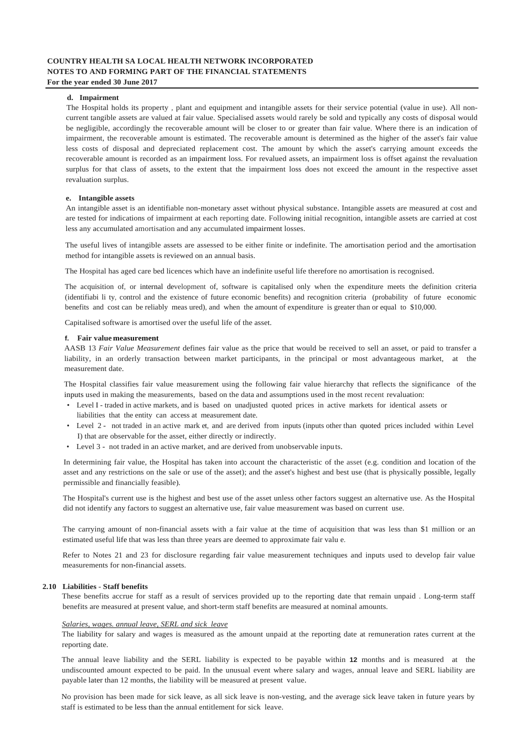**d. Impairment**

The Hospital holds its property , plant and equipment and intangible assets for their service potential (value in use). All non-current tangible assets are valued at fair value. Specialised assets would rarely be sold and typically any costs of disposal would be negligible, accordingly the recoverable amount will be closer to or greater than fair value. Where there is an indication of impairment, the recoverable amount is estimated. The recoverable amount is determined as the higher of the asset's fair value less costs of disposal and depreciated replacement cost. The amount by which the asset's carrying amount exceeds the recoverable amount is recorded as an impairment loss. For revalued assets, an impairment loss is offset against the revaluation surplus for that class of assets, to the extent that the impairment loss does not exceed the amount in the respective asset revaluation surplus.

**e. Intangible assets**

An intangible asset is an identifiable non-monetary asset without physical substance. Intangible assets are measured at cost and are tested for indications of impairment at each reporting date. Following initial recognition, intangible assets are carried at cost less any accumulated amortisation and any accumulated impairment losses.

The useful lives of intangible assets are assessed to be either finite or indefinite. The amortisation period and the amortisation method for intangible assets is reviewed on an annual basis.

The Hospital has aged care bed licences which have an indefinite useful life therefore no amortisation is recognised.

The acquisition of, or internal development of, software is capitalised only when the expenditure meets the definition criteria (identifiabi li ty, control and the existence of future economic benefits) and recognition criteria (probability of future economic benefits and cost can be reliably meas ured), and when the amount of expenditure is greater than or equal to $10,000.

Capitalised software is amortised over the useful life of the asset.

**f. Fair value measurement**

AASB 13 *Fair Value Measurement* defines fair value as the price that would be received to sell an asset, or paid to transfer a liability, in an orderly transaction between market participants, in the principal or most advantageous market, at the measurement date.

The Hospital classifies fair value measurement using the following fair value hierarchy that reflects the significance of the inputs used in making the measurements, based on the data and assumptions used in the most recent revaluation:

- Level I - traded in active markets, and is based on unadjusted quoted prices in active markets for identical assets or liabilities that the entity can access at measurement date.
- Level 2 - not traded in an active mark et, and are derived from inputs (inputs other than quoted prices included within Level I) that are observable for the asset, either directly or indirectly.
- Level 3 - not traded in an active market, and are derived from unobservable inputs.

In determining fair value, the Hospital has taken into account the characteristic of the asset (e.g. condition and location of the asset and any restrictions on the sale or use of the asset); and the asset's highest and best use (that is physically possible, legally permissible and financially feasible).

The Hospital's current use is the highest and best use of the asset unless other factors suggest an alternative use. As the Hospital did not identify any factors to suggest an alternative use, fair value measurement was based on current use.

The carrying amount of non-financial assets with a fair value at the time of acquisition that was less than $1 million or an estimated useful life that was less than three years are deemed to approximate fair valu e.

Refer to Notes 21 and 23 for disclosure regarding fair value measurement techniques and inputs used to develop fair value measurements for non-financial assets.

**2.10 Liabilities - Staff benefits**

These benefits accrue for staff as a result of services provided up to the reporting date that remain unpaid . Long-term staff benefits are measured at present value, and short-term staff benefits are measured at nominal amounts.

*Salaries, wages. annual leave, SERL and sick leave*

The liability for salary and wages is measured as the amount unpaid at the reporting date at remuneration rates current at the reporting date.

The annual leave liability and the SERL liability is expected to be payable within **12** months and is measured at the undiscounted amount expected to be paid. In the unusual event where salary and wages, annual leave and SERL liability are payable later than 12 months, the liability will be measured at present value.

No provision has been made for sick leave, as all sick leave is non-vesting, and the average sick leave taken in future years by staff is estimated to be less than the annual entitlement for sick leave.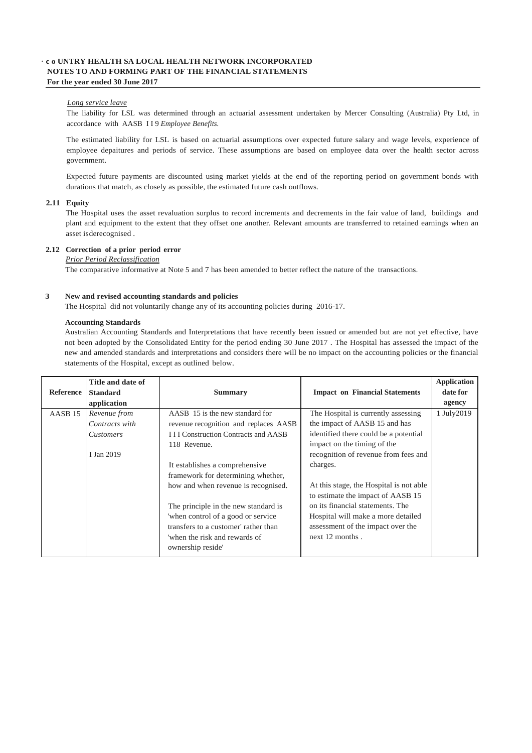*Long service leave*

The liability for LSL was determined through an actuarial assessment undertaken by Mercer Consulting (Australia) Pty Ltd, in accordance with AASB I I 9 *Employee Benefits.*

The estimated liability for LSL is based on actuarial assumptions over expected future salary and wage levels, experience of employee depaitures and periods of service. These assumptions are based on employee data over the health sector across government.

Expected future payments are discounted using market yields at the end of the reporting period on government bonds with durations that match, as closely as possible, the estimated future cash outflows.

### 2.11 Equity

The Hospital uses the asset revaluation surplus to record increments and decrements in the fair value of land, buildings and plant and equipment to the extent that they offset one another. Relevant amounts are transferred to retained earnings when an asset isderecognised .

### 2.12 Correction of a prior period error

*Prior Period Reclassification*

The comparative informative at Note 5 and 7 has been amended to better reflect the nature of the transactions.

## 3 New and revised accounting standards and policies

The Hospital did not voluntarily change any of its accounting policies during 2016-17.

**Accounting Standards**

Australian Accounting Standards and Interpretations that have recently been issued or amended but are not yet effective, have not been adopted by the Consolidated Entity for the period ending 30 June 2017 . The Hospital has assessed the impact of the new and amended standards and interpretations and considers there will be no impact on the accounting policies or the financial statements of the Hospital, except as outlined below.

| Reference | Title and date of Standard application | Summary | Impact on Financial Statements | Application date for agency |
|---|---|---|---|---|
| AASB 15 | *Revenue from Contracts with Customers*<br><br>I Jan 2019 | AASB 15 is the new standard for revenue recognition and replaces AASB I I I Construction Contracts and AASB 118 Revenue.<br><br>It establishes a comprehensive framework for determining whether, how and when revenue is recognised.<br><br>The principle in the new standard is 'when control of a good or service transfers to a customer' rather than 'when the risk and rewards of ownership reside' | The Hospital is currently assessing the impact of AASB 15 and has identified there could be a potential impact on the timing of the recognition of revenue from fees and charges.<br><br>At this stage, the Hospital is not able to estimate the impact of AASB 15 on its financial statements. The Hospital will make a more detailed assessment of the impact over the next 12 months . | 1 July2019 |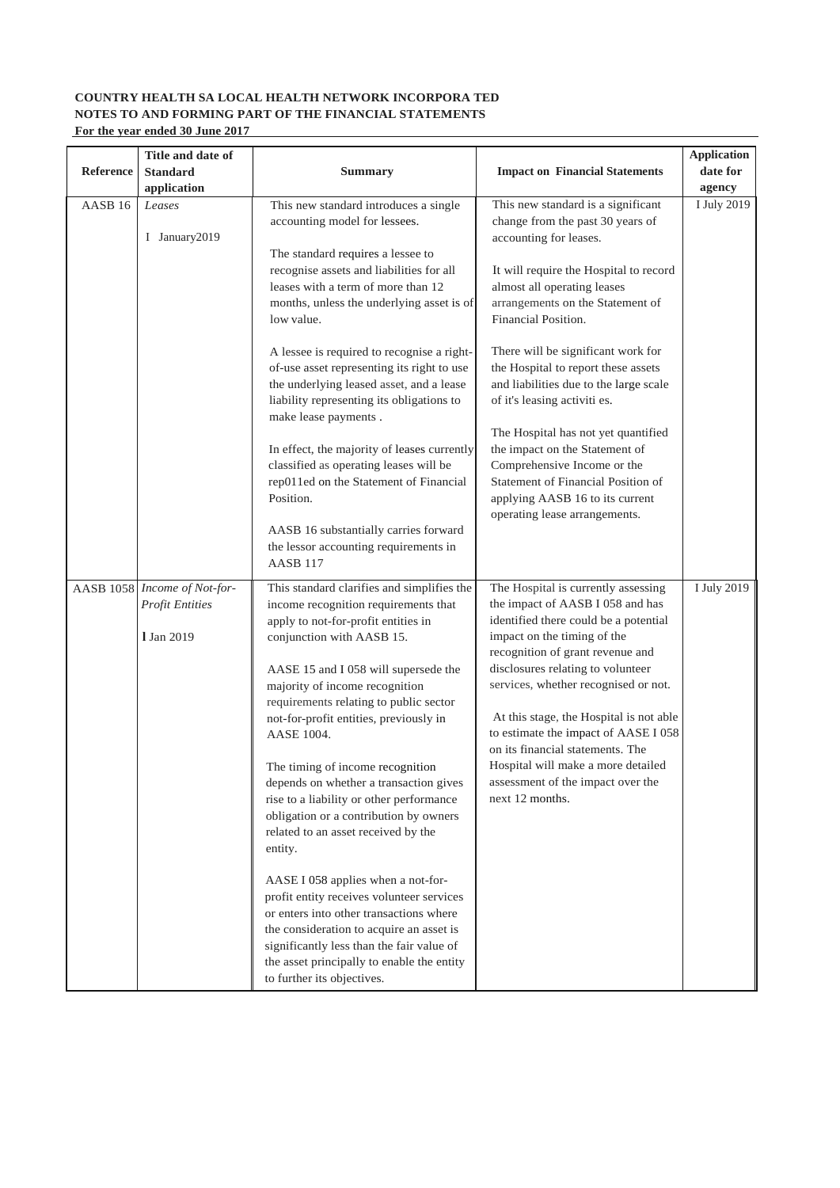**COUNTRY HEALTH SA LOCAL HEALTH NETWORK INCORPORA TED**
**NOTES TO AND FORMING PART OF THE FINANCIAL STATEMENTS**
**For the year ended 30 June 2017**

| Reference | Title and date of Standard application | Summary | Impact on Financial Statements | Application date for agency |
|---|---|---|---|---|
| AASB 16 | *Leases*<br><br>I January2019 | This new standard introduces a single accounting model for lessees.<br><br>The standard requires a lessee to recognise assets and liabilities for all leases with a term of more than 12 months, unless the underlying asset is of low value.<br><br>A lessee is required to recognise a right-of-use asset representing its right to use the underlying leased asset, and a lease liability representing its obligations to make lease payments .<br><br>In effect, the majority of leases currently classified as operating leases will be rep011ed on the Statement of Financial Position.<br><br>AASB 16 substantially carries forward the lessor accounting requirements in AASB 117 | This new standard is a significant change from the past 30 years of accounting for leases.<br><br>It will require the Hospital to record almost all operating leases arrangements on the Statement of Financial Position.<br><br>There will be significant work for the Hospital to report these assets and liabilities due to the large scale of it's leasing activiti es.<br><br>The Hospital has not yet quantified the impact on the Statement of Comprehensive Income or the Statement of Financial Position of applying AASB 16 to its current operating lease arrangements. | I July 2019 |
| AASB 1058 | *Income of Not-for-Profit Entities*<br><br>I Jan 2019 | This standard clarifies and simplifies the income recognition requirements that apply to not-for-profit entities in conjunction with AASB 15.<br><br>AASE 15 and I 058 will supersede the majority of income recognition requirements relating to public sector not-for-profit entities, previously in AASE 1004.<br><br>The timing of income recognition depends on whether a transaction gives rise to a liability or other performance obligation or a contribution by owners related to an asset received by the entity.<br><br>AASE I 058 applies when a not-for-profit entity receives volunteer services or enters into other transactions where the consideration to acquire an asset is significantly less than the fair value of the asset principally to enable the entity to further its objectives. | The Hospital is currently assessing the impact of AASB I 058 and has identified there could be a potential impact on the timing of the recognition of grant revenue and disclosures relating to volunteer services, whether recognised or not.<br><br>At this stage, the Hospital is not able to estimate the impact of AASE I 058 on its financial statements. The Hospital will make a more detailed assessment of the impact over the next 12 months. | I July 2019 |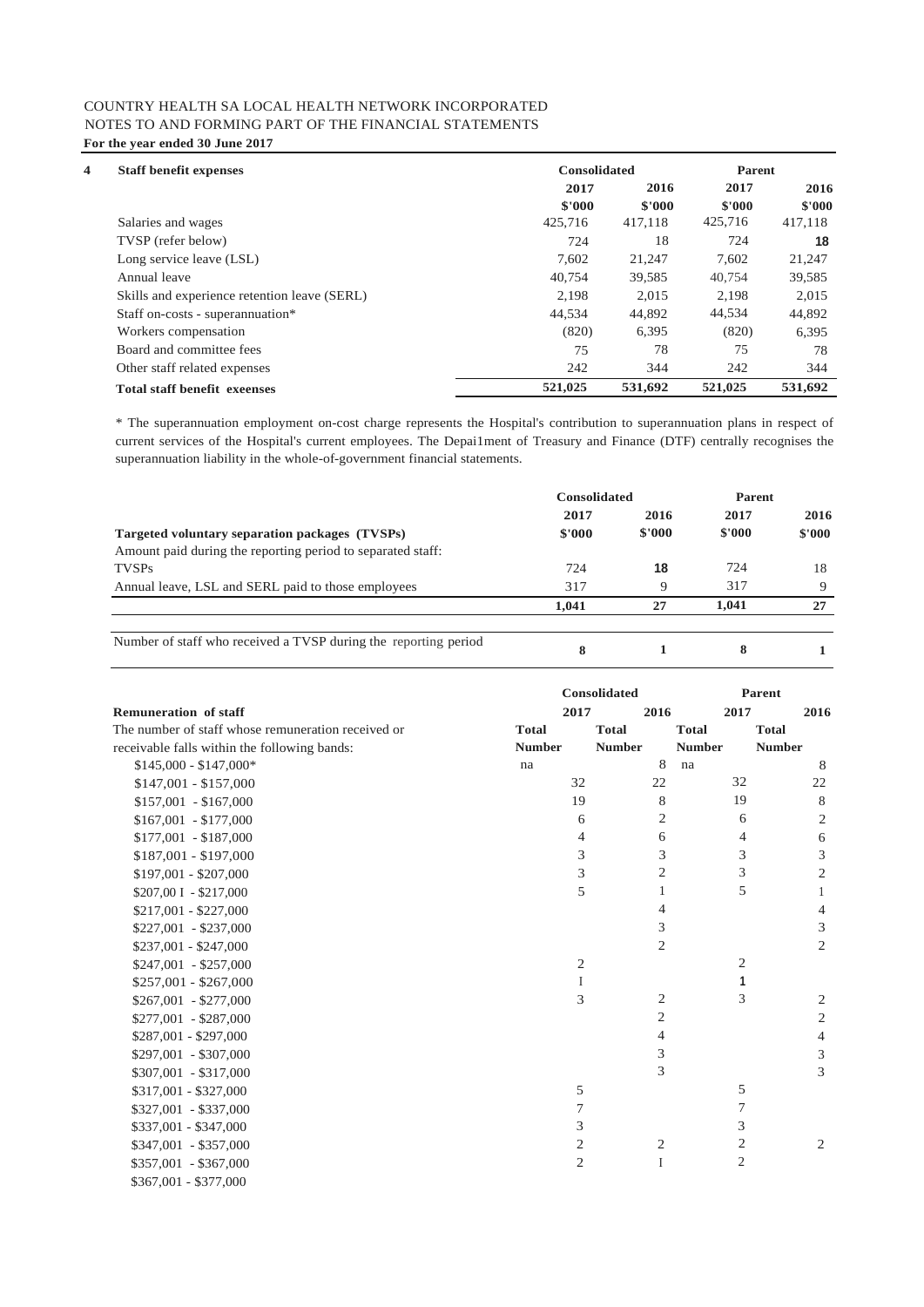COUNTRY HEALTH SA LOCAL HEALTH NETWORK INCORPORATED
NOTES TO AND FORMING PART OF THE FINANCIAL STATEMENTS
**For the year ended 30 June 2017**

## 4 Staff benefit expenses

| | Consolidated | | Parent | |
|---|---|---|---|---|
| | **2017** | **2016** | **2017** | **2016** |
| | **$'000** | **$'000** | **$'000** | **$'000** |
| Salaries and wages | 425,716 | 417,118 | 425,716 | 417,118 |
| TVSP (refer below) | 724 | 18 | 724 | 18 |
| Long service leave (LSL) | 7,602 | 21,247 | 7,602 | 21,247 |
| Annual leave | 40,754 | 39,585 | 40,754 | 39,585 |
| Skills and experience retention leave (SERL) | 2,198 | 2,015 | 2,198 | 2,015 |
| Staff on-costs - superannuation* | 44,534 | 44,892 | 44,534 | 44,892 |
| Workers compensation | (820) | 6,395 | (820) | 6,395 |
| Board and committee fees | 75 | 78 | 75 | 78 |
| Other staff related expenses | 242 | 344 | 242 | 344 |
| **Total staff benefit exeenses** | **521,025** | **531,692** | **521,025** | **531,692** |

* The superannuation employment on-cost charge represents the Hospital's contribution to superannuation plans in respect of current services of the Hospital's current employees. The Depai1ment of Treasury and Finance (DTF) centrally recognises the superannuation liability in the whole-of-government financial statements.

| | Consolidated | | Parent | |
|---|---|---|---|---|
| | **2017** | **2016** | **2017** | **2016** |
| **Targeted voluntary separation packages (TVSPs)** | **$'000** | **$'000** | **$'000** | **$'000** |
| Amount paid during the reporting period to separated staff: | | | | |
| TVSPs | 724 | 18 | 724 | 18 |
| Annual leave, LSL and SERL paid to those employees | 317 | 9 | 317 | 9 |
| | **1,041** | **27** | **1,041** | **27** |
| Number of staff who received a TVSP during the reporting period | **8** | **1** | **8** | **1** |

| | Consolidated | | Parent | |
|---|---|---|---|---|
| **Remuneration of staff** | **2017** | **2016** | **2017** | **2016** |
| The number of staff whose remuneration received or receivable falls within the following bands: | **Total Number** | **Total Number** | **Total Number** | **Total Number** |
| $145,000 - $147,000* | na | 8 | na | 8 |
| $147,001 - $157,000 | 32 | 22 | 32 | 22 |
| $157,001 - $167,000 | 19 | 8 | 19 | 8 |
| $167,001 - $177,000 | 6 | 2 | 6 | 2 |
| $177,001 - $187,000 | 4 | 6 | 4 | 6 |
| $187,001 - $197,000 | 3 | 3 | 3 | 3 |
| $197,001 - $207,000 | 3 | 2 | 3 | 2 |
| $207,00 I - $217,000 | 5 | 1 | 5 | 1 |
| $217,001 - $227,000 | | 4 | | 4 |
| $227,001 - $237,000 | | 3 | | 3 |
| $237,001 - $247,000 | | 2 | | 2 |
| $247,001 - $257,000 | 2 | | 2 | |
| $257,001 - $267,000 | I | | 1 | |
| $267,001 - $277,000 | 3 | 2 | 3 | 2 |
| $277,001 - $287,000 | | 2 | | 2 |
| $287,001 - $297,000 | | 4 | | 4 |
| $297,001 - $307,000 | | 3 | | 3 |
| $307,001 - $317,000 | | 3 | | 3 |
| $317,001 - $327,000 | 5 | | 5 | |
| $327,001 - $337,000 | 7 | | 7 | |
| $337,001 - $347,000 | 3 | | 3 | |
| $347,001 - $357,000 | 2 | 2 | 2 | 2 |
| $357,001 - $367,000 | 2 | I | 2 | |
| $367,001 - $377,000 | | | | |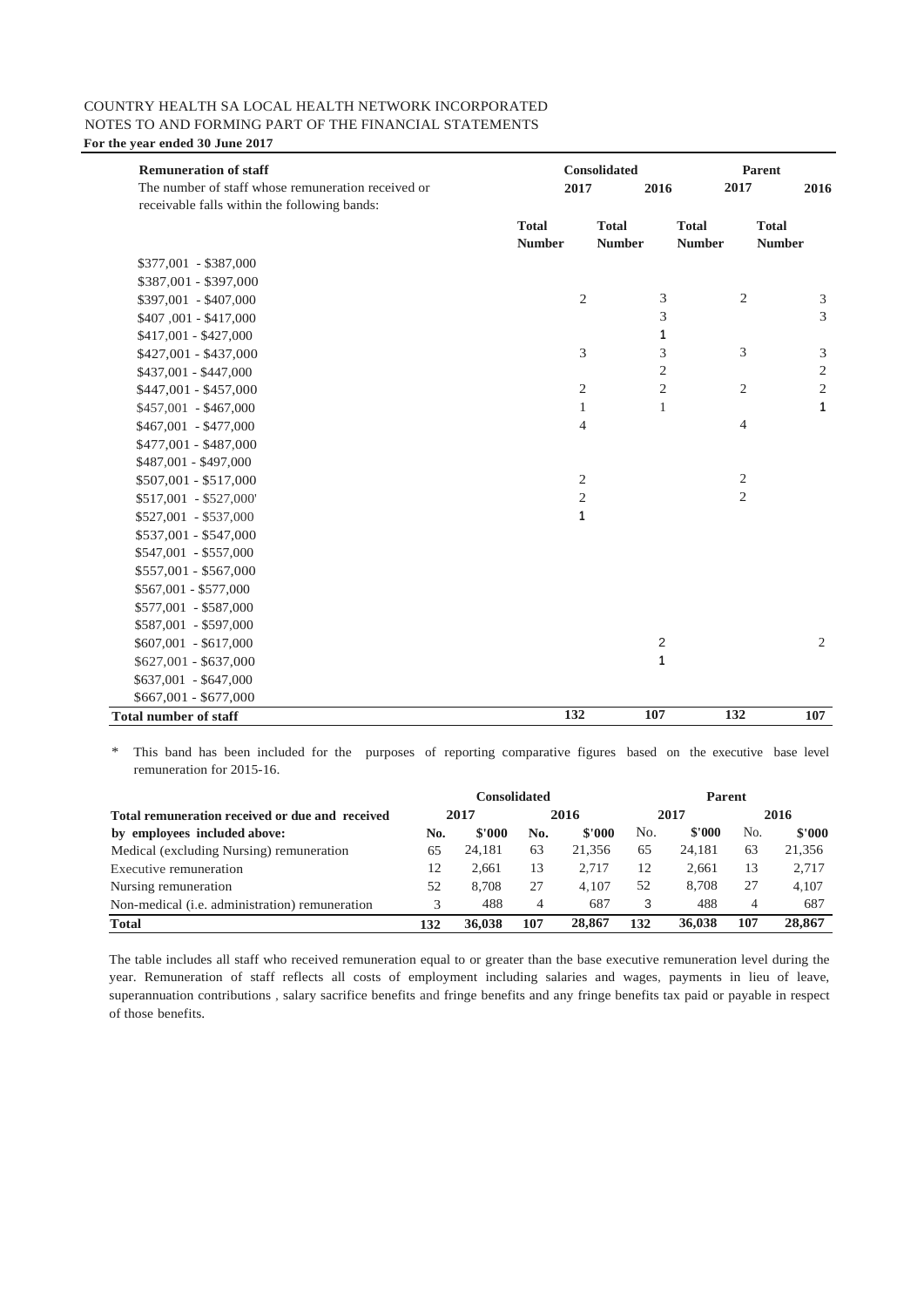COUNTRY HEALTH SA LOCAL HEALTH NETWORK INCORPORATED
NOTES TO AND FORMING PART OF THE FINANCIAL STATEMENTS
**For the year ended 30 June 2017**

| **Remuneration of staff** | **Consolidated** | | **Parent** | |
|---|---|---|---|---|
| The number of staff whose remuneration received or receivable falls within the following bands: | **2017** | **2016** | **2017** | **2016** |
| | **Total Number** | **Total Number** | **Total Number** | **Total Number** |
| $377,001 - $387,000 | | | | |
| $387,001 - $397,000 | | | | |
| $397,001 - $407,000 | 2 | 3 | 2 | 3 |
| $407 ,001 - $417,000 | | 3 | | 3 |
| $417,001 - $427,000 | | 1 | | |
| $427,001 - $437,000 | 3 | 3 | 3 | 3 |
| $437,001 - $447,000 | | 2 | | 2 |
| $447,001 - $457,000 | 2 | 2 | 2 | 2 |
| $457,001 - $467,000 | 1 | 1 | | 1 |
| $467,001 - $477,000 | 4 | | 4 | |
| $477,001 - $487,000 | | | | |
| $487,001 - $497,000 | | | | |
| $507,001 - $517,000 | 2 | | 2 | |
| $517,001 - $527,000' | 2 | | 2 | |
| $527,001 - $537,000 | 1 | | | |
| $537,001 - $547,000 | | | | |
| $547,001 - $557,000 | | | | |
| $557,001 - $567,000 | | | | |
| $567,001 - $577,000 | | | | |
| $577,001 - $587,000 | | | | |
| $587,001 - $597,000 | | | | |
| $607,001 - $617,000 | | 2 | | 2 |
| $627,001 - $637,000 | | 1 | | |
| $637,001 - $647,000 | | | | |
| $667,001 - $677,000 | | | | |
| **Total number of staff** | **132** | **107** | **132** | **107** |

\* This band has been included for the purposes of reporting comparative figures based on the executive base level remuneration for 2015-16.

| | **Consolidated** | | | | **Parent** | | | |
|---|---|---|---|---|---|---|---|---|
| **Total remuneration received or due and received** | **2017** | | **2016** | | **2017** | | **2016** | |
| **by employees included above:** | **No.** | **$'000** | **No.** | **$'000** | No. | **$'000** | No. | **$'000** |
| Medical (excluding Nursing) remuneration | 65 | 24,181 | 63 | 21,356 | 65 | 24,181 | 63 | 21,356 |
| Executive remuneration | 12 | 2,661 | 13 | 2,717 | 12 | 2,661 | 13 | 2,717 |
| Nursing remuneration | 52 | 8,708 | 27 | 4,107 | 52 | 8,708 | 27 | 4,107 |
| Non-medical (i.e. administration) remuneration | 3 | 488 | 4 | 687 | 3 | 488 | 4 | 687 |
| **Total** | **132** | **36,038** | **107** | **28,867** | **132** | **36,038** | **107** | **28,867** |

The table includes all staff who received remuneration equal to or greater than the base executive remuneration level during the year. Remuneration of staff reflects all costs of employment including salaries and wages, payments in lieu of leave, superannuation contributions , salary sacrifice benefits and fringe benefits and any fringe benefits tax paid or payable in respect of those benefits.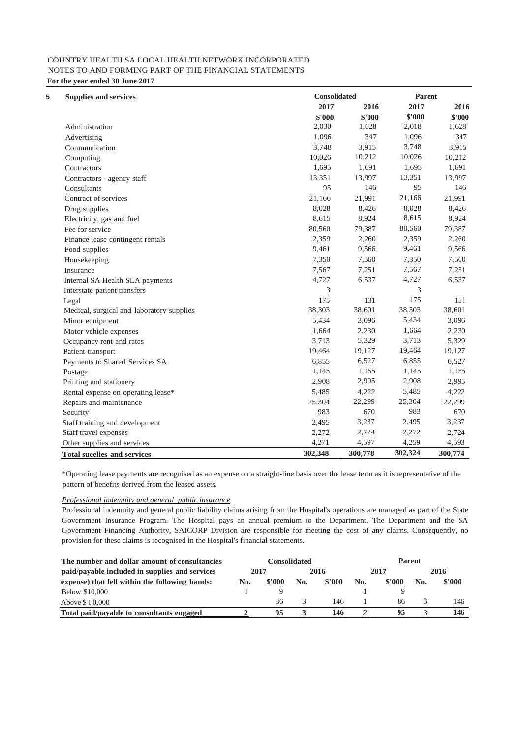COUNTRY HEALTH SA LOCAL HEALTH NETWORK INCORPORATED
NOTES TO AND FORMING PART OF THE FINANCIAL STATEMENTS
**For the year ended 30 June 2017**

| **5 Supplies and services** | **Consolidated** | | **Parent** | |
|---|---|---|---|---|
| | **2017** | **2016** | **2017** | **2016** |
| | **$'000** | **$'000** | **$'000** | **$'000** |
| Administration | 2,030 | 1,628 | 2,018 | 1,628 |
| Advertising | 1,096 | 347 | 1,096 | 347 |
| Communication | 3,748 | 3,915 | 3,748 | 3,915 |
| Computing | 10,026 | 10,212 | 10,026 | 10,212 |
| Contractors | 1,695 | 1,691 | 1,695 | 1,691 |
| Contractors - agency staff | 13,351 | 13,997 | 13,351 | 13,997 |
| Consultants | 95 | 146 | 95 | 146 |
| Contract of services | 21,166 | 21,991 | 21,166 | 21,991 |
| Drug supplies | 8,028 | 8,426 | 8,028 | 8,426 |
| Electricity, gas and fuel | 8,615 | 8,924 | 8,615 | 8,924 |
| Fee for service | 80,560 | 79,387 | 80,560 | 79,387 |
| Finance lease contingent rentals | 2,359 | 2,260 | 2,359 | 2,260 |
| Food supplies | 9,461 | 9,566 | 9,461 | 9,566 |
| Housekeeping | 7,350 | 7,560 | 7,350 | 7,560 |
| Insurance | 7,567 | 7,251 | 7,567 | 7,251 |
| Internal SA Health SLA payments | 4,727 | 6,537 | 4,727 | 6,537 |
| Interstate patient transfers | 3 | | 3 | |
| Legal | 175 | 131 | 175 | 131 |
| Medical, surgical and laboratory supplies | 38,303 | 38,601 | 38,303 | 38,601 |
| Minor equipment | 5,434 | 3,096 | 5,434 | 3,096 |
| Motor vehicle expenses | 1,664 | 2,230 | 1,664 | 2,230 |
| Occupancy rent and rates | 3,713 | 5,329 | 3,713 | 5,329 |
| Patient transport | 19,464 | 19,127 | 19,464 | 19,127 |
| Payments to Shared Services SA | 6,855 | 6,527 | 6,855 | 6,527 |
| Postage | 1,145 | 1,155 | 1,145 | 1,155 |
| Printing and stationery | 2,908 | 2,995 | 2,908 | 2,995 |
| Rental expense on operating lease* | 5,485 | 4,222 | 5,485 | 4,222 |
| Repairs and maintenance | 25,304 | 22,299 | 25,304 | 22,299 |
| Security | 983 | 670 | 983 | 670 |
| Staff training and development | 2,495 | 3,237 | 2,495 | 3,237 |
| Staff travel expenses | 2,272 | 2,724 | 2,272 | 2,724 |
| Other supplies and services | 4,271 | 4,597 | 4,259 | 4,593 |
| **Total sueelies and services** | **302,348** | **300,778** | **302,324** | **300,774** |

*Operating lease payments are recognised as an expense on a straight-line basis over the lease term as it is representative of the pattern of benefits derived from the leased assets.

*Professional indemnitv and general public insurance*

Professional indemnity and general public liability claims arising from the Hospital's operations are managed as part of the State Government Insurance Program. The Hospital pays an annual premium to the Department. The Department and the SA Government Financing Authority, SAICORP Division are responsible for meeting the cost of any claims. Consequently, no provision for these claims is recognised in the Hospital's financial statements.

| **The number and dollar amount of consultancies paid/payable included in supplies and services expense) that fell within the following bands:** | **Consolidated** | | | | **Parent** | | | |
|---|---|---|---|---|---|---|---|---|
| | **2017** | | **2016** | | **2017** | | **2016** | |
| | **No.** | **$'000** | **No.** | **$'000** | **No.** | **$'000** | **No.** | **$'000** |
| Below $10,000 | I | 9 | | | 1 | 9 | | |
| Above $ I 0,000 | | 86 | 3 | 146 | 1 | 86 | 3 | 146 |
| **Total paid/payable to consultants engaged** | **2** | **95** | **3** | **146** | 2 | **95** | 3 | **146** |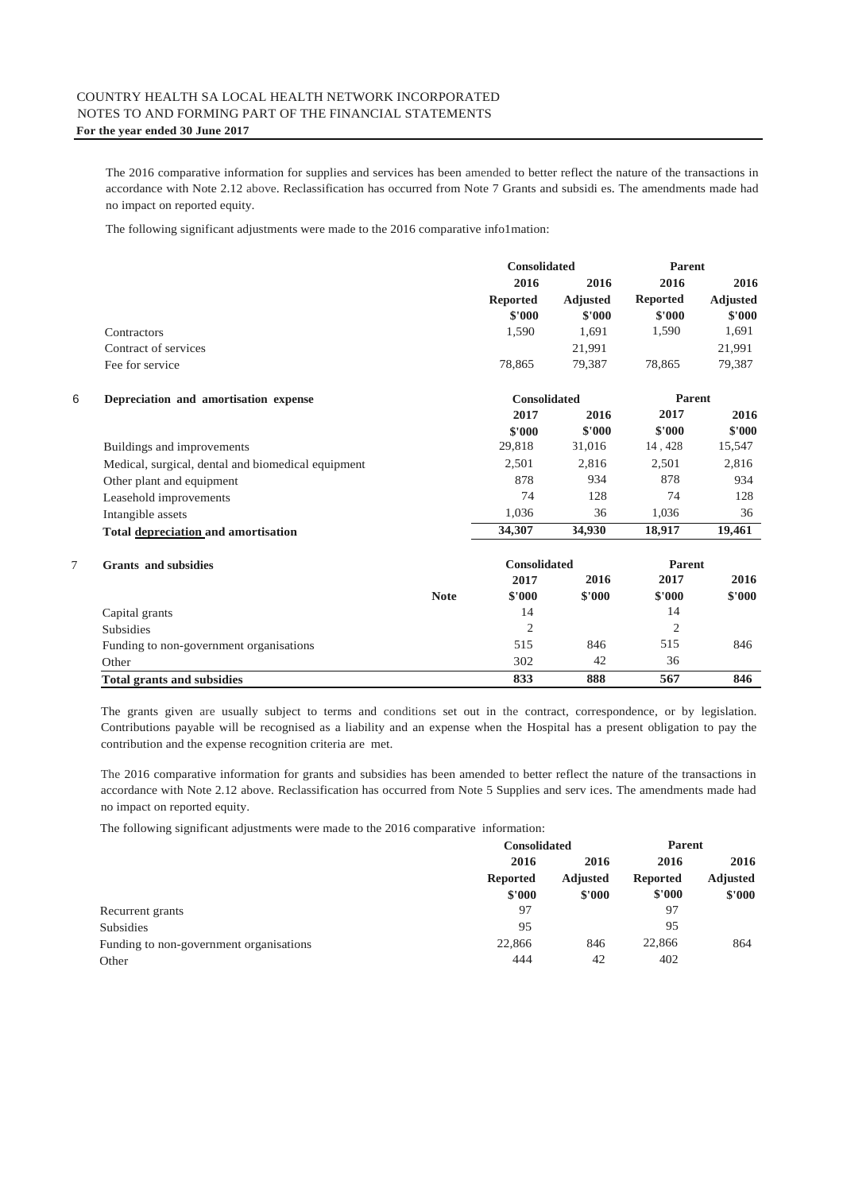The 2016 comparative information for supplies and services has been amended to better reflect the nature of the transactions in accordance with Note 2.12 above. Reclassification has occurred from Note 7 Grants and subsidi es. The amendments made had no impact on reported equity.

The following significant adjustments were made to the 2016 comparative info1mation:

| | Consolidated | | Parent | |
|---|---|---|---|---|
| | 2016 | 2016 | 2016 | 2016 |
| | Reported | Adjusted | Reported | Adjusted |
| | $'000 | $'000 | $'000 | $'000 |
| Contractors | 1,590 | 1,691 | 1,590 | 1,691 |
| Contract of services | | 21,991 | | 21,991 |
| Fee for service | 78,865 | 79,387 | 78,865 | 79,387 |

## 6 Depreciation and amortisation expense

| | Consolidated | | Parent | |
|---|---|---|---|---|
| | 2017 | 2016 | 2017 | 2016 |
| | $'000 | $'000 | $'000 | $'000 |
| Buildings and improvements | 29,818 | 31,016 | 14 , 428 | 15,547 |
| Medical, surgical, dental and biomedical equipment | 2,501 | 2,816 | 2,501 | 2,816 |
| Other plant and equipment | 878 | 934 | 878 | 934 |
| Leasehold improvements | 74 | 128 | 74 | 128 |
| Intangible assets | 1,036 | 36 | 1,036 | 36 |
| **Total depreciation and amortisation** | **34,307** | **34,930** | **18,917** | **19,461** |

## 7 Grants and subsidies

| | | Consolidated | | Parent | |
|---|---|---|---|---|---|
| | | 2017 | 2016 | 2017 | 2016 |
| | **Note** | $'000 | $'000 | $'000 | $'000 |
| Capital grants | | 14 | | 14 | |
| Subsidies | | 2 | | 2 | |
| Funding to non-government organisations | | 515 | 846 | 515 | 846 |
| Other | | 302 | 42 | 36 | |
| **Total grants and subsidies** | | **833** | **888** | **567** | **846** |

The grants given are usually subject to terms and conditions set out in the contract, correspondence, or by legislation. Contributions payable will be recognised as a liability and an expense when the Hospital has a present obligation to pay the contribution and the expense recognition criteria are met.

The 2016 comparative information for grants and subsidies has been amended to better reflect the nature of the transactions in accordance with Note 2.12 above. Reclassification has occurred from Note 5 Supplies and serv ices. The amendments made had no impact on reported equity.

The following significant adjustments were made to the 2016 comparative information:

| | Consolidated | | Parent | |
|---|---|---|---|---|
| | 2016 | 2016 | 2016 | 2016 |
| | Reported | Adjusted | Reported | Adjusted |
| | $'000 | $'000 | $'000 | $'000 |
| Recurrent grants | 97 | | 97 | |
| Subsidies | 95 | | 95 | |
| Funding to non-government organisations | 22,866 | 846 | 22,866 | 864 |
| Other | 444 | 42 | 402 | |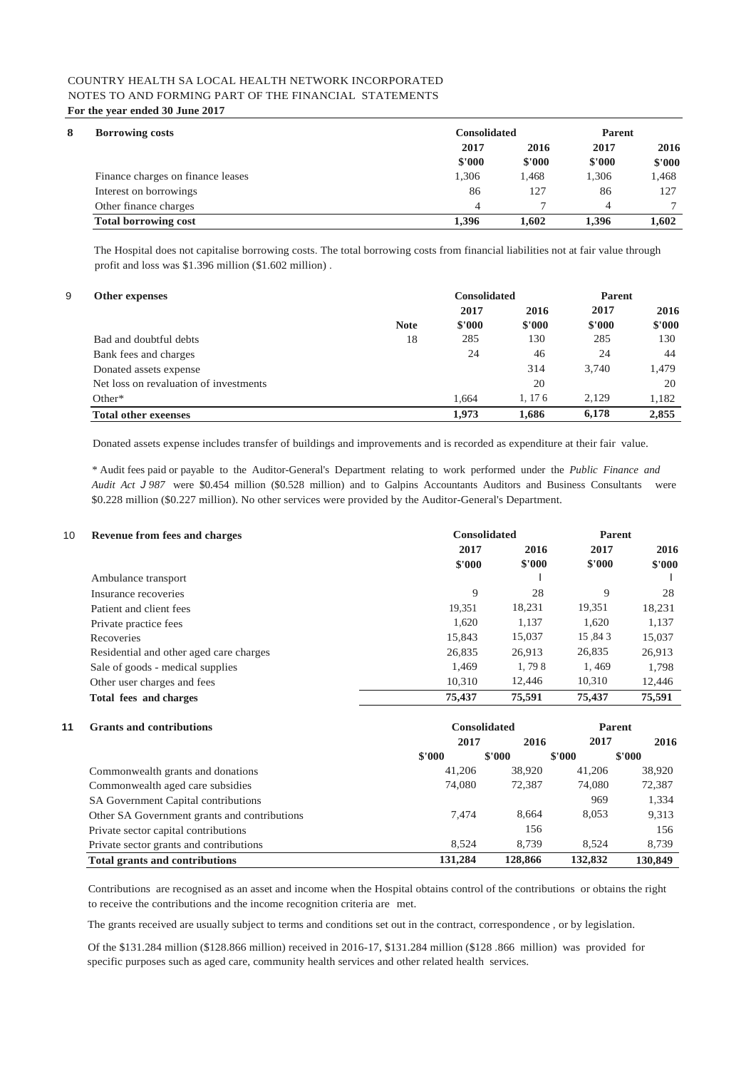COUNTRY HEALTH SA LOCAL HEALTH NETWORK INCORPORATED
NOTES TO AND FORMING PART OF THE FINANCIAL STATEMENTS
**For the year ended 30 June 2017**

## 8 Borrowing costs

| | Consolidated | | Parent | |
|---|---|---|---|---|
| | 2017 | 2016 | 2017 | 2016 |
| | $'000 | $'000 | $'000 | $'000 |
| Finance charges on finance leases | 1,306 | 1,468 | 1,306 | 1,468 |
| Interest on borrowings | 86 | 127 | 86 | 127 |
| Other finance charges | 4 | 7 | 4 | 7 |
| **Total borrowing cost** | **1,396** | **1,602** | **1,396** | **1,602** |

The Hospital does not capitalise borrowing costs. The total borrowing costs from financial liabilities not at fair value through profit and loss was $1.396 million ($1.602 million) .

## 9 Other expenses

| | | Consolidated | | Parent | |
|---|---|---|---|---|---|
| | | 2017 | 2016 | 2017 | 2016 |
| | Note | $'000 | $'000 | $'000 | $'000 |
| Bad and doubtful debts | 18 | 285 | 130 | 285 | 130 |
| Bank fees and charges | | 24 | 46 | 24 | 44 |
| Donated assets expense | | | 314 | 3,740 | 1,479 |
| Net loss on revaluation of investments | | | 20 | | 20 |
| Other* | | 1,664 | 1, 17 6 | 2,129 | 1,182 |
| **Total other exeenses** | | **1,973** | **1,686** | **6,178** | **2,855** |

Donated assets expense includes transfer of buildings and improvements and is recorded as expenditure at their fair value.

\* Audit fees paid or payable to the Auditor-General's Department relating to work performed under the *Public Finance and Audit Act J 987* were $0.454 million ($0.528 million) and to Galpins Accountants Auditors and Business Consultants were $0.228 million ($0.227 million). No other services were provided by the Auditor-General's Department.

## 10 Revenue from fees and charges

| | Consolidated | | Parent | |
|---|---|---|---|---|
| | 2017 | 2016 | 2017 | 2016 |
| | $'000 | $'000 | $'000 | $'000 |
| Ambulance transport | | l | | l |
| Insurance recoveries | 9 | 28 | 9 | 28 |
| Patient and client fees | 19,351 | 18,231 | 19,351 | 18,231 |
| Private practice fees | 1,620 | 1,137 | 1,620 | 1,137 |
| Recoveries | 15,843 | 15,037 | 15 ,84 3 | 15,037 |
| Residential and other aged care charges | 26,835 | 26,913 | 26,835 | 26,913 |
| Sale of goods - medical supplies | 1,469 | 1, 79 8 | 1, 469 | 1,798 |
| Other user charges and fees | 10,310 | 12,446 | 10,310 | 12,446 |
| **Total fees and charges** | **75,437** | **75,591** | **75,437** | **75,591** |

## 11 Grants and contributions

| | Consolidated | | Parent | |
|---|---|---|---|---|
| | 2017 | 2016 | 2017 | 2016 |
| | $'000 | $'000 | $'000 | $'000 |
| Commonwealth grants and donations | 41,206 | 38,920 | 41,206 | 38,920 |
| Commonwealth aged care subsidies | 74,080 | 72,387 | 74,080 | 72,387 |
| SA Government Capital contributions | | | 969 | 1,334 |
| Other SA Government grants and contributions | 7,474 | 8,664 | 8,053 | 9,313 |
| Private sector capital contributions | | 156 | | 156 |
| Private sector grants and contributions | 8,524 | 8,739 | 8,524 | 8,739 |
| **Total grants and contributions** | **131,284** | **128,866** | **132,832** | **130,849** |

Contributions are recognised as an asset and income when the Hospital obtains control of the contributions or obtains the right to receive the contributions and the income recognition criteria are met.

The grants received are usually subject to terms and conditions set out in the contract, correspondence , or by legislation.

Of the $131.284 million ($128.866 million) received in 2016-17, $131.284 million ($128 .866 million) was provided for specific purposes such as aged care, community health services and other related health services.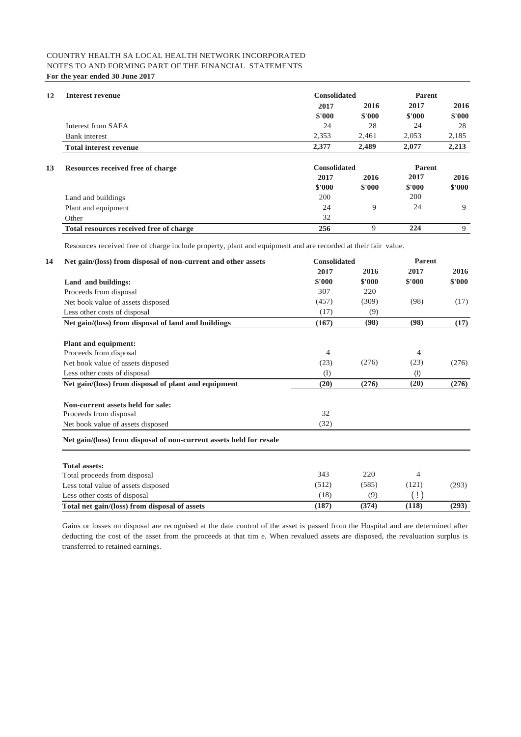COUNTRY HEALTH SA LOCAL HEALTH NETWORK INCORPORATED
NOTES TO AND FORMING PART OF THE FINANCIAL STATEMENTS
**For the year ended 30 June 2017**

## 12 Interest revenue

| | Consolidated | | Parent | |
|---|---|---|---|---|
| | **2017** | **2016** | **2017** | **2016** |
| | **$'000** | **$'000** | **$'000** | **$'000** |
| Interest from SAFA | 24 | 28 | 24 | 28 |
| Bank interest | 2,353 | 2,461 | 2,053 | 2,185 |
| **Total interest revenue** | **2,377** | **2,489** | **2,077** | **2,213** |

## 13 Resources received free of charge

| | Consolidated | | Parent | |
|---|---|---|---|---|
| | **2017** | **2016** | **2017** | **2016** |
| | **$'000** | **$'000** | **$'000** | **$'000** |
| Land and buildings | 200 | | 200 | |
| Plant and equipment | 24 | 9 | 24 | 9 |
| Other | 32 | | | |
| **Total resources received free of charge** | **256** | 9 | **224** | 9 |

Resources received free of charge include property, plant and equipment and are recorded at their fair value.

## 14 Net gain/(loss) from disposal of non-current and other assets

| | Consolidated | | Parent | |
|---|---|---|---|---|
| | **2017** | **2016** | **2017** | **2016** |
| **Land and buildings:** | **$'000** | **$'000** | **$'000** | **$'000** |
| Proceeds from disposal | 307 | 220 | | |
| Net book value of assets disposed | (457) | (309) | (98) | (17) |
| Less other costs of disposal | (17) | (9) | | |
| **Net gain/(loss) from disposal of land and buildings** | **(167)** | **(98)** | **(98)** | **(17)** |
| | | | | |
| **Plant and equipment:** | | | | |
| Proceeds from disposal | 4 | | 4 | |
| Net book value of assets disposed | (23) | (276) | (23) | (276) |
| Less other costs of disposal | (I) | | (l) | |
| **Net gain/(loss) from disposal of plant and equipment** | **(20)** | **(276)** | **(20)** | **(276)** |
| | | | | |
| **Non-current assets held for sale:** | | | | |
| Proceeds from disposal | 32 | | | |
| Net book value of assets disposed | (32) | | | |
| **Net gain/(loss) from disposal of non-current assets held for resale** | | | | |
| | | | | |
| **Total assets:** | | | | |
| Total proceeds from disposal | 343 | 220 | 4 | |
| Less total value of assets disposed | (512) | (585) | (121) | (293) |
| Less other costs of disposal | (18) | (9) | (!) | |
| **Total net gain/(loss) from disposal of assets** | **(187)** | **(374)** | **(118)** | **(293)** |

Gains or losses on disposal are recognised at the date control of the asset is passed from the Hospital and are determined after deducting the cost of the asset from the proceeds at that tim e. When revalued assets are disposed, the revaluation surplus is transferred to retained earnings.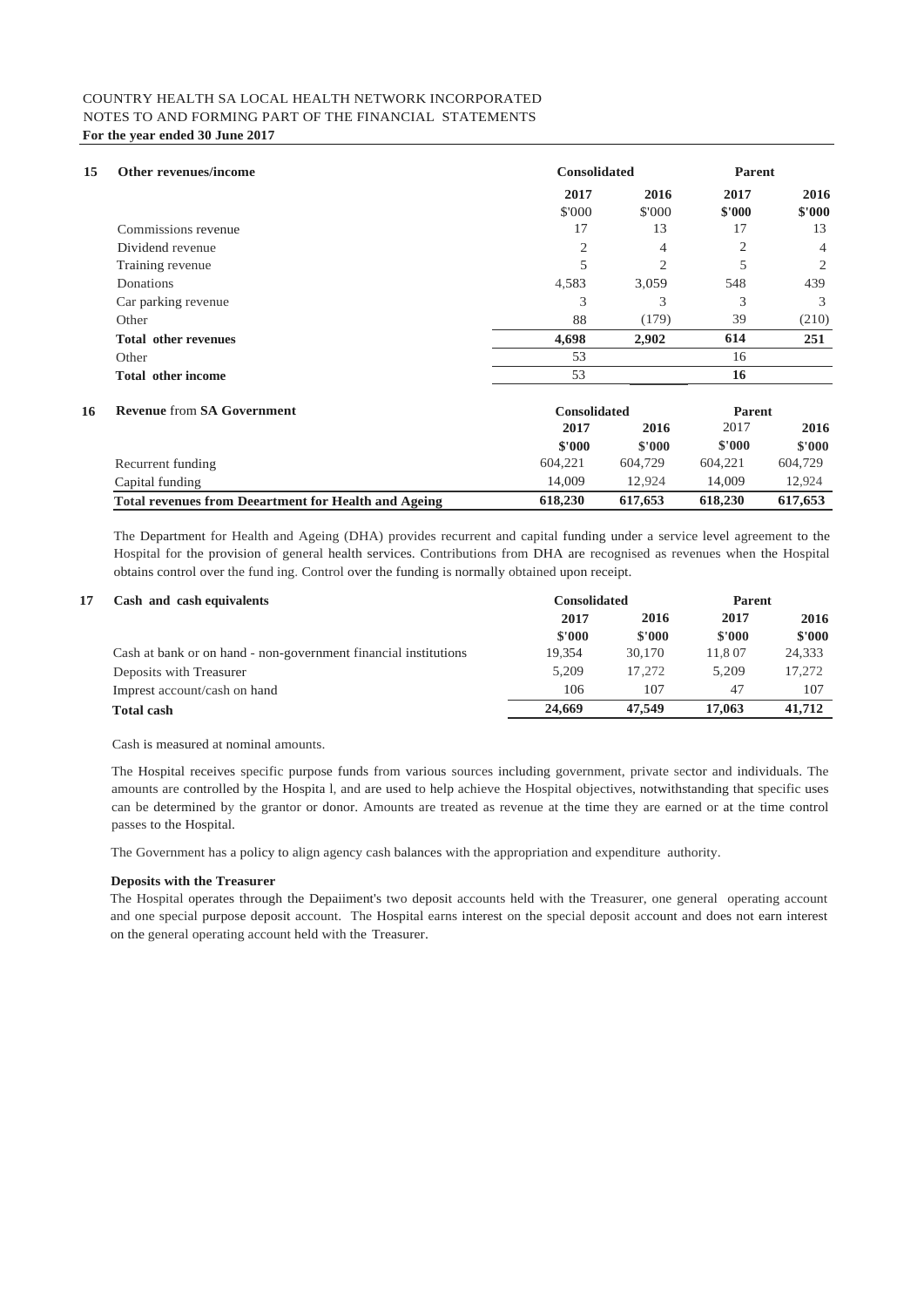COUNTRY HEALTH SA LOCAL HEALTH NETWORK INCORPORATED
NOTES TO AND FORMING PART OF THE FINANCIAL STATEMENTS
**For the year ended 30 June 2017**

## 15 Other revenues/income

| | Consolidated | | Parent | |
|---|---|---|---|---|
| | 2017 | 2016 | 2017 | 2016 |
| | $'000 | $'000 | $'000 | $'000 |
| Commissions revenue | 17 | 13 | 17 | 13 |
| Dividend revenue | 2 | 4 | 2 | 4 |
| Training revenue | 5 | 2 | 5 | 2 |
| Donations | 4,583 | 3,059 | 548 | 439 |
| Car parking revenue | 3 | 3 | 3 | 3 |
| Other | 88 | (179) | 39 | (210) |
| **Total other revenues** | **4,698** | **2,902** | **614** | **251** |
| Other | 53 | | 16 | |
| **Total other income** | 53 | | **16** | |

## 16 Revenue from SA Government

| | Consolidated | | Parent | |
|---|---|---|---|---|
| | 2017 | 2016 | 2017 | 2016 |
| | $'000 | $'000 | $'000 | $'000 |
| Recurrent funding | 604,221 | 604,729 | 604,221 | 604,729 |
| Capital funding | 14,009 | 12,924 | 14,009 | 12,924 |
| **Total revenues from Deeartment for Health and Ageing** | **618,230** | **617,653** | **618,230** | **617,653** |

The Department for Health and Ageing (DHA) provides recurrent and capital funding under a service level agreement to the Hospital for the provision of general health services. Contributions from DHA are recognised as revenues when the Hospital obtains control over the fund ing. Control over the funding is normally obtained upon receipt.

## 17 Cash and cash equivalents

| | Consolidated | | Parent | |
|---|---|---|---|---|
| | 2017 | 2016 | 2017 | 2016 |
| | $'000 | $'000 | $'000 | $'000 |
| Cash at bank or on hand - non-government financial institutions | 19,354 | 30,170 | 11,8 07 | 24,333 |
| Deposits with Treasurer | 5,209 | 17,272 | 5,209 | 17,272 |
| Imprest account/cash on hand | 106 | 107 | 47 | 107 |
| **Total cash** | **24,669** | **47,549** | **17,063** | **41,712** |

Cash is measured at nominal amounts.

The Hospital receives specific purpose funds from various sources including government, private sector and individuals. The amounts are controlled by the Hospita l, and are used to help achieve the Hospital objectives, notwithstanding that specific uses can be determined by the grantor or donor. Amounts are treated as revenue at the time they are earned or at the time control passes to the Hospital.

The Government has a policy to align agency cash balances with the appropriation and expenditure authority.

**Deposits with the Treasurer**

The Hospital operates through the Depaiiment's two deposit accounts held with the Treasurer, one general operating account and one special purpose deposit account. The Hospital earns interest on the special deposit account and does not earn interest on the general operating account held with the Treasurer.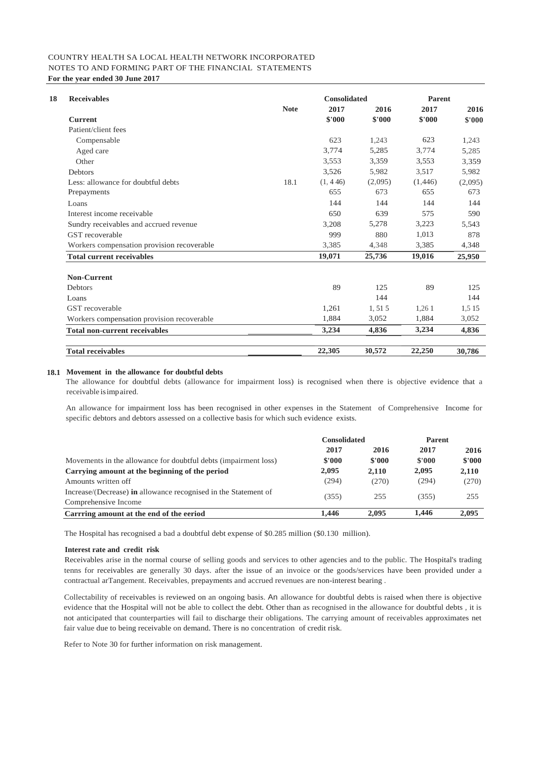COUNTRY HEALTH SA LOCAL HEALTH NETWORK INCORPORATED
NOTES TO AND FORMING PART OF THE FINANCIAL STATEMENTS
**For the year ended 30 June 2017**

## 18 Receivables

| | Note | Consolidated | | Parent | |
|---|---|---|---|---|---|
| | | 2017 | 2016 | 2017 | 2016 |
| **Current** | | $'000 | $'000 | $'000 | $'000 |
| Patient/client fees | | | | | |
| Compensable | | 623 | 1,243 | 623 | 1,243 |
| Aged care | | 3,774 | 5,285 | 3,774 | 5,285 |
| Other | | 3,553 | 3,359 | 3,553 | 3,359 |
| Debtors | | 3,526 | 5,982 | 3,517 | 5,982 |
| Less: allowance for doubtful debts | 18.1 | (1, 4 46) | (2,095) | (1,446) | (2,095) |
| Prepayments | | 655 | 673 | 655 | 673 |
| Loans | | 144 | 144 | 144 | 144 |
| Interest income receivable | | 650 | 639 | 575 | 590 |
| Sundry receivables and accrued revenue | | 3,208 | 5,278 | 3,223 | 5,543 |
| GST recoverable | | 999 | 880 | 1,013 | 878 |
| Workers compensation provision recoverable | | 3,385 | 4,348 | 3,385 | 4,348 |
| **Total current receivables** | | **19,071** | **25,736** | **19,016** | **25,950** |
| | | | | | |
| **Non-Current** | | | | | |
| Debtors | | 89 | 125 | 89 | 125 |
| Loans | | | 144 | | 144 |
| GST recoverable | | 1,261 | 1, 51 5 | 1,26 1 | 1,5 15 |
| Workers compensation provision recoverable | | 1,884 | 3,052 | 1,884 | 3,052 |
| **Total non-current receivables** | | **3,234** | **4,836** | **3,234** | **4,836** |
| | | | | | |
| **Total receivables** | | **22,305** | **30,572** | **22,250** | **30,786** |

### 18.1 Movement in the allowance for doubtful debts

The allowance for doubtful debts (allowance for impairment loss) is recognised when there is objective evidence that a receivable is impaired.

An allowance for impairment loss has been recognised in other expenses in the Statement of Comprehensive Income for specific debtors and debtors assessed on a collective basis for which such evidence exists.

| | Consolidated | | Parent | |
|---|---|---|---|---|
| | 2017 | 2016 | 2017 | 2016 |
| Movements in the allowance for doubtful debts (impairment loss) | **$'000** | **$'000** | **$'000** | **$'000** |
| **Carrying amount at the beginning of the period** | **2,095** | **2,110** | **2,095** | **2,110** |
| Amounts written off | (294) | (270) | (294) | (270) |
| Increase/(Decrease) **in** allowance recognised in the Statement of Comprehensive Income | (355) | 255 | (355) | 255 |
| **Carrring amount at the end of the eeriod** | **1,446** | **2,095** | **1,446** | **2,095** |

The Hospital has recognised a bad a doubtful debt expense of $0.285 million ($0.130 million).

**Interest rate and credit risk**

Receivables arise in the normal course of selling goods and services to other agencies and to the public. The Hospital's trading tenns for receivables are generally 30 days. after the issue of an invoice or the goods/services have been provided under a contractual arTangement. Receivables, prepayments and accrued revenues are non-interest bearing .

Collectability of receivables is reviewed on an ongoing basis. An allowance for doubtful debts is raised when there is objective evidence that the Hospital will not be able to collect the debt. Other than as recognised in the allowance for doubtful debts , it is not anticipated that counterparties will fail to discharge their obligations. The carrying amount of receivables approximates net fair value due to being receivable on demand. There is no concentration of credit risk.

Refer to Note 30 for further information on risk management.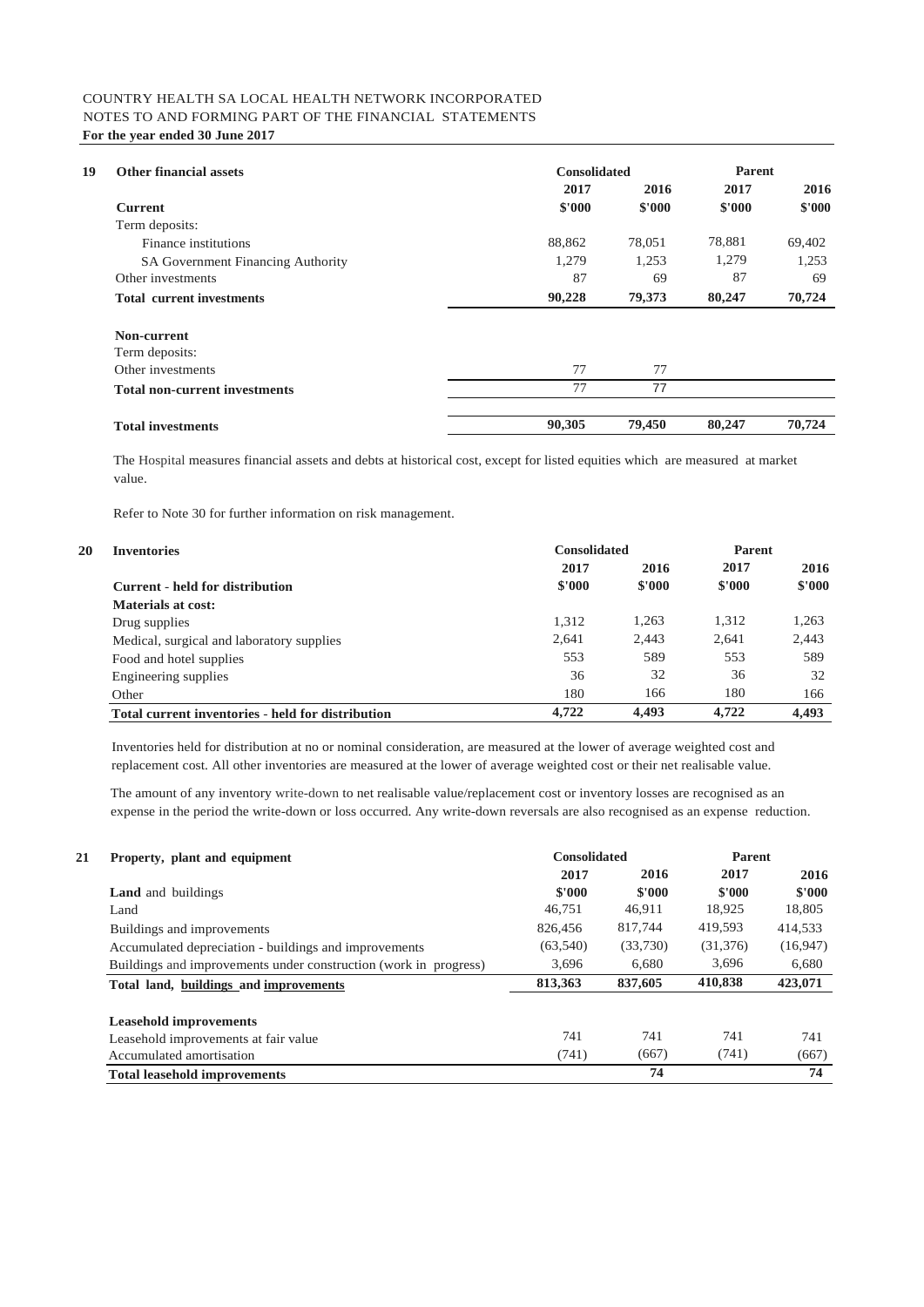COUNTRY HEALTH SA LOCAL HEALTH NETWORK INCORPORATED
NOTES TO AND FORMING PART OF THE FINANCIAL STATEMENTS
**For the year ended 30 June 2017**

## 19 Other financial assets

| | Consolidated | | Parent | |
|---|---|---|---|---|
| | 2017 | 2016 | 2017 | 2016 |
| **Current** | $'000 | $'000 | $'000 | $'000 |
| Term deposits: | | | | |
| Finance institutions | 88,862 | 78,051 | 78,881 | 69,402 |
| SA Government Financing Authority | 1,279 | 1,253 | 1,279 | 1,253 |
| Other investments | 87 | 69 | 87 | 69 |
| **Total current investments** | **90,228** | **79,373** | **80,247** | **70,724** |
| | | | | |
| **Non-current** | | | | |
| Term deposits: | | | | |
| Other investments | 77 | 77 | | |
| **Total non-current investments** | 77 | 77 | | |
| | | | | |
| **Total investments** | **90,305** | **79,450** | **80,247** | **70,724** |

The Hospital measures financial assets and debts at historical cost, except for listed equities which are measured at market value.

Refer to Note 30 for further information on risk management.

## 20 Inventories

| | Consolidated | | Parent | |
|---|---|---|---|---|
| | 2017 | 2016 | 2017 | 2016 |
| **Current - held for distribution** | $'000 | $'000 | $'000 | $'000 |
| **Materials at cost:** | | | | |
| Drug supplies | 1,312 | 1,263 | 1,312 | 1,263 |
| Medical, surgical and laboratory supplies | 2,641 | 2,443 | 2,641 | 2,443 |
| Food and hotel supplies | 553 | 589 | 553 | 589 |
| Engineering supplies | 36 | 32 | 36 | 32 |
| Other | 180 | 166 | 180 | 166 |
| **Total current inventories - held for distribution** | **4,722** | **4,493** | **4,722** | **4,493** |

Inventories held for distribution at no or nominal consideration, are measured at the lower of average weighted cost and replacement cost. All other inventories are measured at the lower of average weighted cost or their net realisable value.

The amount of any inventory write-down to net realisable value/replacement cost or inventory losses are recognised as an expense in the period the write-down or loss occurred. Any write-down reversals are also recognised as an expense reduction.

## 21 Property, plant and equipment

| | Consolidated | | Parent | |
|---|---|---|---|---|
| | 2017 | 2016 | 2017 | 2016 |
| **Land** and buildings | $'000 | $'000 | $'000 | $'000 |
| Land | 46,751 | 46,911 | 18,925 | 18,805 |
| Buildings and improvements | 826,456 | 817,744 | 419,593 | 414,533 |
| Accumulated depreciation - buildings and improvements | (63,540) | (33,730) | (31,376) | (16,947) |
| Buildings and improvements under construction (work in progress) | 3,696 | 6,680 | 3,696 | 6,680 |
| **Total land, buildings and improvements** | **813,363** | **837,605** | **410,838** | **423,071** |
| | | | | |
| **Leasehold improvements** | | | | |
| Leasehold improvements at fair value | 741 | 741 | 741 | 741 |
| Accumulated amortisation | (741) | (667) | (741) | (667) |
| **Total leasehold improvements** | | **74** | | **74** |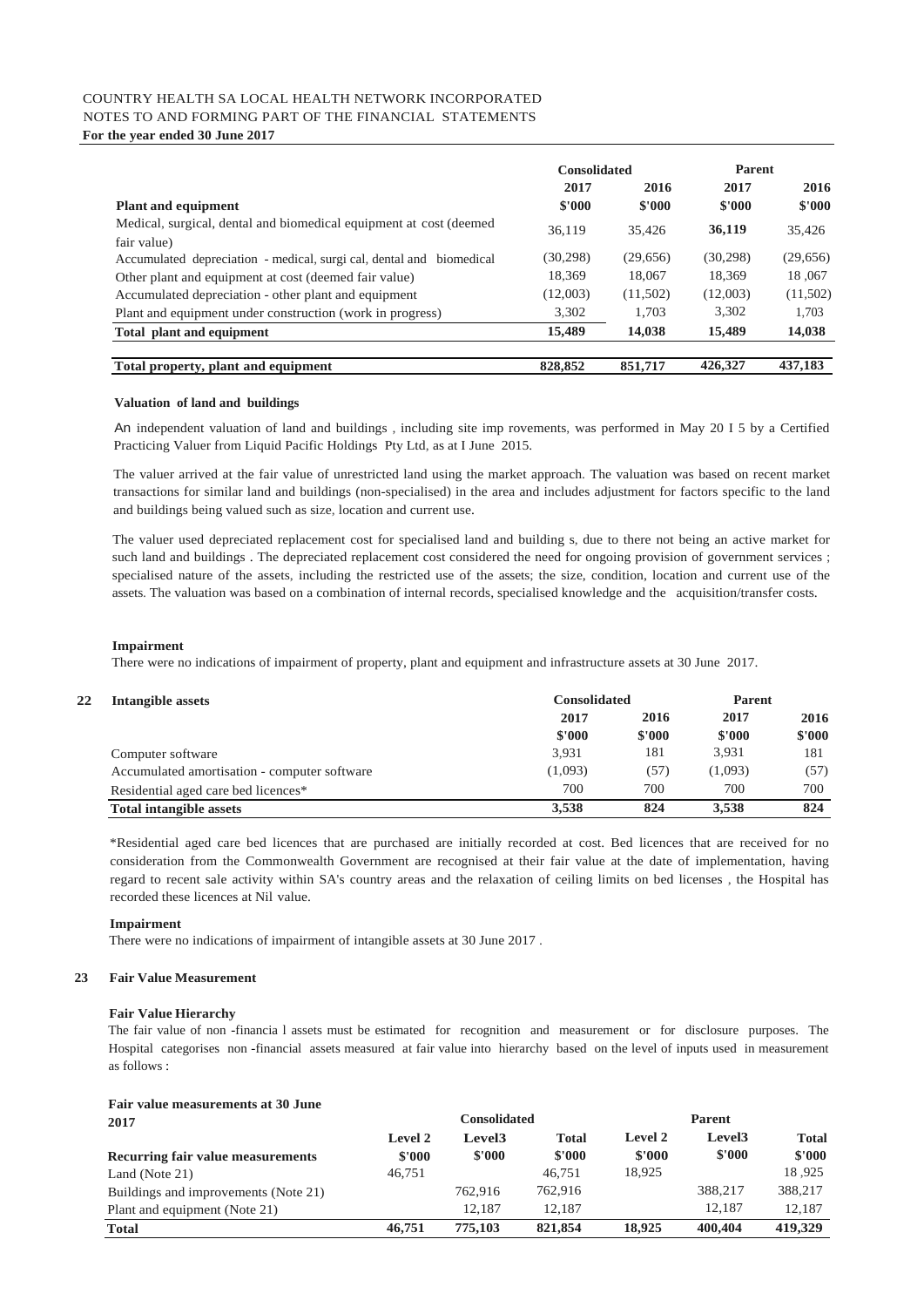COUNTRY HEALTH SA LOCAL HEALTH NETWORK INCORPORATED
NOTES TO AND FORMING PART OF THE FINANCIAL STATEMENTS
**For the year ended 30 June 2017**

| | Consolidated | | Parent | |
|---|---|---|---|---|
| | 2017 | 2016 | 2017 | 2016 |
| **Plant and equipment** | $'000 | $'000 | $'000 | $'000 |
| Medical, surgical, dental and biomedical equipment at cost (deemed fair value) | 36,119 | 35,426 | 36,119 | 35,426 |
| Accumulated depreciation - medical, surgi cal, dental and biomedical | (30,298) | (29,656) | (30,298) | (29,656) |
| Other plant and equipment at cost (deemed fair value) | 18,369 | 18,067 | 18,369 | 18 ,067 |
| Accumulated depreciation - other plant and equipment | (12,003) | (11,502) | (12,003) | (11,502) |
| Plant and equipment under construction (work in progress) | 3,302 | 1,703 | 3,302 | 1,703 |
| **Total plant and equipment** | **15,489** | **14,038** | **15,489** | **14,038** |
| **Total property, plant and equipment** | **828,852** | **851,717** | **426,327** | **437,183** |

**Valuation of land and buildings**

An independent valuation of land and buildings , including site imp rovements, was performed in May 20 I 5 by a Certified Practicing Valuer from Liquid Pacific Holdings Pty Ltd, as at I June 2015.

The valuer arrived at the fair value of unrestricted land using the market approach. The valuation was based on recent market transactions for similar land and buildings (non-specialised) in the area and includes adjustment for factors specific to the land and buildings being valued such as size, location and current use.

The valuer used depreciated replacement cost for specialised land and building s, due to there not being an active market for such land and buildings . The depreciated replacement cost considered the need for ongoing provision of government services ; specialised nature of the assets, including the restricted use of the assets; the size, condition, location and current use of the assets. The valuation was based on a combination of internal records, specialised knowledge and the acquisition/transfer costs.

**Impairment**

There were no indications of impairment of property, plant and equipment and infrastructure assets at 30 June 2017.

## 22 Intangible assets

| | Consolidated | | Parent | |
|---|---|---|---|---|
| | 2017 | 2016 | 2017 | 2016 |
| | $'000 | $'000 | $'000 | $'000 |
| Computer software | 3,931 | 181 | 3,931 | 181 |
| Accumulated amortisation - computer software | (1,093) | (57) | (1,093) | (57) |
| Residential aged care bed licences* | 700 | 700 | 700 | 700 |
| **Total intangible assets** | **3,538** | **824** | **3,538** | **824** |

*Residential aged care bed licences that are purchased are initially recorded at cost. Bed licences that are received for no consideration from the Commonwealth Government are recognised at their fair value at the date of implementation, having regard to recent sale activity within SA's country areas and the relaxation of ceiling limits on bed licenses , the Hospital has recorded these licences at Nil value.

**Impairment**

There were no indications of impairment of intangible assets at 30 June 2017 .

## 23 Fair Value Measurement

**Fair Value Hierarchy**

The fair value of non -financia l assets must be estimated for recognition and measurement or for disclosure purposes. The Hospital categorises non -financial assets measured at fair value into hierarchy based on the level of inputs used in measurement as follows :

| **Fair value measurements at 30 June 2017** | Consolidated | | | Parent | | |
|---|---|---|---|---|---|---|
| | Level 2 | Level3 | Total | Level 2 | Level3 | Total |
| **Recurring fair value measurements** | $'000 | $'000 | $'000 | $'000 | $'000 | $'000 |
| Land (Note 21) | 46,751 | | 46,751 | 18,925 | | 18 ,925 |
| Buildings and improvements (Note 21) | | 762,916 | 762,916 | | 388,217 | 388,217 |
| Plant and equipment (Note 21) | | 12,187 | 12,187 | | 12,187 | 12,187 |
| **Total** | **46,751** | **775,103** | **821,854** | **18,925** | **400,404** | **419,329** |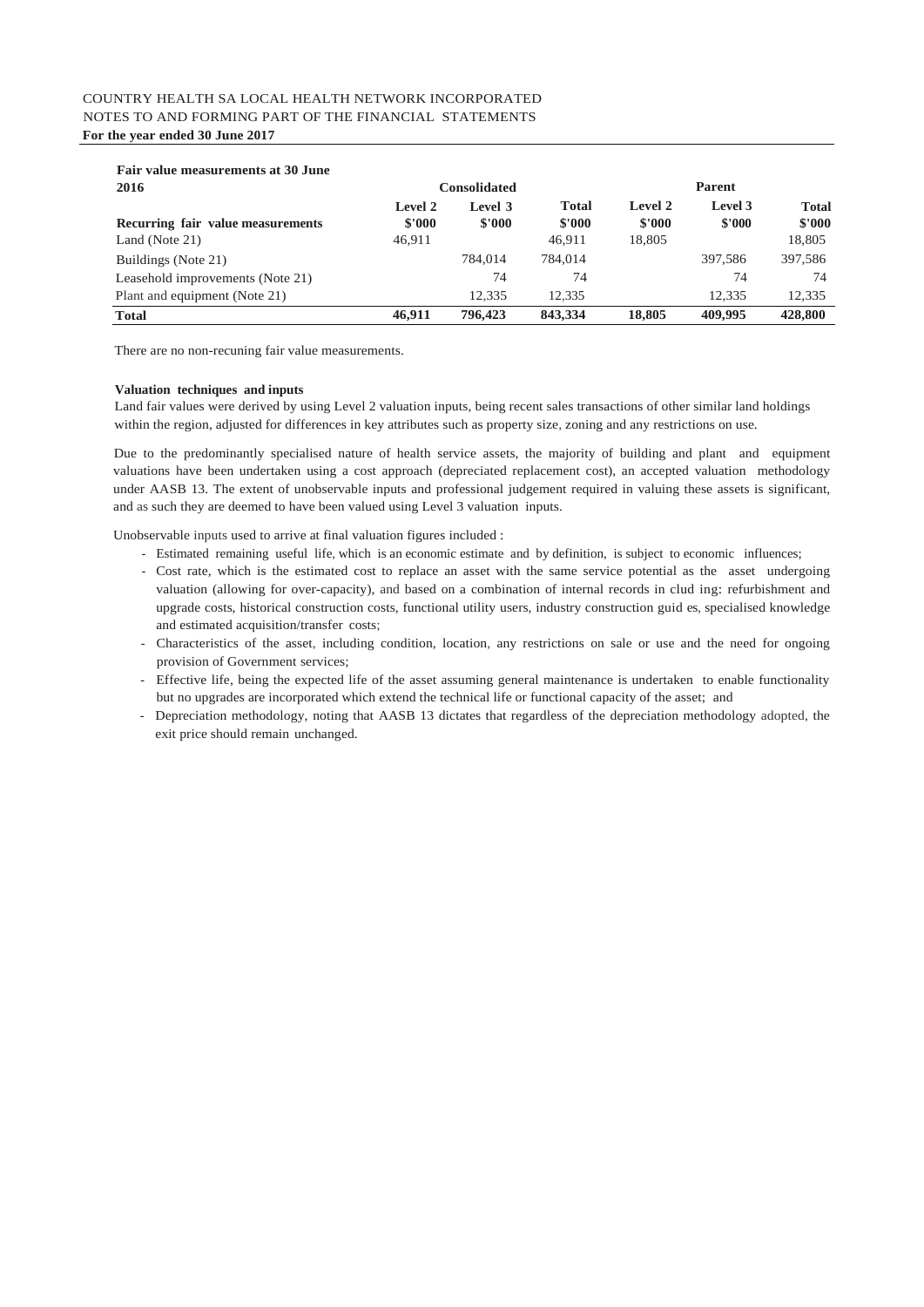| Fair value measurements at 30 June 2016 | Consolidated | | | Parent | | |
|---|---|---|---|---|---|---|
| **Recurring fair value measurements** | **Level 2 \$'000** | **Level 3 \$'000** | **Total \$'000** | **Level 2 \$'000** | **Level 3 \$'000** | **Total \$'000** |
| Land (Note 21) | 46,911 | | 46,911 | 18,805 | | 18,805 |
| Buildings (Note 21) | | 784,014 | 784,014 | | 397,586 | 397,586 |
| Leasehold improvements (Note 21) | | 74 | 74 | | 74 | 74 |
| Plant and equipment (Note 21) | | 12,335 | 12,335 | | 12,335 | 12,335 |
| **Total** | **46,911** | **796,423** | **843,334** | **18,805** | **409,995** | **428,800** |

There are no non-recuning fair value measurements.

**Valuation techniques and inputs**

Land fair values were derived by using Level 2 valuation inputs, being recent sales transactions of other similar land holdings within the region, adjusted for differences in key attributes such as property size, zoning and any restrictions on use.

Due to the predominantly specialised nature of health service assets, the majority of building and plant and equipment valuations have been undertaken using a cost approach (depreciated replacement cost), an accepted valuation methodology under AASB 13. The extent of unobservable inputs and professional judgement required in valuing these assets is significant, and as such they are deemed to have been valued using Level 3 valuation inputs.

Unobservable inputs used to arrive at final valuation figures included :

- Estimated remaining useful life, which is an economic estimate and by definition, is subject to economic influences;
- Cost rate, which is the estimated cost to replace an asset with the same service potential as the asset undergoing valuation (allowing for over-capacity), and based on a combination of internal records in clud ing: refurbishment and upgrade costs, historical construction costs, functional utility users, industry construction guid es, specialised knowledge and estimated acquisition/transfer costs;
- Characteristics of the asset, including condition, location, any restrictions on sale or use and the need for ongoing provision of Government services;
- Effective life, being the expected life of the asset assuming general maintenance is undertaken to enable functionality but no upgrades are incorporated which extend the technical life or functional capacity of the asset; and
- Depreciation methodology, noting that AASB 13 dictates that regardless of the depreciation methodology adopted, the exit price should remain unchanged.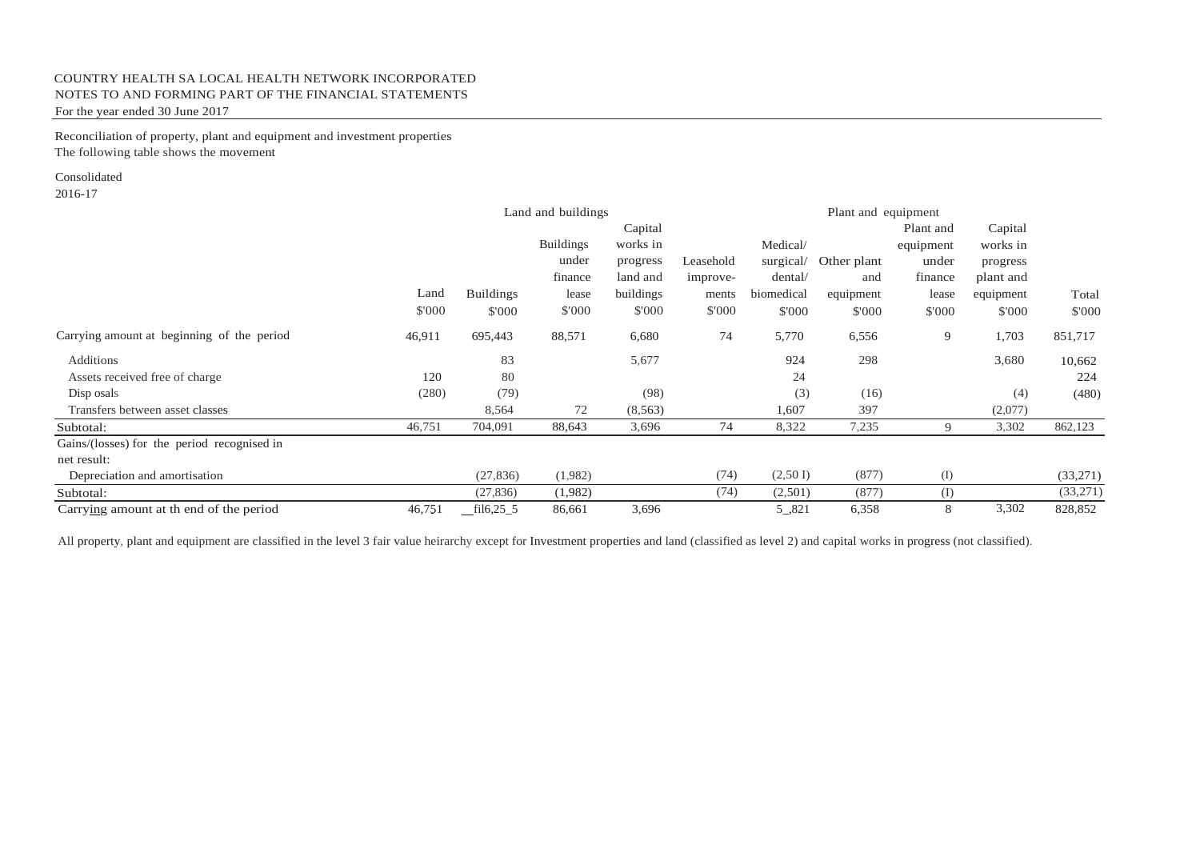COUNTRY HEALTH SA LOCAL HEALTH NETWORK INCORPORATED
NOTES TO AND FORMING PART OF THE FINANCIAL STATEMENTS
For the year ended 30 June 2017

Reconciliation of property, plant and equipment and investment properties
The following table shows the movement

Consolidated
2016-17

| | Land and buildings | | | | | Plant and equipment | | | | |
|---|---|---|---|---|---|---|---|---|---|---|
| | Land $'000 | Buildings $'000 | Buildings under finance lease $'000 | Capital works in progress land and buildings $'000 | Leasehold improve-ments $'000 | Medical/ surgical/ dental/ biomedical $'000 | Other plant and equipment $'000 | Plant and equipment under finance lease $'000 | Capital works in progress plant and equipment $'000 | Total $'000 |
| Carrying amount at beginning of the period | 46,911 | 695,443 | 88,571 | 6,680 | 74 | 5,770 | 6,556 | 9 | 1,703 | 851,717 |
| Additions | | 83 | | 5,677 | | 924 | 298 | | 3,680 | 10,662 |
| Assets received free of charge | 120 | 80 | | | | 24 | | | | 224 |
| Disp osals | (280) | (79) | | (98) | | (3) | (16) | | (4) | (480) |
| Transfers between asset classes | | 8,564 | 72 | (8,563) | | 1,607 | 397 | | (2,077) | |
| Subtotal: | 46,751 | 704,091 | 88,643 | 3,696 | 74 | 8,322 | 7,235 | 9 | 3,302 | 862,123 |
| Gains/(losses) for the period recognised in net result: | | | | | | | | | | |
| Depreciation and amortisation | | (27,836) | (1,982) | | (74) | (2,50 I) | (877) | (I) | | (33,271) |
| Subtotal: | | (27,836) | (1,982) | | (74) | (2,501) | (877) | (I) | | (33,271) |
| Carrying amount at th end of the period | 46,751 | fil6,25_5 | 86,661 | 3,696 | | 5_,821 | 6,358 | 8 | 3,302 | 828,852 |

All property, plant and equipment are classified in the level 3 fair value heirarchy except for Investment properties and land (classified as level 2) and capital works in progress (not classified).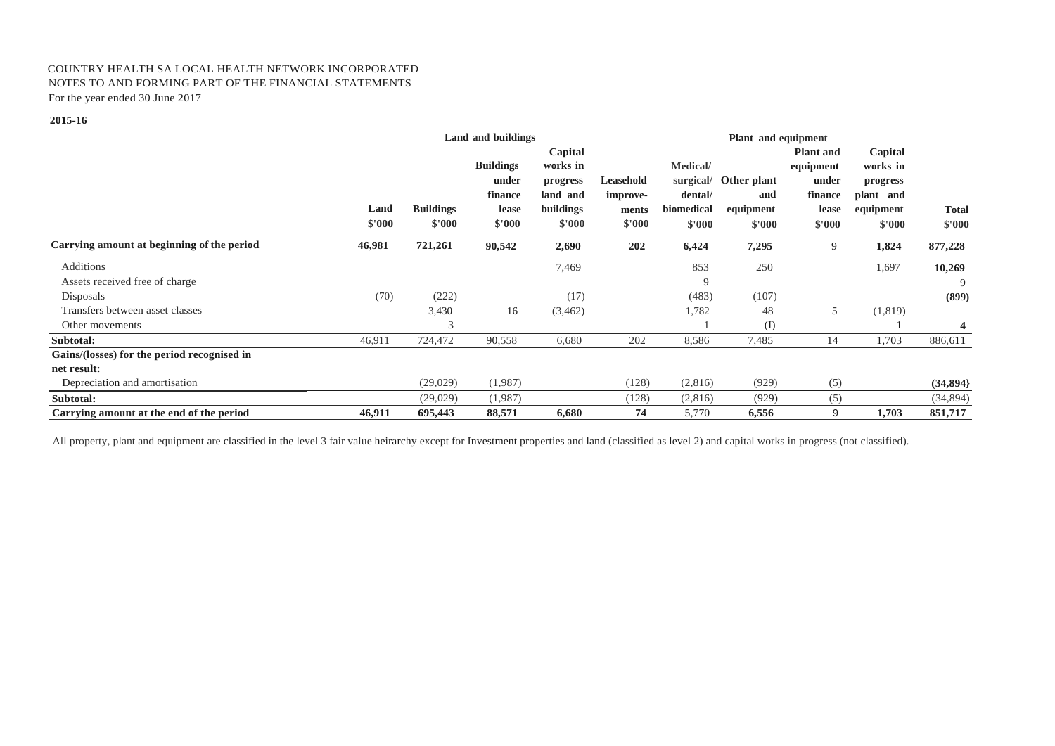COUNTRY HEALTH SA LOCAL HEALTH NETWORK INCORPORATED
NOTES TO AND FORMING PART OF THE FINANCIAL STATEMENTS
For the year ended 30 June 2017

**2015-16**

| | Land and buildings | | | | Plant and equipment | | | | | |
|---|---|---|---|---|---|---|---|---|---|---|
| | Land $'000 | Buildings $'000 | Buildings under finance lease $'000 | Capital works in progress land and buildings $'000 | Leasehold improvements $'000 | Medical/ surgical/ dental/ biomedical $'000 | Other plant and equipment $'000 | Plant and equipment under finance lease $'000 | Capital works in progress plant and equipment $'000 | Total $'000 |
| **Carrying amount at beginning of the period** | **46,981** | **721,261** | **90,542** | **2,690** | **202** | **6,424** | **7,295** | 9 | **1,824** | **877,228** |
| Additions | | | | 7,469 | | 853 | 250 | | 1,697 | **10,269** |
| Assets received free of charge | | | | | | 9 | | | | 9 |
| Disposals | (70) | (222) | | (17) | | (483) | (107) | | | **(899)** |
| Transfers between asset classes | | 3,430 | 16 | (3,462) | | 1,782 | 48 | 5 | (1,819) | |
| Other movements | | 3 | | | | 1 | (I) | | 1 | **4** |
| **Subtotal:** | 46,911 | 724,472 | 90,558 | 6,680 | 202 | 8,586 | 7,485 | 14 | 1,703 | 886,611 |
| **Gains/(losses) for the period recognised in net result:** | | | | | | | | | | |
| Depreciation and amortisation | | (29,029) | (1,987) | | (128) | (2,816) | (929) | (5) | | **(34,894}** |
| **Subtotal:** | | (29,029) | (1,987) | | (128) | (2,816) | (929) | (5) | | (34,894) |
| **Carrying amount at the end of the period** | **46,911** | **695,443** | **88,571** | **6,680** | **74** | 5,770 | **6,556** | 9 | **1,703** | **851,717** |

All property, plant and equipment are classified in the level 3 fair value heirarchy except for Investment properties and land (classified as level 2) and capital works in progress (not classified).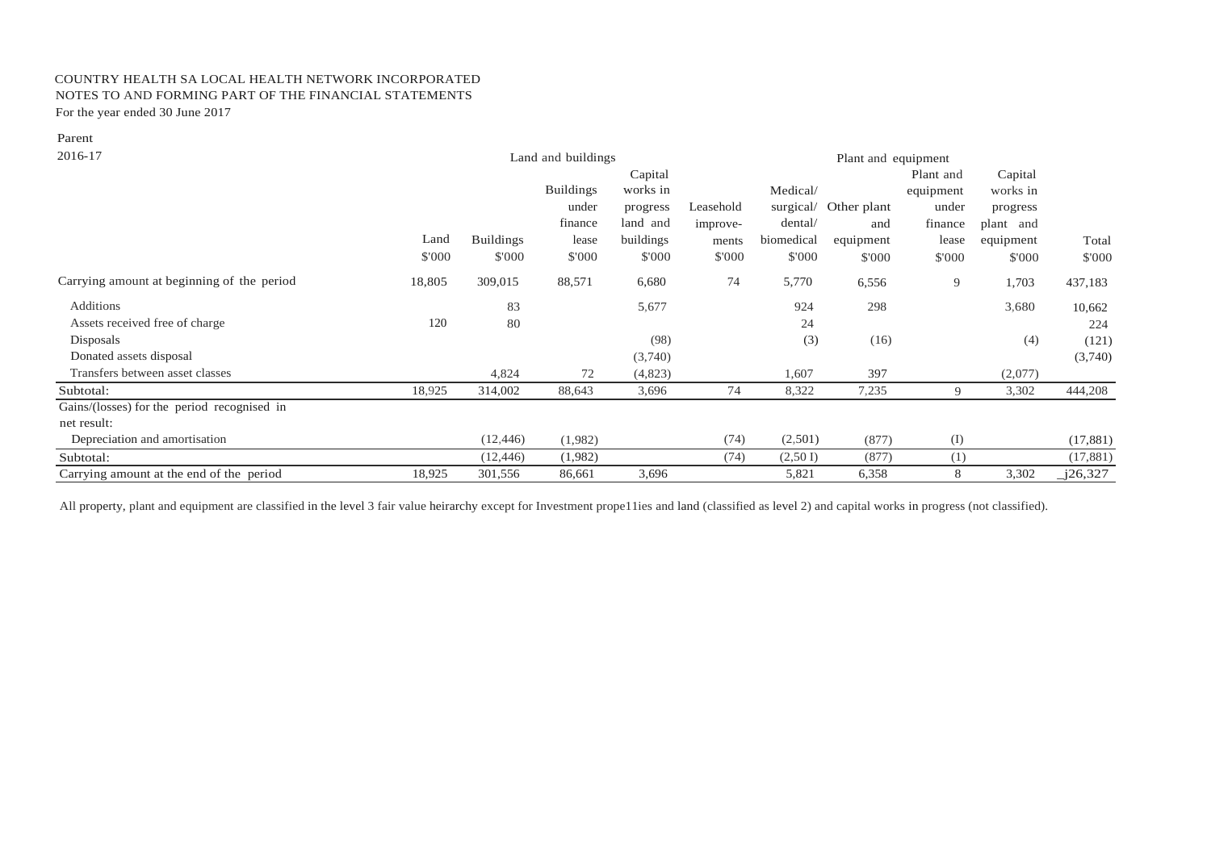COUNTRY HEALTH SA LOCAL HEALTH NETWORK INCORPORATED
NOTES TO AND FORMING PART OF THE FINANCIAL STATEMENTS
For the year ended 30 June 2017

Parent
2016-17

| | Land and buildings | | | | Plant and equipment | | | | | |
|---|---|---|---|---|---|---|---|---|---|---|
| | Land $'000 | Buildings $'000 | Buildings under finance lease $'000 | Capital works in progress land and buildings $'000 | Leasehold improve-ments $'000 | Medical/ surgical/ dental/ biomedical $'000 | Other plant and equipment $'000 | Plant and equipment under finance lease $'000 | Capital works in progress plant and equipment $'000 | Total $'000 |
| Carrying amount at beginning of the period | 18,805 | 309,015 | 88,571 | 6,680 | 74 | 5,770 | 6,556 | 9 | 1,703 | 437,183 |
| Additions | | 83 | | 5,677 | | 924 | 298 | | 3,680 | 10,662 |
| Assets received free of charge | 120 | 80 | | | | 24 | | | | 224 |
| Disposals | | | | (98) | | (3) | (16) | | (4) | (121) |
| Donated assets disposal | | | | (3,740) | | | | | | (3,740) |
| Transfers between asset classes | | 4,824 | 72 | (4,823) | | 1,607 | 397 | | (2,077) | |
| Subtotal: | 18,925 | 314,002 | 88,643 | 3,696 | 74 | 8,322 | 7,235 | 9 | 3,302 | 444,208 |
| Gains/(losses) for the period recognised in net result: | | | | | | | | | | |
| Depreciation and amortisation | | (12,446) | (1,982) | | (74) | (2,501) | (877) | (I) | | (17,881) |
| Subtotal: | | (12,446) | (1,982) | | (74) | (2,50 I) | (877) | (1) | | (17,881) |
| Carrying amount at the end of the period | 18,925 | 301,556 | 86,661 | 3,696 | | 5,821 | 6,358 | 8 | 3,302 | _j26,327 |

All property, plant and equipment are classified in the level 3 fair value heirarchy except for Investment prope11ies and land (classified as level 2) and capital works in progress (not classified).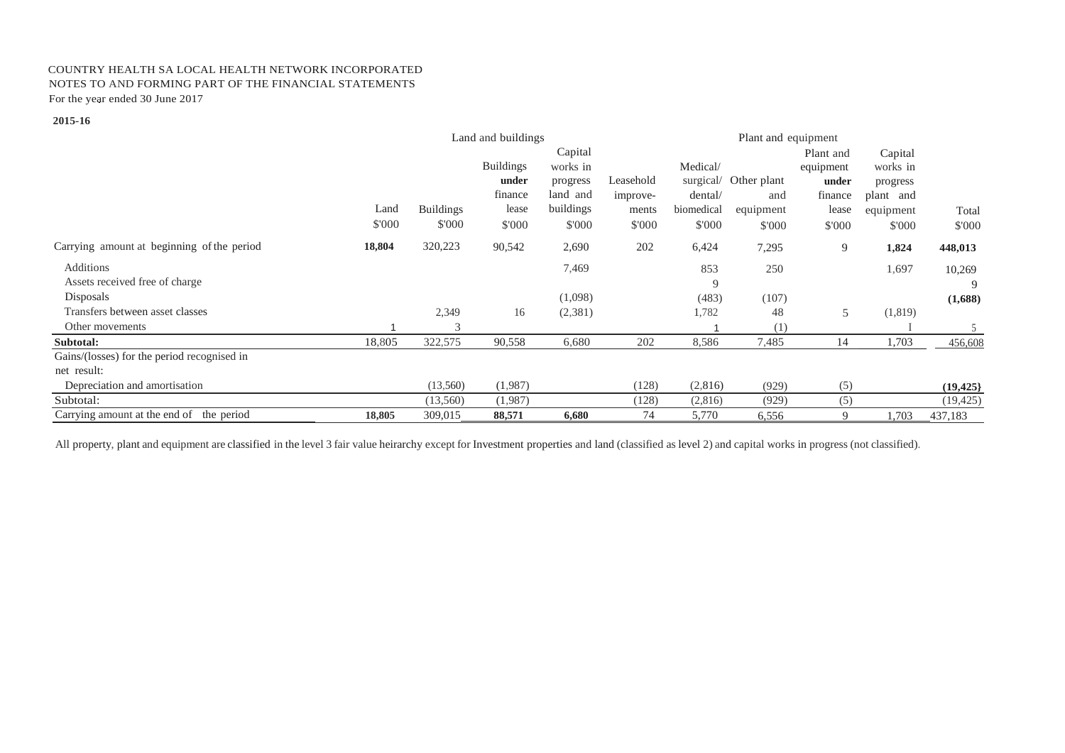COUNTRY HEALTH SA LOCAL HEALTH NETWORK INCORPORATED
NOTES TO AND FORMING PART OF THE FINANCIAL STATEMENTS
For the year ended 30 June 2017

**2015-16**

| | Land and buildings | | | | | Plant and equipment | | | | |
|---|---|---|---|---|---|---|---|---|---|---|
| | Land | Buildings | Buildings **under** finance lease | Capital works in progress land and buildings | Leasehold improvements | Medical/ surgical/ dental/ biomedical | Other plant and equipment | Plant and equipment **under** finance lease | Capital works in progress plant and equipment | Total |
| | $'000 | $'000 | $'000 | $'000 | $'000 | $'000 | $'000 | $'000 | $'000 | $'000 |
| Carrying amount at beginning of the period | **18,804** | 320,223 | 90,542 | 2,690 | 202 | 6,424 | 7,295 | 9 | **1,824** | **448,013** |
| Additions | | | | 7,469 | | 853 | 250 | | 1,697 | 10,269 |
| Assets received free of charge | | | | | | 9 | | | | 9 |
| Disposals | | | | (1,098) | | (483) | (107) | | | **(1,688)** |
| Transfers between asset classes | | 2,349 | 16 | (2,381) | | 1,782 | 48 | 5 | (1,819) | |
| Other movements | 1 | 3 | | | | 1 | (1) | | I | 5 |
| **Subtotal:** | 18,805 | 322,575 | 90,558 | 6,680 | 202 | 8,586 | 7,485 | 14 | 1,703 | 456,608 |
| Gains/(losses) for the period recognised in net result: | | | | | | | | | | |
| Depreciation and amortisation | | (13,560) | (1,987) | | (128) | (2,816) | (929) | (5) | | **(19,425}** |
| Subtotal: | | (13,560) | (1,987) | | (128) | (2,816) | (929) | (5) | | (19,425) |
| Carrying amount at the end of the period | **18,805** | 309,015 | **88,571** | **6,680** | 74 | 5,770 | 6,556 | 9 | 1,703 | 437,183 |

All property, plant and equipment are classified in the level 3 fair value heirarchy except for Investment properties and land (classified as level 2) and capital works in progress (not classified).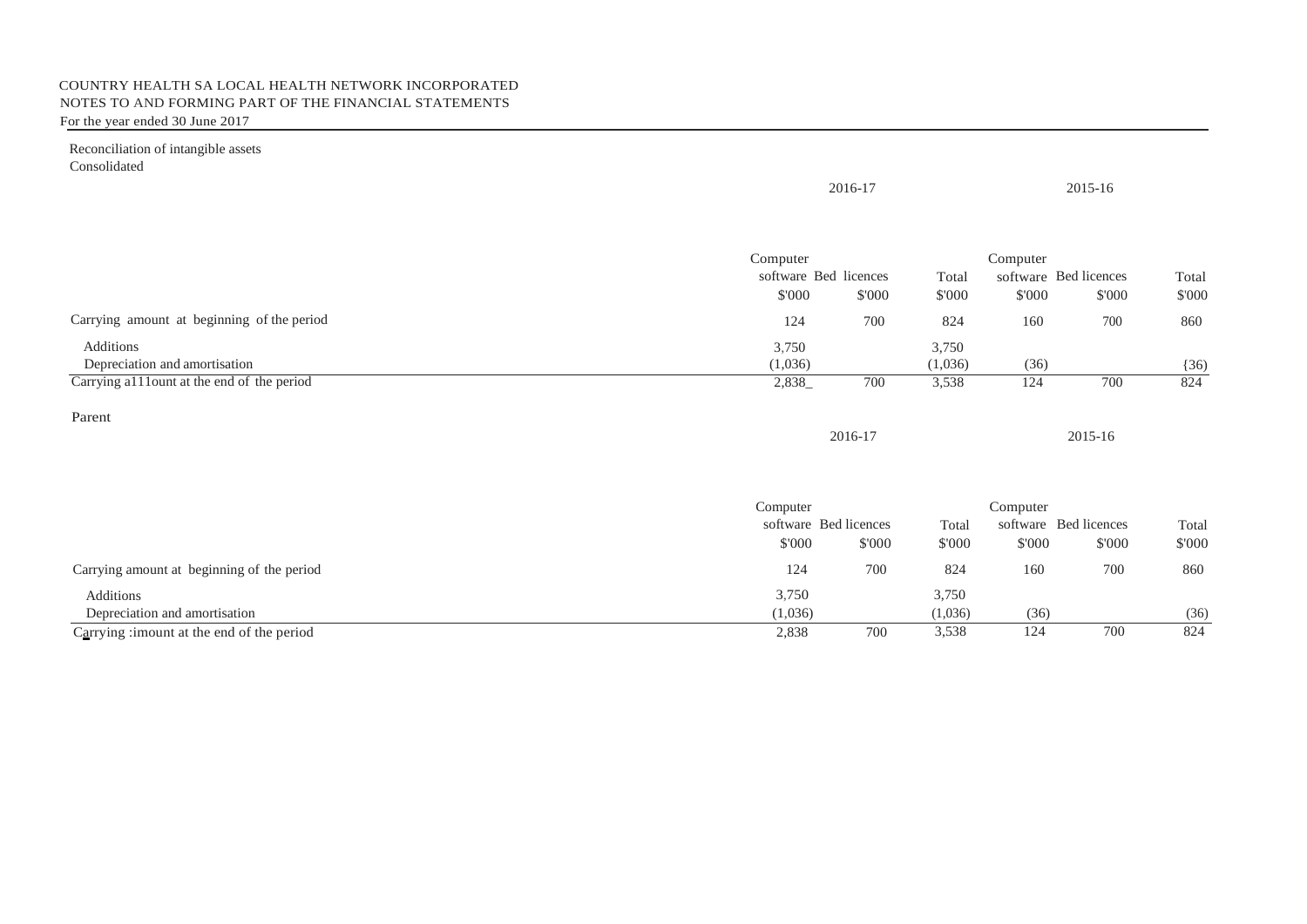Reconciliation of intangible assets

Consolidated

| | 2016-17 | | | 2015-16 | | |
|---|---|---|---|---|---|---|
| | Computer software | Bed licences | Total | Computer software | Bed licences | Total |
| | $'000 | $'000 | $'000 | $'000 | $'000 | $'000 |
| Carrying amount at beginning of the period | 124 | 700 | 824 | 160 | 700 | 860 |
| Additions | 3,750 | | 3,750 | | | |
| Depreciation and amortisation | (1,036) | | (1,036) | (36) | | (36) |
| Carrying amount at the end of the period | 2,838 | 700 | 3,538 | 124 | 700 | 824 |

Parent

| | 2016-17 | | | 2015-16 | | |
|---|---|---|---|---|---|---|
| | Computer software | Bed licences | Total | Computer software | Bed licences | Total |
| | $'000 | $'000 | $'000 | $'000 | $'000 | $'000 |
| Carrying amount at beginning of the period | 124 | 700 | 824 | 160 | 700 | 860 |
| Additions | 3,750 | | 3,750 | | | |
| Depreciation and amortisation | (1,036) | | (1,036) | (36) | | (36) |
| Carrying amount at the end of the period | 2,838 | 700 | 3,538 | 124 | 700 | 824 |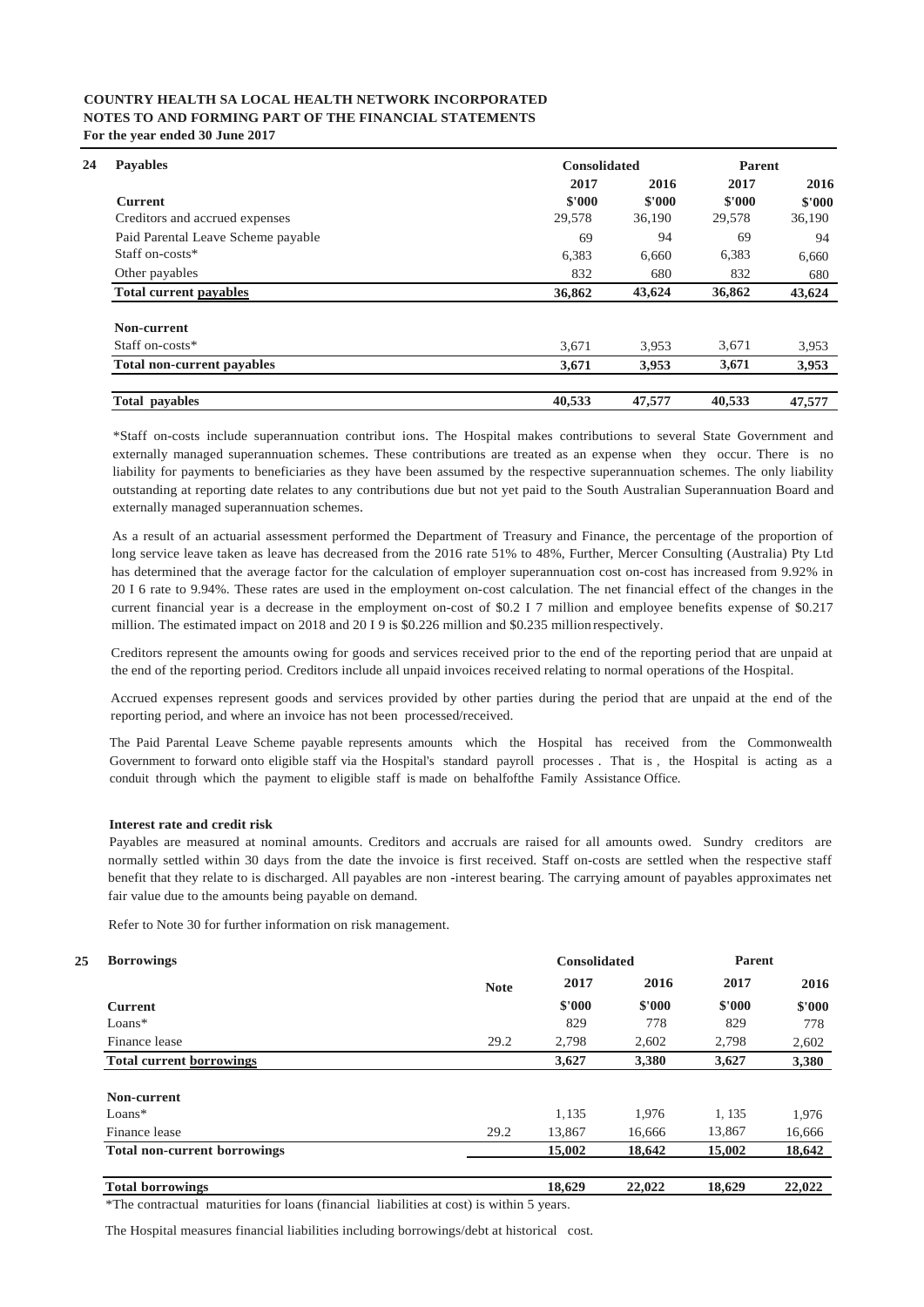**COUNTRY HEALTH SA LOCAL HEALTH NETWORK INCORPORATED**
**NOTES TO AND FORMING PART OF THE FINANCIAL STATEMENTS**
**For the year ended 30 June 2017**

## 24 Payables

| | Consolidated | | Parent | |
|---|---|---|---|---|
| | 2017 | 2016 | 2017 | 2016 |
| **Current** | $'000 | $'000 | $'000 | $'000 |
| Creditors and accrued expenses | 29,578 | 36,190 | 29,578 | 36,190 |
| Paid Parental Leave Scheme payable | 69 | 94 | 69 | 94 |
| Staff on-costs* | 6,383 | 6,660 | 6,383 | 6,660 |
| Other payables | 832 | 680 | 832 | 680 |
| **Total current payables** | **36,862** | **43,624** | **36,862** | **43,624** |
| **Non-current** | | | | |
| Staff on-costs* | 3,671 | 3,953 | 3,671 | 3,953 |
| **Total non-current payables** | **3,671** | **3,953** | **3,671** | **3,953** |
| **Total payables** | **40,533** | **47,577** | **40,533** | **47,577** |

*Staff on-costs include superannuation contribut ions. The Hospital makes contributions to several State Government and externally managed superannuation schemes. These contributions are treated as an expense when they occur. There is no liability for payments to beneficiaries as they have been assumed by the respective superannuation schemes. The only liability outstanding at reporting date relates to any contributions due but not yet paid to the South Australian Superannuation Board and externally managed superannuation schemes.

As a result of an actuarial assessment performed the Department of Treasury and Finance, the percentage of the proportion of long service leave taken as leave has decreased from the 2016 rate 51% to 48%, Further, Mercer Consulting (Australia) Pty Ltd has determined that the average factor for the calculation of employer superannuation cost on-cost has increased from 9.92% in 20 I 6 rate to 9.94%. These rates are used in the employment on-cost calculation. The net financial effect of the changes in the current financial year is a decrease in the employment on-cost of $0.2 I 7 million and employee benefits expense of $0.217 million. The estimated impact on 2018 and 20 I 9 is $0.226 million and $0.235 million respectively.

Creditors represent the amounts owing for goods and services received prior to the end of the reporting period that are unpaid at the end of the reporting period. Creditors include all unpaid invoices received relating to normal operations of the Hospital.

Accrued expenses represent goods and services provided by other parties during the period that are unpaid at the end of the reporting period, and where an invoice has not been processed/received.

The Paid Parental Leave Scheme payable represents amounts which the Hospital has received from the Commonwealth Government to forward onto eligible staff via the Hospital's standard payroll processes . That is , the Hospital is acting as a conduit through which the payment to eligible staff is made on behalfofthe Family Assistance Office.

**Interest rate and credit risk**

Payables are measured at nominal amounts. Creditors and accruals are raised for all amounts owed. Sundry creditors are normally settled within 30 days from the date the invoice is first received. Staff on-costs are settled when the respective staff benefit that they relate to is discharged. All payables are non -interest bearing. The carrying amount of payables approximates net fair value due to the amounts being payable on demand.

Refer to Note 30 for further information on risk management.

## 25 Borrowings

| | Note | Consolidated | | Parent | |
|---|---|---|---|---|---|
| | | 2017 | 2016 | 2017 | 2016 |
| **Current** | | $'000 | $'000 | $'000 | $'000 |
| Loans* | | 829 | 778 | 829 | 778 |
| Finance lease | 29.2 | 2,798 | 2,602 | 2,798 | 2,602 |
| **Total current borrowings** | | **3,627** | **3,380** | **3,627** | **3,380** |
| **Non-current** | | | | | |
| Loans* | | 1,135 | 1,976 | 1, 135 | 1,976 |
| Finance lease | 29.2 | 13,867 | 16,666 | 13,867 | 16,666 |
| **Total non-current borrowings** | | **15,002** | **18,642** | **15,002** | **18,642** |
| **Total borrowings** | | **18,629** | **22,022** | **18,629** | **22,022** |

*The contractual maturities for loans (financial liabilities at cost) is within 5 years.

The Hospital measures financial liabilities including borrowings/debt at historical cost.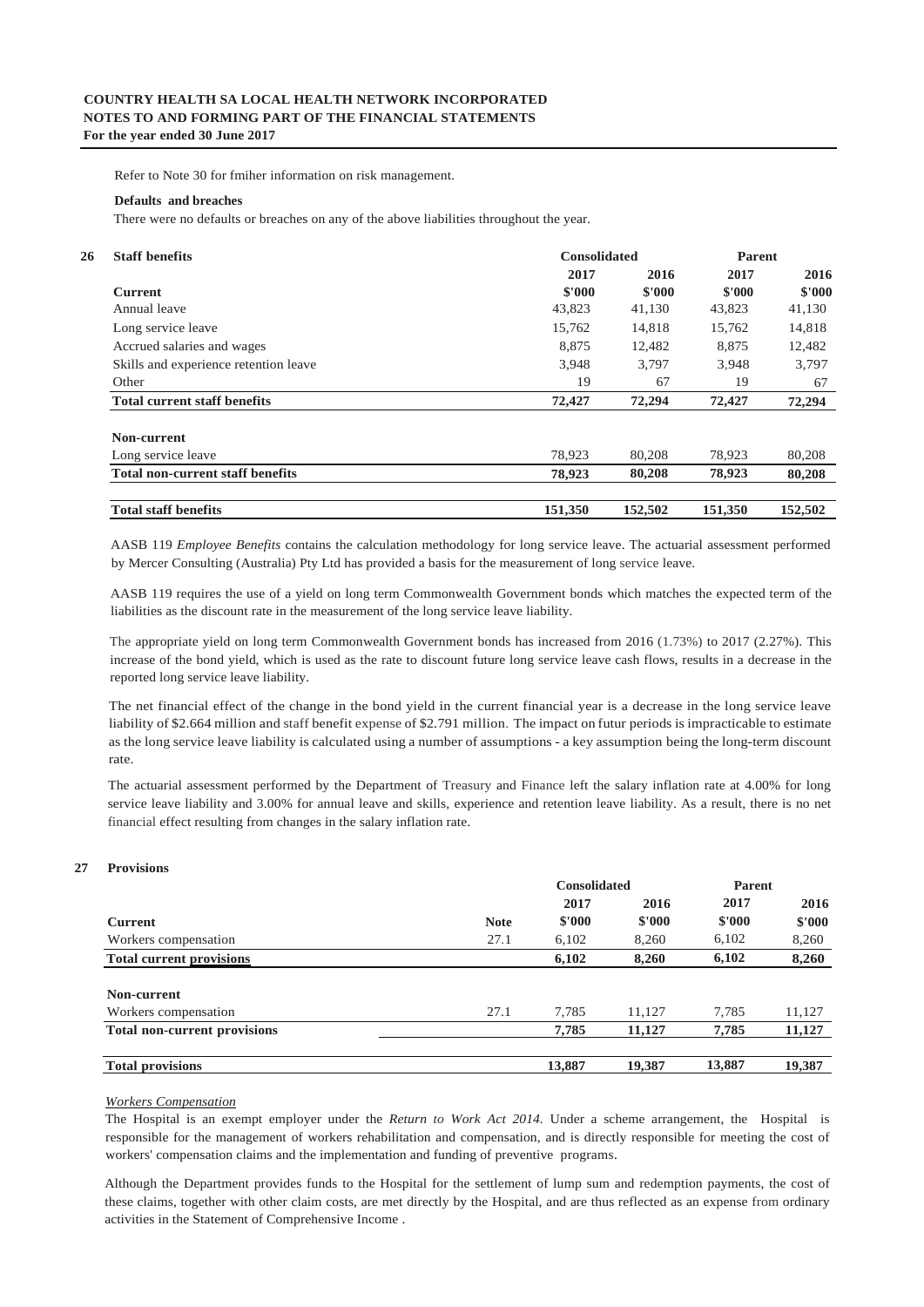Refer to Note 30 for fmiher information on risk management.

**Defaults and breaches**

There were no defaults or breaches on any of the above liabilities throughout the year.

## 26 Staff benefits

| | Consolidated | | Parent | |
|---|---|---|---|---|
| | 2017 | 2016 | 2017 | 2016 |
| **Current** | $'000 | $'000 | $'000 | $'000 |
| Annual leave | 43,823 | 41,130 | 43,823 | 41,130 |
| Long service leave | 15,762 | 14,818 | 15,762 | 14,818 |
| Accrued salaries and wages | 8,875 | 12,482 | 8,875 | 12,482 |
| Skills and experience retention leave | 3,948 | 3,797 | 3,948 | 3,797 |
| Other | 19 | 67 | 19 | 67 |
| **Total current staff benefits** | **72,427** | **72,294** | **72,427** | **72,294** |
| **Non-current** | | | | |
| Long service leave | 78,923 | 80,208 | 78,923 | 80,208 |
| **Total non-current staff benefits** | **78,923** | **80,208** | **78,923** | **80,208** |
| **Total staff benefits** | **151,350** | **152,502** | **151,350** | **152,502** |

AASB 119 *Employee Benefits* contains the calculation methodology for long service leave. The actuarial assessment performed by Mercer Consulting (Australia) Pty Ltd has provided a basis for the measurement of long service leave.

AASB 119 requires the use of a yield on long term Commonwealth Government bonds which matches the expected term of the liabilities as the discount rate in the measurement of the long service leave liability.

The appropriate yield on long term Commonwealth Government bonds has increased from 2016 (1.73%) to 2017 (2.27%). This increase of the bond yield, which is used as the rate to discount future long service leave cash flows, results in a decrease in the reported long service leave liability.

The net financial effect of the change in the bond yield in the current financial year is a decrease in the long service leave liability of $2.664 million and staff benefit expense of $2.791 million. The impact on futur periods is impracticable to estimate as the long service leave liability is calculated using a number of assumptions - a key assumption being the long-term discount rate.

The actuarial assessment performed by the Department of Treasury and Finance left the salary inflation rate at 4.00% for long service leave liability and 3.00% for annual leave and skills, experience and retention leave liability. As a result, there is no net financial effect resulting from changes in the salary inflation rate.

## 27 Provisions

| | | Consolidated | | Parent | |
|---|---|---|---|---|---|
| | | 2017 | 2016 | 2017 | 2016 |
| **Current** | **Note** | $'000 | $'000 | $'000 | $'000 |
| Workers compensation | 27.1 | 6,102 | 8,260 | 6,102 | 8,260 |
| **Total current provisions** | | **6,102** | **8,260** | **6,102** | **8,260** |
| **Non-current** | | | | | |
| Workers compensation | 27.1 | 7,785 | 11,127 | 7,785 | 11,127 |
| **Total non-current provisions** | | **7,785** | **11,127** | **7,785** | **11,127** |
| **Total provisions** | | **13,887** | **19,387** | **13,887** | **19,387** |

*Workers Compensation*

The Hospital is an exempt employer under the *Return to Work Act 2014.* Under a scheme arrangement, the Hospital is responsible for the management of workers rehabilitation and compensation, and is directly responsible for meeting the cost of workers' compensation claims and the implementation and funding of preventive programs.

Although the Department provides funds to the Hospital for the settlement of lump sum and redemption payments, the cost of these claims, together with other claim costs, are met directly by the Hospital, and are thus reflected as an expense from ordinary activities in the Statement of Comprehensive Income .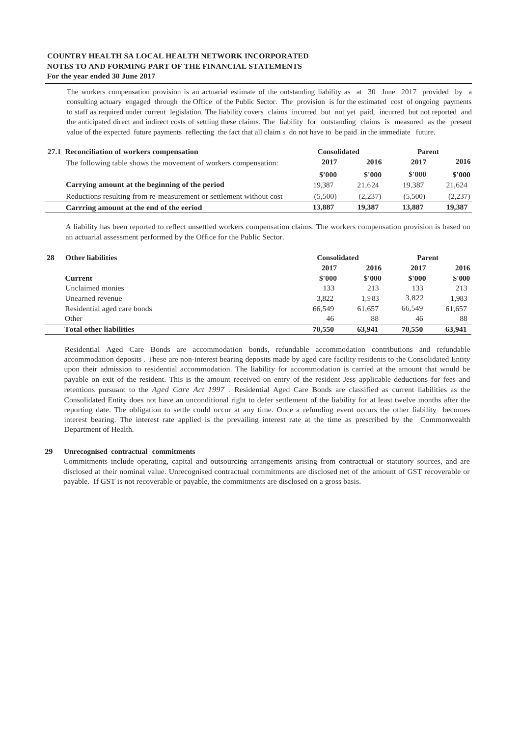The workers compensation provision is an actuarial estimate of the outstanding liability as at 30 June 2017 provided by a consulting actuary engaged through the Office of the Public Sector. The provision is for the estimated cost of ongoing payments to staff as required under current legislation. The liability covers claims incurred but not yet paid, incurred but not reported and the anticipated direct and indirect costs of settling these claims. The liability for outstanding claims is measured as the present value of the expected future payments reflecting the fact that all claim s do not have to be paid in the immediate future.

### 27.1 Reconciliation of workers compensation

| The following table shows the movement of workers compensation: | Consolidated | | Parent | |
|---|---|---|---|---|
| | 2017 | 2016 | 2017 | 2016 |
| | $'000 | $'000 | $'000 | $'000 |
| **Carrying amount at the beginning of the period** | 19,387 | 21,624 | 19,387 | 21,624 |
| Reductions resulting from re-measurement or settlement without cost | (5,500) | (2,237) | (5,500) | (2,237) |
| **Carrring amount at the end of the eeriod** | **13,887** | **19,387** | **13,887** | **19,387** |

A liability has been reported to reflect unsettled workers compensation claims. The workers compensation provision is based on an actuarial assessment performed by the Office for the Public Sector.

## 28 Other liabilities

| | Consolidated | | Parent | |
|---|---|---|---|---|
| | 2017 | 2016 | 2017 | 2016 |
| **Current** | $'000 | $'000 | $'000 | $'000 |
| Unclaimed monies | 133 | 213 | 133 | 213 |
| Unearned revenue | 3,822 | 1,983 | 3,822 | 1,983 |
| Residential aged care bonds | 66,549 | 61,657 | 66,549 | 61,657 |
| Other | 46 | 88 | 46 | 88 |
| **Total other liabilities** | **70,550** | **63,941** | **70,550** | **63,941** |

Residential Aged Care Bonds are accommodation bonds, refundable accommodation contributions and refundable accommodation deposits . These are non-interest bearing deposits made by aged care facility residents to the Consolidated Entity upon their admission to residential accommodation. The liability for accommodation is carried at the amount that would be payable on exit of the resident. This is the amount received on entry of the resident Jess applicable deductions for fees and retentions pursuant to the *Aged Care Act 1997* . Residential Aged Care Bonds are classified as current liabilities as the Consolidated Entity does not have an unconditional right to defer settlement of the liability for at least twelve months after the reporting date. The obligation to settle could occur at any time. Once a refunding event occurs the other liability becomes interest bearing. The interest rate applied is the prevailing interest rate at the time as prescribed by the Commonwealth Department of Health.

## 29 Unrecognised contractual commitments

Commitments include operating, capital and outsourcing arrangements arising from contractual or statutory sources, and are disclosed at their nominal value. Unrecognised contractual commitments are disclosed net of the amount of GST recoverable or payable. If GST is not recoverable or payable, the commitments are disclosed on a gross basis.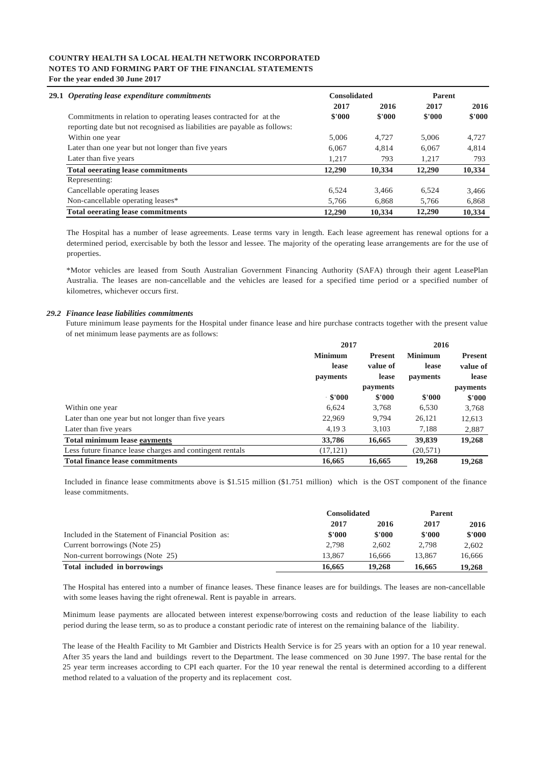**COUNTRY HEALTH SA LOCAL HEALTH NETWORK INCORPORATED**
**NOTES TO AND FORMING PART OF THE FINANCIAL STATEMENTS**
**For the year ended 30 June 2017**

| **29.1** *Operating lease expenditure commitments* | **Consolidated** | | **Parent** | |
|---|---|---|---|---|
| | **2017** | **2016** | **2017** | **2016** |
| Commitments in relation to operating leases contracted for at the reporting date but not recognised as liabilities are payable as follows: | **$'000** | **$'000** | **$'000** | **$'000** |
| Within one year | 5,006 | 4,727 | 5,006 | 4,727 |
| Later than one year but not longer than five years | 6,067 | 4,814 | 6,067 | 4,814 |
| Later than five years | 1,217 | 793 | 1,217 | 793 |
| **Total oeerating lease commitments** | **12,290** | **10,334** | **12,290** | **10,334** |
| Representing: | | | | |
| Cancellable operating leases | 6,524 | 3,466 | 6,524 | 3,466 |
| Non-cancellable operating leases* | 5,766 | 6,868 | 5,766 | 6,868 |
| **Total oeerating lease commitments** | **12,290** | **10,334** | **12,290** | **10,334** |

The Hospital has a number of lease agreements. Lease terms vary in length. Each lease agreement has renewal options for a determined period, exercisable by both the lessor and lessee. The majority of the operating lease arrangements are for the use of properties.

*Motor vehicles are leased from South Australian Government Financing Authority (SAFA) through their agent LeasePlan Australia. The leases are non-cancellable and the vehicles are leased for a specified time period or a specified number of kilometres, whichever occurs first.

### *29.2 Finance lease liabilities commitments*

Future minimum lease payments for the Hospital under finance lease and hire purchase contracts together with the present value of net minimum lease payments are as follows:

| | **2017** | | **2016** | |
|---|---|---|---|---|
| | **Minimum lease payments** | **Present value of lease payments** | **Minimum lease payments** | **Present value of lease payments** |
| | **$'000** | **$'000** | **$'000** | **$'000** |
| Within one year | 6,624 | 3,768 | 6,530 | 3,768 |
| Later than one year but not longer than five years | 22,969 | 9,794 | 26,121 | 12,613 |
| Later than five years | 4,19 3 | 3,103 | 7,188 | 2,887 |
| **Total minimum lease eayments** | **33,786** | **16,665** | **39,839** | **19,268** |
| Less future finance lease charges and contingent rentals | (17,121) | | (20,571) | |
| **Total finance lease commitments** | **16,665** | **16,665** | **19,268** | **19,268** |

Included in finance lease commitments above is $1.515 million ($1.751 million) which is the OST component of the finance lease commitments.

| | **Consolidated** | | **Parent** | |
|---|---|---|---|---|
| | **2017** | **2016** | **2017** | **2016** |
| Included in the Statement of Financial Position as: | **$'000** | **$'000** | **$'000** | **$'000** |
| Current borrowings (Note 25) | 2,798 | 2,602 | 2,798 | 2,602 |
| Non-current borrowings (Note 25) | 13,867 | 16,666 | 13,867 | 16,666 |
| **Total included in borrowings** | **16,665** | **19,268** | **16,665** | **19,268** |

The Hospital has entered into a number of finance leases. These finance leases are for buildings. The leases are non-cancellable with some leases having the right ofrenewal. Rent is payable in arrears.

Minimum lease payments are allocated between interest expense/borrowing costs and reduction of the lease liability to each period during the lease term, so as to produce a constant periodic rate of interest on the remaining balance of the liability.

The lease of the Health Facility to Mt Gambier and Districts Health Service is for 25 years with an option for a 10 year renewal. After 35 years the land and buildings revert to the Department. The lease commenced on 30 June 1997. The base rental for the 25 year term increases according to CPI each quarter. For the 10 year renewal the rental is determined according to a different method related to a valuation of the property and its replacement cost.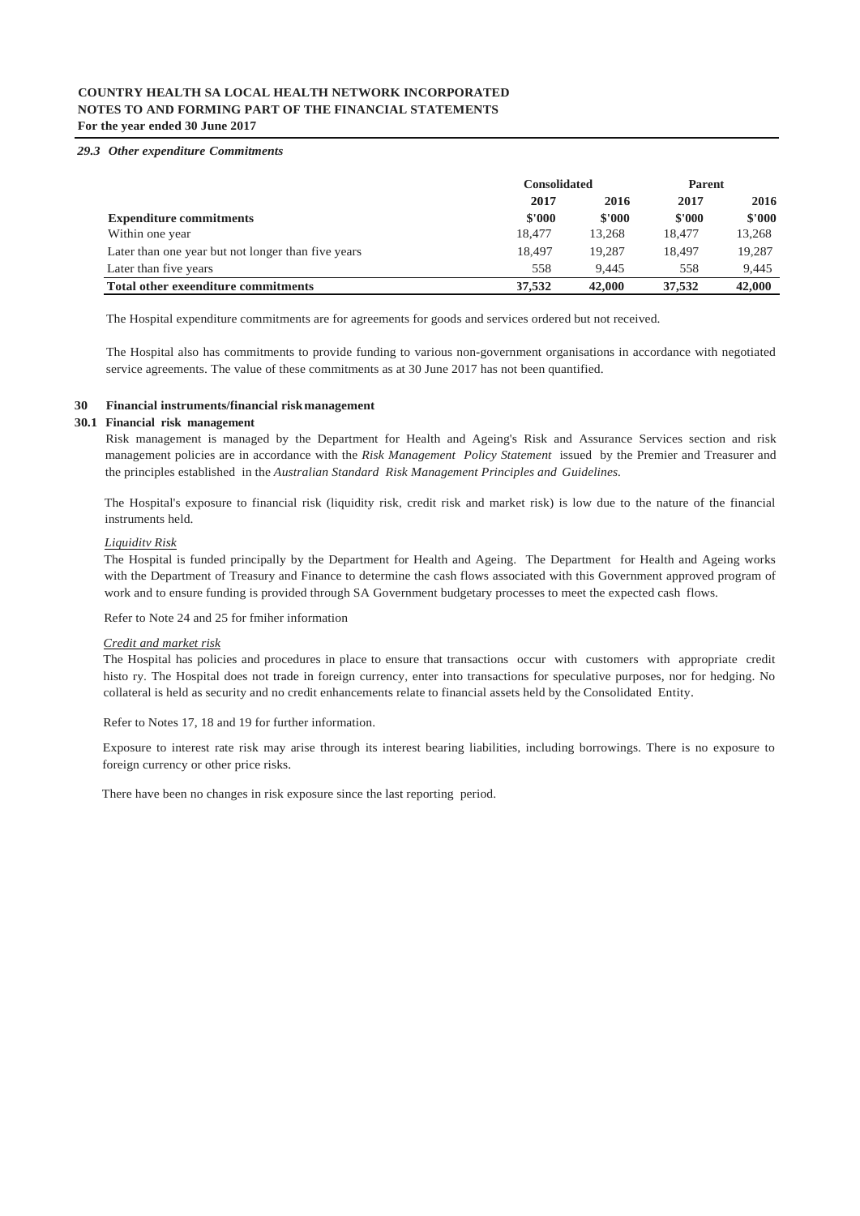### 29.3 *Other expenditure Commitments*

| | Consolidated | | Parent | |
|---|---|---|---|---|
| | 2017 | 2016 | 2017 | 2016 |
| **Expenditure commitments** | **$'000** | **$'000** | **$'000** | **$'000** |
| Within one year | 18,477 | 13,268 | 18,477 | 13,268 |
| Later than one year but not longer than five years | 18,497 | 19,287 | 18,497 | 19,287 |
| Later than five years | 558 | 9,445 | 558 | 9,445 |
| **Total other exeenditure commitments** | **37,532** | **42,000** | **37,532** | **42,000** |

The Hospital expenditure commitments are for agreements for goods and services ordered but not received.

The Hospital also has commitments to provide funding to various non-government organisations in accordance with negotiated service agreements. The value of these commitments as at 30 June 2017 has not been quantified.

## 30 Financial instruments/financial risk management

### 30.1 Financial risk management

Risk management is managed by the Department for Health and Ageing's Risk and Assurance Services section and risk management policies are in accordance with the *Risk Management Policy Statement* issued by the Premier and Treasurer and the principles established in the *Australian Standard Risk Management Principles and Guidelines.*

The Hospital's exposure to financial risk (liquidity risk, credit risk and market risk) is low due to the nature of the financial instruments held.

*Liquiditv Risk*

The Hospital is funded principally by the Department for Health and Ageing. The Department for Health and Ageing works with the Department of Treasury and Finance to determine the cash flows associated with this Government approved program of work and to ensure funding is provided through SA Government budgetary processes to meet the expected cash flows.

Refer to Note 24 and 25 for fmiher information

*Credit and market risk*

The Hospital has policies and procedures in place to ensure that transactions occur with customers with appropriate credit histo ry. The Hospital does not trade in foreign currency, enter into transactions for speculative purposes, nor for hedging. No collateral is held as security and no credit enhancements relate to financial assets held by the Consolidated Entity.

Refer to Notes 17, 18 and 19 for further information.

Exposure to interest rate risk may arise through its interest bearing liabilities, including borrowings. There is no exposure to foreign currency or other price risks.

There have been no changes in risk exposure since the last reporting period.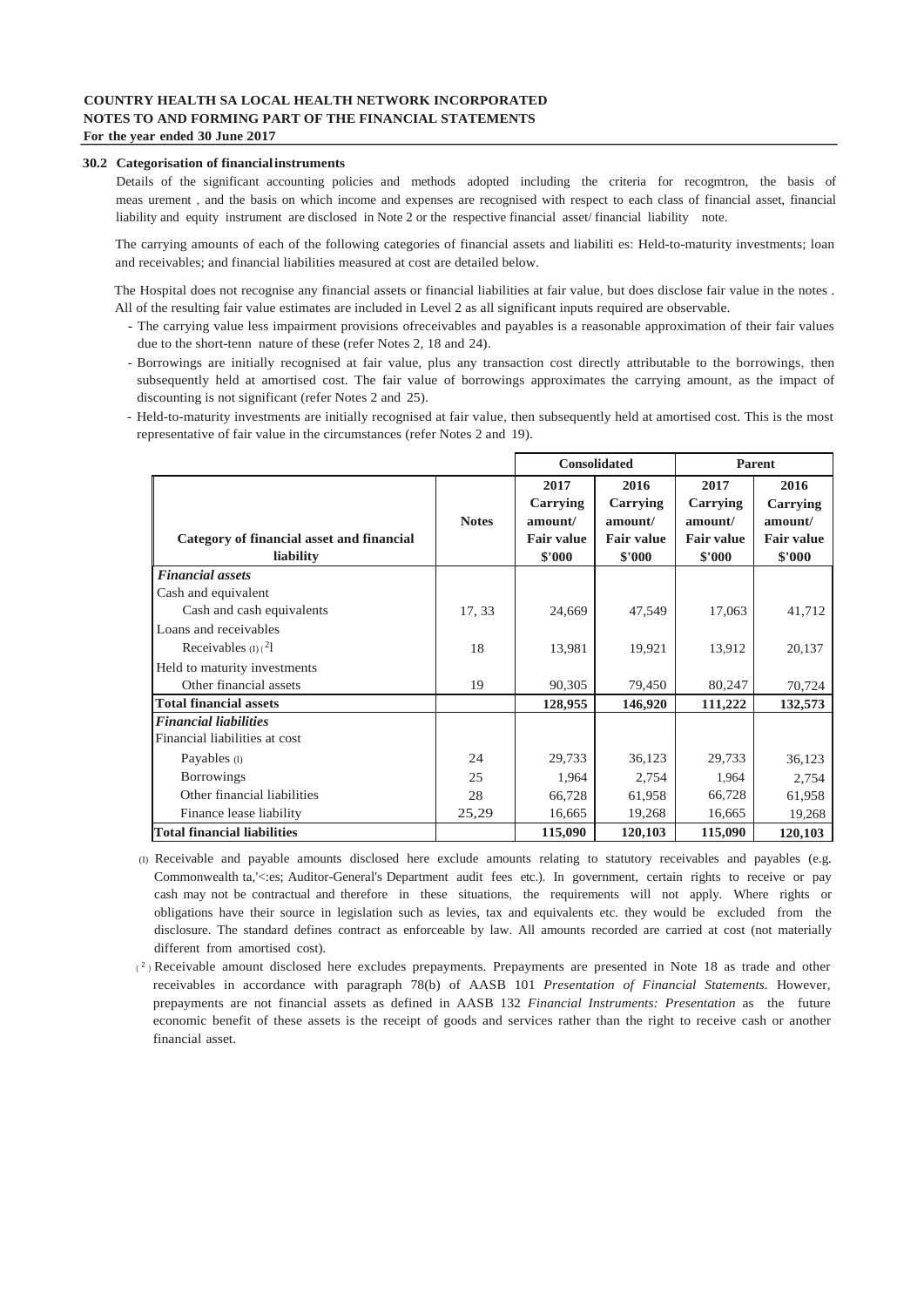**COUNTRY HEALTH SA LOCAL HEALTH NETWORK INCORPORATED**
**NOTES TO AND FORMING PART OF THE FINANCIAL STATEMENTS**
**For the year ended 30 June 2017**

### 30.2 Categorisation of financial instruments

Details of the significant accounting policies and methods adopted including the criteria for recogmtron, the basis of meas urement , and the basis on which income and expenses are recognised with respect to each class of financial asset, financial liability and equity instrument are disclosed in Note 2 or the respective financial asset/ financial liability note.

The carrying amounts of each of the following categories of financial assets and liabiliti es: Held-to-maturity investments; loan and receivables; and financial liabilities measured at cost are detailed below.

The Hospital does not recognise any financial assets or financial liabilities at fair value, but does disclose fair value in the notes . All of the resulting fair value estimates are included in Level 2 as all significant inputs required are observable.

- The carrying value less impairment provisions ofreceivables and payables is a reasonable approximation of their fair values due to the short-tenn nature of these (refer Notes 2, 18 and 24).
- Borrowings are initially recognised at fair value, plus any transaction cost directly attributable to the borrowings, then subsequently held at amortised cost. The fair value of borrowings approximates the carrying amount, as the impact of discounting is not significant (refer Notes 2 and 25).
- Held-to-maturity investments are initially recognised at fair value, then subsequently held at amortised cost. This is the most representative of fair value in the circumstances (refer Notes 2 and 19).

| Category of financial asset and financial liability | Notes | Consolidated 2017 Carrying amount/ Fair value $'000 | Consolidated 2016 Carrying amount/ Fair value $'000 | Parent 2017 Carrying amount/ Fair value $'000 | Parent 2016 Carrying amount/ Fair value $'000 |
|---|---|---|---|---|---|
| ***Financial assets*** | | | | | |
| Cash and equivalent | | | | | |
| Cash and cash equivalents | 17, 33 | 24,669 | 47,549 | 17,063 | 41,712 |
| Loans and receivables | | | | | |
| Receivables (1) (2) | 18 | 13,981 | 19,921 | 13,912 | 20,137 |
| Held to maturity investments | | | | | |
| Other financial assets | 19 | 90,305 | 79,450 | 80,247 | 70,724 |
| **Total financial assets** | | **128,955** | **146,920** | **111,222** | **132,573** |
| ***Financial liabilities*** | | | | | |
| Financial liabilities at cost | | | | | |
| Payables (1) | 24 | 29,733 | 36,123 | 29,733 | 36,123 |
| Borrowings | 25 | 1,964 | 2,754 | 1,964 | 2,754 |
| Other financial liabilities | 28 | 66,728 | 61,958 | 66,728 | 61,958 |
| Finance lease liability | 25,29 | 16,665 | 19,268 | 16,665 | 19,268 |
| **Total financial liabilities** | | **115,090** | **120,103** | **115,090** | **120,103** |

(1) Receivable and payable amounts disclosed here exclude amounts relating to statutory receivables and payables (e.g. Commonwealth ta,'<:es; Auditor-General's Department audit fees etc.). In government, certain rights to receive or pay cash may not be contractual and therefore in these situations, the requirements will not apply. Where rights or obligations have their source in legislation such as levies, tax and equivalents etc. they would be excluded from the disclosure. The standard defines contract as enforceable by law. All amounts recorded are carried at cost (not materially different from amortised cost).

(2) Receivable amount disclosed here excludes prepayments. Prepayments are presented in Note 18 as trade and other receivables in accordance with paragraph 78(b) of AASB 101 *Presentation of Financial Statements.* However, prepayments are not financial assets as defined in AASB 132 *Financial Instruments: Presentation* as the future economic benefit of these assets is the receipt of goods and services rather than the right to receive cash or another financial asset.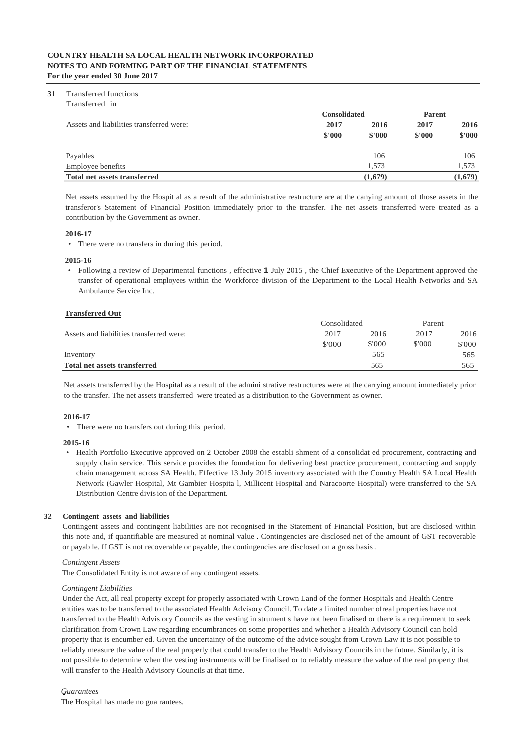**31** Transferred functions

Transferred in

| Assets and liabilities transferred were: | Consolidated | | Parent | |
|---|---|---|---|---|
| | 2017 | 2016 | 2017 | 2016 |
| | $'000 | $'000 | $'000 | $'000 |
| Payables | | 106 | | 106 |
| Employee benefits | | 1,573 | | 1,573 |
| **Total net assets transferred** | | **(1,679)** | | **(1,679)** |

Net assets assumed by the Hospit al as a result of the administrative restructure are at the canying amount of those assets in the transferor's Statement of Financial Position immediately prior to the transfer. The net assets transferred were treated as a contribution by the Government as owner.

**2016-17**

- There were no transfers in during this period.

**2015-16**

- Following a review of Departmental functions , effective **1** July 2015 , the Chief Executive of the Department approved the transfer of operational employees within the Workforce division of the Department to the Local Health Networks and SA Ambulance Service Inc.

**Transferred Out**

| Assets and liabilities transferred were: | Consolidated | | Parent | |
|---|---|---|---|---|
| | 2017 | 2016 | 2017 | 2016 |
| | $'000 | $'000 | $'000 | $'000 |
| Inventory | | 565 | | 565 |
| **Total net assets transferred** | | 565 | | 565 |

Net assets transferred by the Hospital as a result of the admini strative restructures were at the carrying amount immediately prior to the transfer. The net assets transferred were treated as a distribution to the Government as owner.

**2016-17**

- There were no transfers out during this period.

**2015-16**

- Health Portfolio Executive approved on 2 October 2008 the establi shment of a consolidat ed procurement, contracting and supply chain service. This service provides the foundation for delivering best practice procurement, contracting and supply chain management across SA Health. Effective 13 July 2015 inventory associated with the Country Health SA Local Health Network (Gawler Hospital, Mt Gambier Hospita l, Millicent Hospital and Naracoorte Hospital) were transferred to the SA Distribution Centre division of the Department.

**32 Contingent assets and liabilities**

Contingent assets and contingent liabilities are not recognised in the Statement of Financial Position, but are disclosed within this note and, if quantifiable are measured at nominal value . Contingencies are disclosed net of the amount of GST recoverable or payab le. If GST is not recoverable or payable, the contingencies are disclosed on a gross basis .

*Contingent Assets*

The Consolidated Entity is not aware of any contingent assets.

*Contingent Liabilities*

Under the Act, all real property except for properly associated with Crown Land of the former Hospitals and Health Centre entities was to be transferred to the associated Health Advisory Council. To date a limited number ofreal properties have not transferred to the Health Advis ory Councils as the vesting in strument s have not been finalised or there is a requirement to seek clarification from Crown Law regarding encumbrances on some properties and whether a Health Advisory Council can hold property that is encumber ed. Given the uncertainty of the outcome of the advice sought from Crown Law it is not possible to reliably measure the value of the real properly that could transfer to the Health Advisory Councils in the future. Similarly, it is not possible to determine when the vesting instruments will be finalised or to reliably measure the value of the real property that will transfer to the Health Advisory Councils at that time.

*Guarantees*

The Hospital has made no gua rantees.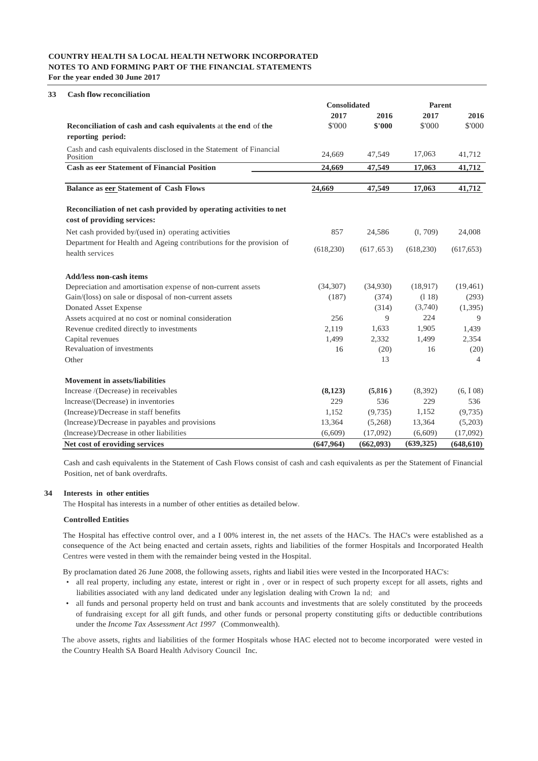**COUNTRY HEALTH SA LOCAL HEALTH NETWORK INCORPORATED**
**NOTES TO AND FORMING PART OF THE FINANCIAL STATEMENTS**
**For the year ended 30 June 2017**

## 33 Cash flow reconciliation

| | Consolidated | | Parent | |
|---|---|---|---|---|
| | 2017 | 2016 | 2017 | 2016 |
| **Reconciliation of cash and cash equivalents** at **the end** of **the reporting period:** | $'000 | $'000 | $'000 | $'000 |
| Cash and cash equivalents disclosed in the Statement of Financial Position | 24,669 | 47,549 | 17,063 | 41,712 |
| **Cash as eer Statement of Financial Position** | **24,669** | **47,549** | **17,063** | **41,712** |
| **Balance as eer Statement of Cash Flows** | **24,669** | **47,549** | **17,063** | **41,712** |
| **Reconciliation of net cash provided by operating activities to net cost of providing services:** | | | | |
| Net cash provided by/(used in) operating activities | 857 | 24,586 | (l, 709) | 24,008 |
| Department for Health and Ageing contributions for the provision of health services | (618,230) | (617,653) | (618,230) | (617,653) |
| **Add/less non-cash items** | | | | |
| Depreciation and amortisation expense of non-current assets | (34,307) | (34,930) | (18,917) | (19,461) |
| Gain/(loss) on sale or disposal of non-current assets | (187) | (374) | (l 18) | (293) |
| Donated Asset Expense | | (314) | (3,740) | (1,395) |
| Assets acquired at no cost or nominal consideration | 256 | 9 | 224 | 9 |
| Revenue credited directly to investments | 2,119 | 1,633 | 1,905 | 1,439 |
| Capital revenues | 1,499 | 2,332 | 1,499 | 2,354 |
| Revaluation of investments | 16 | (20) | 16 | (20) |
| Other | | 13 | | 4 |
| **Movement in assets/liabilities** | | | | |
| Increase /(Decrease) in receivables | **(8,123)** | **(5,816)** | (8,392) | (6, I 08) |
| lncrease/(Decrease) in inventories | 229 | 536 | 229 | 536 |
| (Increase)/Decrease in staff benefits | 1,152 | (9,735) | 1,152 | (9,735) |
| (lncrease)/Decrease in payables and provisions | 13,364 | (5,268) | 13,364 | (5,203) |
| (lncrease)/Decrease in other liabilities | (6,609) | (17,092) | (6,609) | (17,092) |
| **Net cost of eroviding services** | **(647,964)** | **(662,093)** | **(639,325)** | **(648,610)** |

Cash and cash equivalents in the Statement of Cash Flows consist of cash and cash equivalents as per the Statement of Financial Position, net of bank overdrafts.

## 34 Interests in other entities

The Hospital has interests in a number of other entities as detailed below.

**Controlled Entities**

The Hospital has effective control over, and a I 00% interest in, the net assets of the HAC's. The HAC's were established as a consequence of the Act being enacted and certain assets, rights and liabilities of the former Hospitals and Incorporated Health Centres were vested in them with the remainder being vested in the Hospital.

By proclamation dated 26 June 2008, the following assets, rights and liabil ities were vested in the Incorporated HAC's:

- all real property, including any estate, interest or right in , over or in respect of such property except for all assets, rights and liabilities associated with any land dedicated under any legislation dealing with Crown la nd; and
- all funds and personal property held on trust and bank accounts and investments that are solely constituted by the proceeds of fundraising except for all gift funds, and other funds or personal property constituting gifts or deductible contributions under the *Income Tax Assessment Act 1997* (Commonwealth).

The above assets, rights and liabilities of the former Hospitals whose HAC elected not to become incorporated were vested in the Country Health SA Board Health Advisory Council Inc.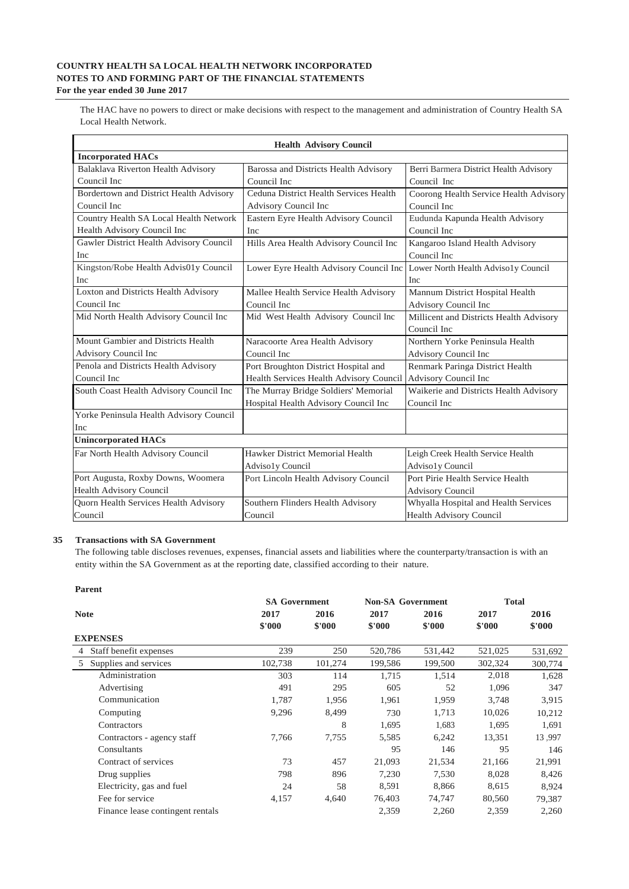**COUNTRY HEALTH SA LOCAL HEALTH NETWORK INCORPORATED**
**NOTES TO AND FORMING PART OF THE FINANCIAL STATEMENTS**
**For the year ended 30 June 2017**

The HAC have no powers to direct or make decisions with respect to the management and administration of Country Health SA Local Health Network.

| Health Advisory Council | | |
|---|---|---|
| **Incorporated HACs** | | |
| Balaklava Riverton Health Advisory Council Inc | Barossa and Districts Health Advisory Council Inc | Berri Barmera District Health Advisory Council Inc |
| Bordertown and District Health Advisory Council Inc | Ceduna District Health Services Health Advisory Council Inc | Coorong Health Service Health Advisory Council Inc |
| Country Health SA Local Health Network Health Advisory Council Inc | Eastern Eyre Health Advisory Council Inc | Eudunda Kapunda Health Advisory Council Inc |
| Gawler District Health Advisory Council Inc | Hills Area Health Advisory Council Inc | Kangaroo Island Health Advisory Council Inc |
| Kingston/Robe Health Advis01y Council Inc | Lower Eyre Health Advisory Council Inc | Lower North Health Adviso1y Council Inc |
| Loxton and Districts Health Advisory Council Inc | Mallee Health Service Health Advisory Council Inc | Mannum District Hospital Health Advisory Council Inc |
| Mid North Health Advisory Council Inc | Mid West Health Advisory Council Inc | Millicent and Districts Health Advisory Council Inc |
| Mount Gambier and Districts Health Advisory Council Inc | Naracoorte Area Health Advisory Council Inc | Northern Yorke Peninsula Health Advisory Council Inc |
| Penola and Districts Health Advisory Council Inc | Port Broughton District Hospital and Health Services Health Advisory Council | Renmark Paringa District Health Advisory Council Inc |
| South Coast Health Advisory Council Inc | The Murray Bridge Soldiers' Memorial Hospital Health Advisory Council Inc | Waikerie and Districts Health Advisory Council Inc |
| Yorke Peninsula Health Advisory Council Inc | | |
| **Unincorporated HACs** | | |
| Far North Health Advisory Council | Hawker District Memorial Health Adviso1y Council | Leigh Creek Health Service Health Adviso1y Council |
| Port Augusta, Roxby Downs, Woomera Health Advisory Council | Port Lincoln Health Advisory Council | Port Pirie Health Service Health Advisory Council |
| Quorn Health Services Health Advisory Council | Southern Flinders Health Advisory Council | Whyalla Hospital and Health Services Health Advisory Council |

## 35 Transactions with SA Government

The following table discloses revenues, expenses, financial assets and liabilities where the counterparty/transaction is with an entity within the SA Government as at the reporting date, classified according to their nature.

**Parent**

| Note | | SA Government | | Non-SA Government | | Total | |
|---|---|---|---|---|---|---|---|
| | | 2017 | 2016 | 2017 | 2016 | 2017 | 2016 |
| | | $'000 | $'000 | $'000 | $'000 | $'000 | $'000 |
| | **EXPENSES** | | | | | | |
| 4 | Staff benefit expenses | 239 | 250 | 520,786 | 531,442 | 521,025 | 531,692 |
| 5 | Supplies and services | 102,738 | 101,274 | 199,586 | 199,500 | 302,324 | 300,774 |
| | Administration | 303 | 114 | 1,715 | 1,514 | 2,018 | 1,628 |
| | Advertising | 491 | 295 | 605 | 52 | 1,096 | 347 |
| | Communication | 1,787 | 1,956 | 1,961 | 1,959 | 3,748 | 3,915 |
| | Computing | 9,296 | 8,499 | 730 | 1,713 | 10,026 | 10,212 |
| | Contractors | | 8 | 1,695 | 1,683 | 1,695 | 1,691 |
| | Contractors - agency staff | 7,766 | 7,755 | 5,585 | 6,242 | 13,351 | 13 ,997 |
| | Consultants | | | 95 | 146 | 95 | 146 |
| | Contract of services | 73 | 457 | 21,093 | 21,534 | 21,166 | 21,991 |
| | Drug supplies | 798 | 896 | 7,230 | 7,530 | 8,028 | 8,426 |
| | Electricity, gas and fuel | 24 | 58 | 8,591 | 8,866 | 8,615 | 8,924 |
| | Fee for service | 4,157 | 4,640 | 76,403 | 74,747 | 80,560 | 79,387 |
| | Finance lease contingent rentals | | | 2,359 | 2,260 | 2,359 | 2,260 |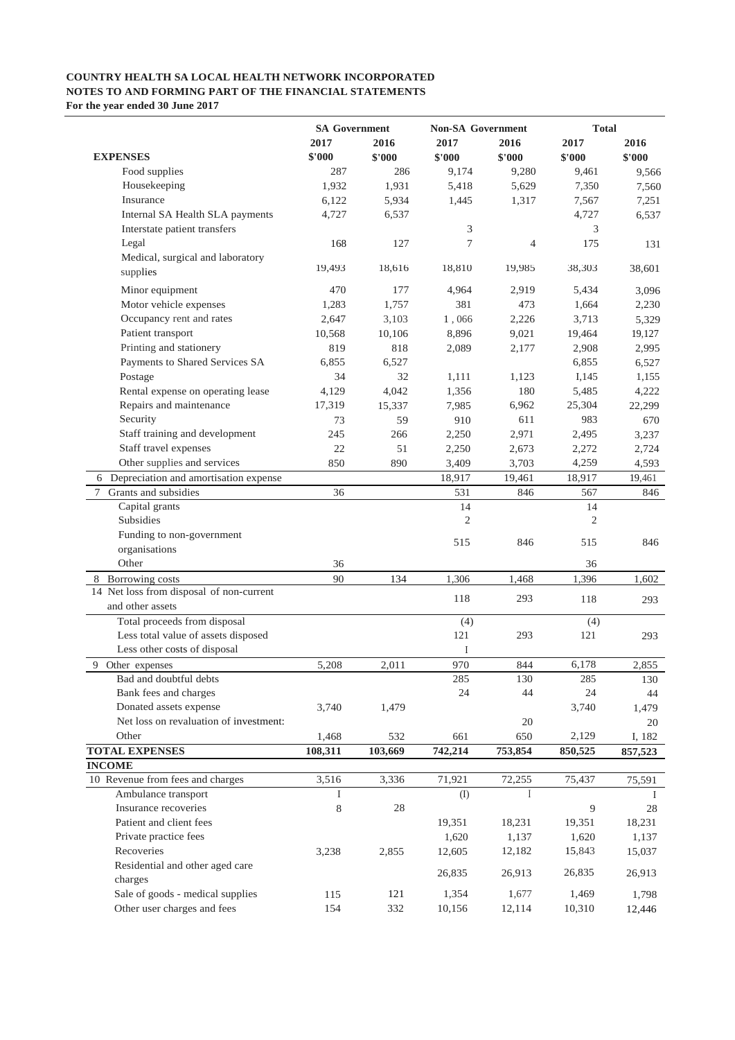**COUNTRY HEALTH SA LOCAL HEALTH NETWORK INCORPORATED**
**NOTES TO AND FORMING PART OF THE FINANCIAL STATEMENTS**
**For the year ended 30 June 2017**

| | SA Government | | Non-SA Government | | Total | |
|---|---|---|---|---|---|---|
| | 2017 | 2016 | 2017 | 2016 | 2017 | 2016 |
| **EXPENSES** | $'000 | $'000 | $'000 | $'000 | $'000 | $'000 |
| Food supplies | 287 | 286 | 9,174 | 9,280 | 9,461 | 9,566 |
| Housekeeping | 1,932 | 1,931 | 5,418 | 5,629 | 7,350 | 7,560 |
| Insurance | 6,122 | 5,934 | 1,445 | 1,317 | 7,567 | 7,251 |
| Internal SA Health SLA payments | 4,727 | 6,537 | | | 4,727 | 6,537 |
| Interstate patient transfers | | | 3 | | 3 | |
| Legal | 168 | 127 | 7 | 4 | 175 | 131 |
| Medical, surgical and laboratory supplies | 19,493 | 18,616 | 18,810 | 19,985 | 38,303 | 38,601 |
| Minor equipment | 470 | 177 | 4,964 | 2,919 | 5,434 | 3,096 |
| Motor vehicle expenses | 1,283 | 1,757 | 381 | 473 | 1,664 | 2,230 |
| Occupancy rent and rates | 2,647 | 3,103 | 1,066 | 2,226 | 3,713 | 5,329 |
| Patient transport | 10,568 | 10,106 | 8,896 | 9,021 | 19,464 | 19,127 |
| Printing and stationery | 819 | 818 | 2,089 | 2,177 | 2,908 | 2,995 |
| Payments to Shared Services SA | 6,855 | 6,527 | | | 6,855 | 6,527 |
| Postage | 34 | 32 | 1,111 | 1,123 | I,145 | 1,155 |
| Rental expense on operating lease | 4,129 | 4,042 | 1,356 | 180 | 5,485 | 4,222 |
| Repairs and maintenance | 17,319 | 15,337 | 7,985 | 6,962 | 25,304 | 22,299 |
| Security | 73 | 59 | 910 | 611 | 983 | 670 |
| Staff training and development | 245 | 266 | 2,250 | 2,971 | 2,495 | 3,237 |
| Staff travel expenses | 22 | 51 | 2,250 | 2,673 | 2,272 | 2,724 |
| Other supplies and services | 850 | 890 | 3,409 | 3,703 | 4,259 | 4,593 |
| 6 Depreciation and amortisation expense | | | 18,917 | 19,461 | 18,917 | 19,461 |
| 7 Grants and subsidies | 36 | | 531 | 846 | 567 | 846 |
| Capital grants | | | 14 | | 14 | |
| Subsidies | | | 2 | | 2 | |
| Funding to non-government organisations | | | 515 | 846 | 515 | 846 |
| Other | 36 | | | | 36 | |
| 8 Borrowing costs | 90 | 134 | 1,306 | 1,468 | 1,396 | 1,602 |
| 14 Net loss from disposal of non-current and other assets | | | 118 | 293 | 118 | 293 |
| Total proceeds from disposal | | | (4) | | (4) | |
| Less total value of assets disposed | | | 121 | 293 | 121 | 293 |
| Less other costs of disposal | | | I | | | |
| 9 Other expenses | 5,208 | 2,011 | 970 | 844 | 6,178 | 2,855 |
| Bad and doubtful debts | | | 285 | 130 | 285 | 130 |
| Bank fees and charges | | | 24 | 44 | 24 | 44 |
| Donated assets expense | 3,740 | 1,479 | | | 3,740 | 1,479 |
| Net loss on revaluation of investment: | | | | 20 | | 20 |
| Other | 1,468 | 532 | 661 | 650 | 2,129 | I, 182 |
| **TOTAL EXPENSES** | **108,311** | **103,669** | **742,214** | **753,854** | **850,525** | **857,523** |
| **INCOME** | | | | | | |
| 10 Revenue from fees and charges | 3,516 | 3,336 | 71,921 | 72,255 | 75,437 | 75,591 |
| Ambulance transport | I | | (I) | l | | I |
| Insurance recoveries | 8 | 28 | | | 9 | 28 |
| Patient and client fees | | | 19,351 | 18,231 | 19,351 | 18,231 |
| Private practice fees | | | 1,620 | 1,137 | 1,620 | 1,137 |
| Recoveries | 3,238 | 2,855 | 12,605 | 12,182 | 15,843 | 15,037 |
| Residential and other aged care charges | | | 26,835 | 26,913 | 26,835 | 26,913 |
| Sale of goods - medical supplies | 115 | 121 | 1,354 | 1,677 | 1,469 | 1,798 |
| Other user charges and fees | 154 | 332 | 10,156 | 12,114 | 10,310 | 12,446 |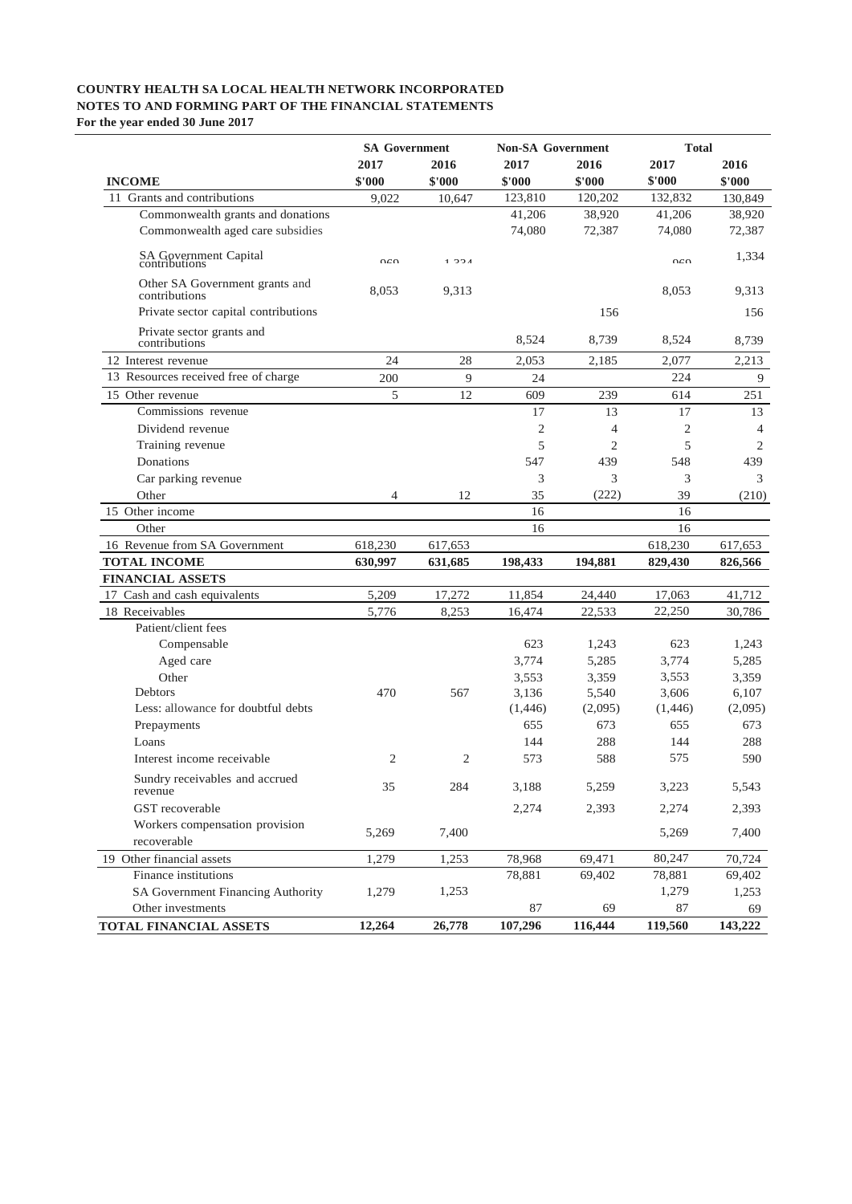**COUNTRY HEALTH SA LOCAL HEALTH NETWORK INCORPORATED**
**NOTES TO AND FORMING PART OF THE FINANCIAL STATEMENTS**
**For the year ended 30 June 2017**

| | SA Government | | Non-SA Government | | Total | |
|---|---|---|---|---|---|---|
| | 2017 | 2016 | 2017 | 2016 | 2017 | 2016 |
| **INCOME** | $'000 | $'000 | $'000 | $'000 | $'000 | $'000 |
| 11 Grants and contributions | 9,022 | 10,647 | 123,810 | 120,202 | 132,832 | 130,849 |
| Commonwealth grants and donations | | | 41,206 | 38,920 | 41,206 | 38,920 |
| Commonwealth aged care subsidies | | | 74,080 | 72,387 | 74,080 | 72,387 |
| SA Government Capital contributions | 969 | 1,334 | | | 969 | 1,334 |
| Other SA Government grants and contributions | 8,053 | 9,313 | | | 8,053 | 9,313 |
| Private sector capital contributions | | | | 156 | | 156 |
| Private sector grants and contributions | | | 8,524 | 8,739 | 8,524 | 8,739 |
| 12 Interest revenue | 24 | 28 | 2,053 | 2,185 | 2,077 | 2,213 |
| 13 Resources received free of charge | 200 | 9 | 24 | | 224 | 9 |
| 15 Other revenue | 5 | 12 | 609 | 239 | 614 | 251 |
| Commissions revenue | | | 17 | 13 | 17 | 13 |
| Dividend revenue | | | 2 | 4 | 2 | 4 |
| Training revenue | | | 5 | 2 | 5 | 2 |
| Donations | | | 547 | 439 | 548 | 439 |
| Car parking revenue | | | 3 | 3 | 3 | 3 |
| Other | 4 | 12 | 35 | (222) | 39 | (210) |
| 15 Other income | | | 16 | | 16 | |
| Other | | | 16 | | 16 | |
| 16 Revenue from SA Government | 618,230 | 617,653 | | | 618,230 | 617,653 |
| **TOTAL INCOME** | **630,997** | **631,685** | **198,433** | **194,881** | **829,430** | **826,566** |
| **FINANCIAL ASSETS** | | | | | | |
| 17 Cash and cash equivalents | 5,209 | 17,272 | 11,854 | 24,440 | 17,063 | 41,712 |
| 18 Receivables | 5,776 | 8,253 | 16,474 | 22,533 | 22,250 | 30,786 |
| Patient/client fees | | | | | | |
| Compensable | | | 623 | 1,243 | 623 | 1,243 |
| Aged care | | | 3,774 | 5,285 | 3,774 | 5,285 |
| Other | | | 3,553 | 3,359 | 3,553 | 3,359 |
| Debtors | 470 | 567 | 3,136 | 5,540 | 3,606 | 6,107 |
| Less: allowance for doubtful debts | | | (1,446) | (2,095) | (1,446) | (2,095) |
| Prepayments | | | 655 | 673 | 655 | 673 |
| Loans | | | 144 | 288 | 144 | 288 |
| Interest income receivable | 2 | 2 | 573 | 588 | 575 | 590 |
| Sundry receivables and accrued revenue | 35 | 284 | 3,188 | 5,259 | 3,223 | 5,543 |
| GST recoverable | | | 2,274 | 2,393 | 2,274 | 2,393 |
| Workers compensation provision recoverable | 5,269 | 7,400 | | | 5,269 | 7,400 |
| 19 Other financial assets | 1,279 | 1,253 | 78,968 | 69,471 | 80,247 | 70,724 |
| Finance institutions | | | 78,881 | 69,402 | 78,881 | 69,402 |
| SA Government Financing Authority | 1,279 | 1,253 | | | 1,279 | 1,253 |
| Other investments | | | 87 | 69 | 87 | 69 |
| **TOTAL FINANCIAL ASSETS** | **12,264** | **26,778** | **107,296** | **116,444** | **119,560** | **143,222** |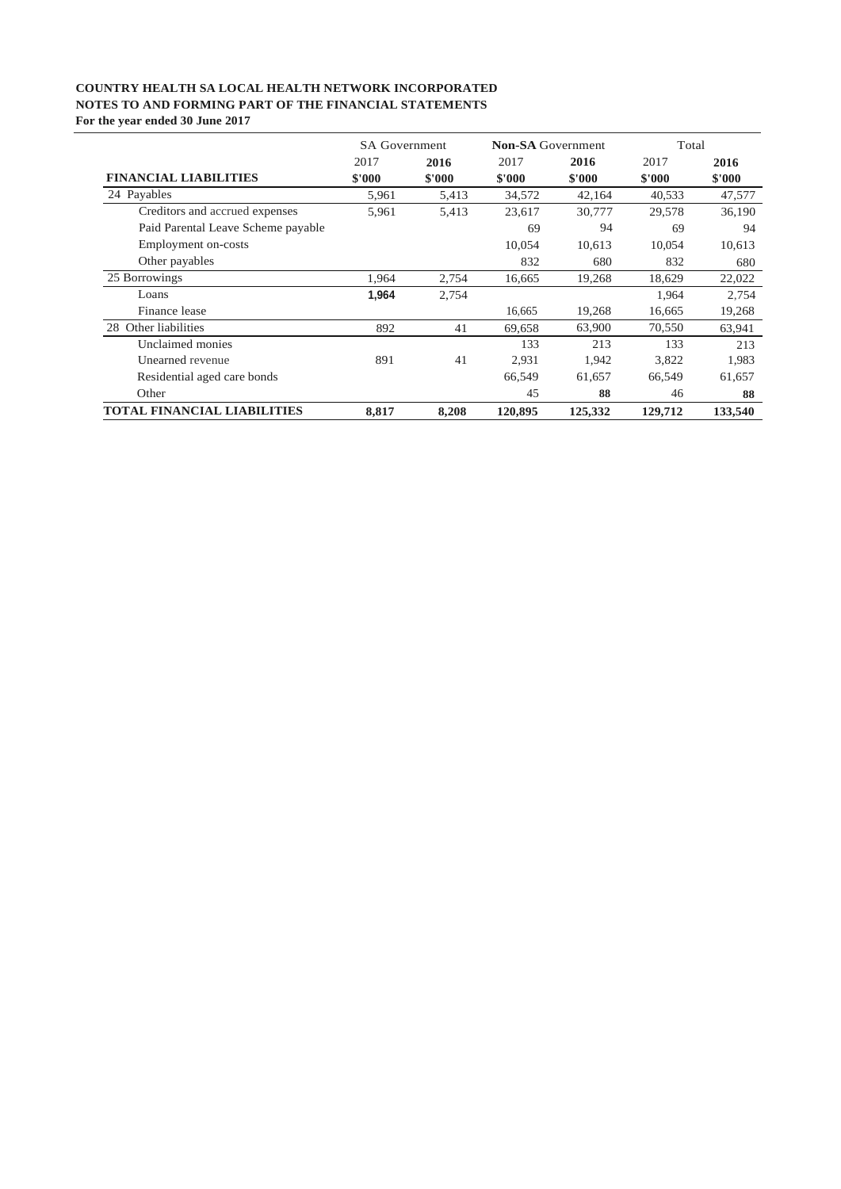**COUNTRY HEALTH SA LOCAL HEALTH NETWORK INCORPORATED**
**NOTES TO AND FORMING PART OF THE FINANCIAL STATEMENTS**
**For the year ended 30 June 2017**

| | SA Government | | **Non-SA** Government | | Total | |
|---|---|---|---|---|---|---|
| | 2017 | **2016** | 2017 | **2016** | 2017 | **2016** |
| **FINANCIAL LIABILITIES** | **$'000** | **$'000** | **$'000** | **$'000** | **$'000** | **$'000** |
| 24 Payables | 5,961 | 5,413 | 34,572 | 42,164 | 40,533 | 47,577 |
| Creditors and accrued expenses | 5,961 | 5,413 | 23,617 | 30,777 | 29,578 | 36,190 |
| Paid Parental Leave Scheme payable | | | 69 | 94 | 69 | 94 |
| Employment on-costs | | | 10,054 | 10,613 | 10,054 | 10,613 |
| Other payables | | | 832 | 680 | 832 | 680 |
| 25 Borrowings | 1,964 | 2,754 | 16,665 | 19,268 | 18,629 | 22,022 |
| Loans | **1,964** | 2,754 | | | 1,964 | 2,754 |
| Finance lease | | | 16,665 | 19,268 | 16,665 | 19,268 |
| 28 Other liabilities | 892 | 41 | 69,658 | 63,900 | 70,550 | 63,941 |
| Unclaimed monies | | | 133 | 213 | 133 | 213 |
| Unearned revenue | 891 | 41 | 2,931 | 1,942 | 3,822 | 1,983 |
| Residential aged care bonds | | | 66,549 | 61,657 | 66,549 | 61,657 |
| Other | | | 45 | **88** | 46 | **88** |
| **TOTAL FINANCIAL LIABILITIES** | **8,817** | **8,208** | **120,895** | **125,332** | **129,712** | **133,540** |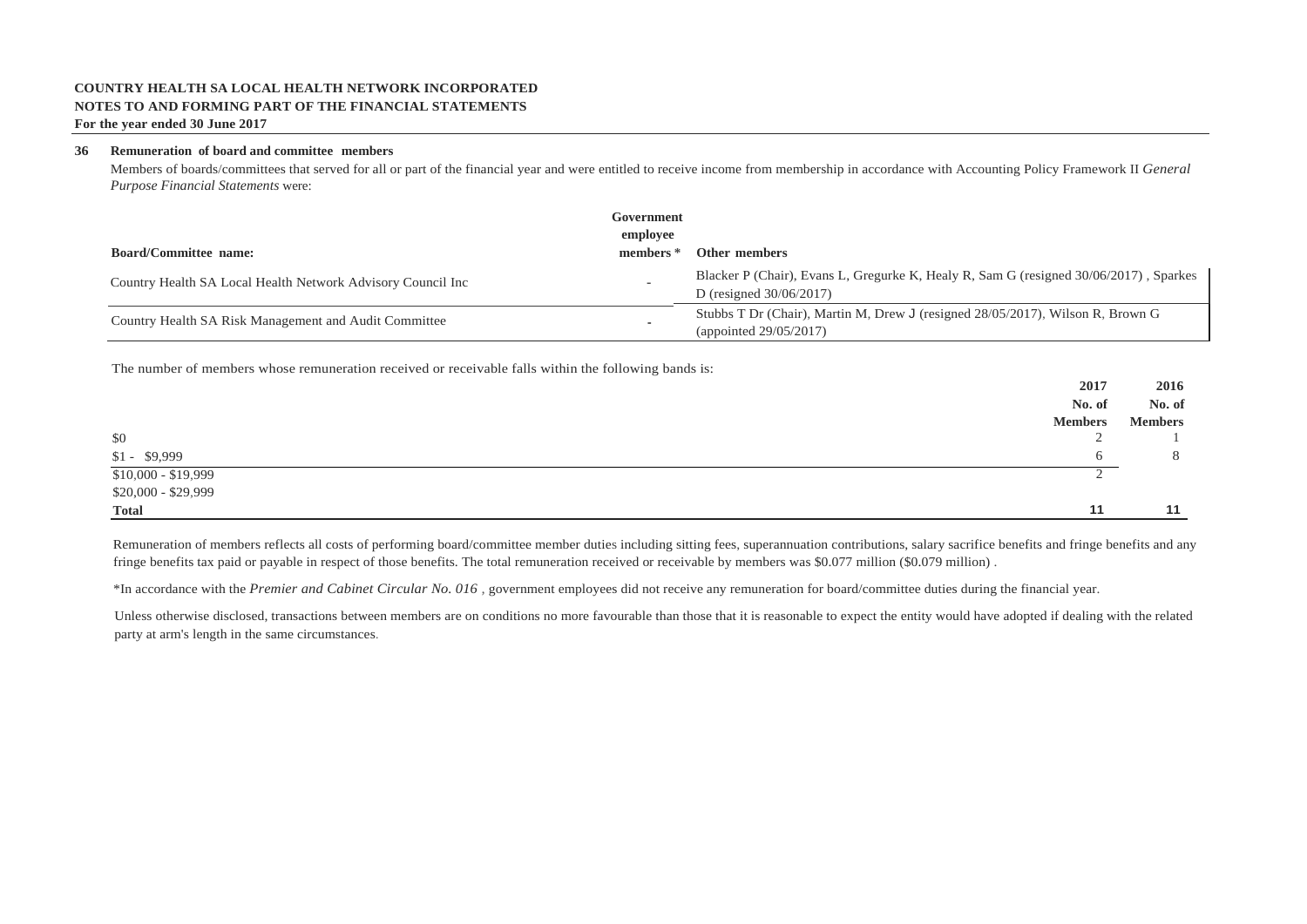**COUNTRY HEALTH SA LOCAL HEALTH NETWORK INCORPORATED**
**NOTES TO AND FORMING PART OF THE FINANCIAL STATEMENTS**
**For the year ended 30 June 2017**

## 36 Remuneration of board and committee members

Members of boards/committees that served for all or part of the financial year and were entitled to receive income from membership in accordance with Accounting Policy Framework II *General Purpose Financial Statements* were:

| Board/Committee name: | Government employee members * | Other members |
|---|---|---|
| Country Health SA Local Health Network Advisory Council Inc | - | Blacker P (Chair), Evans L, Gregurke K, Healy R, Sam G (resigned 30/06/2017) , Sparkes D (resigned 30/06/2017) |
| Country Health SA Risk Management and Audit Committee | - | Stubbs T Dr (Chair), Martin M, Drew J (resigned 28/05/2017), Wilson R, Brown G (appointed 29/05/2017) |

The number of members whose remuneration received or receivable falls within the following bands is:

| | 2017 No. of Members | 2016 No. of Members |
|---|---|---|
| $0 | 2 | 1 |
| $1 - $9,999 | 6 | 8 |
| $10,000 - $19,999 | 2 | |
| $20,000 - $29,999 | | |
| **Total** | **11** | **11** |

Remuneration of members reflects all costs of performing board/committee member duties including sitting fees, superannuation contributions, salary sacrifice benefits and fringe benefits and any fringe benefits tax paid or payable in respect of those benefits. The total remuneration received or receivable by members was $0.077 million ($0.079 million) .

*In accordance with the *Premier and Cabinet Circular No. 016* , government employees did not receive any remuneration for board/committee duties during the financial year.

Unless otherwise disclosed, transactions between members are on conditions no more favourable than those that it is reasonable to expect the entity would have adopted if dealing with the related party at arm's length in the same circumstances.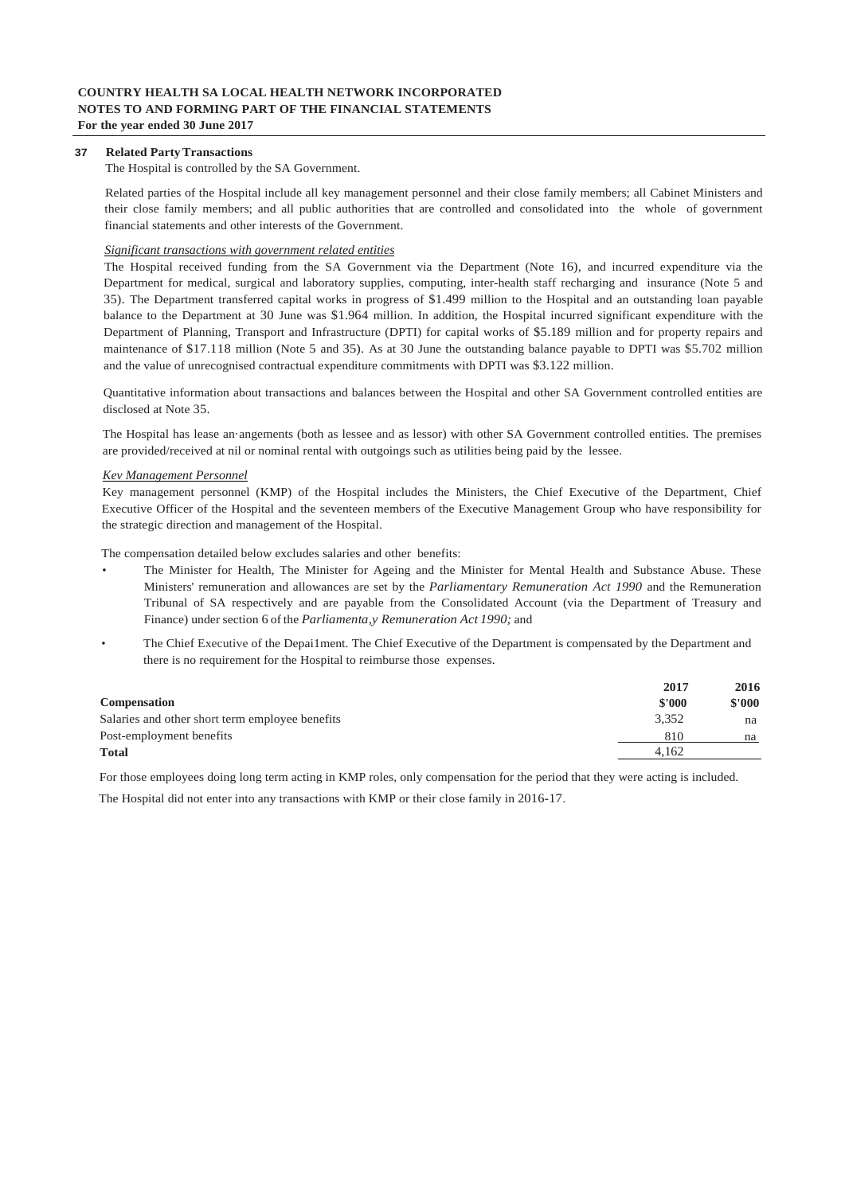# COUNTRY HEALTH SA LOCAL HEALTH NETWORK INCORPORATED
## NOTES TO AND FORMING PART OF THE FINANCIAL STATEMENTS
**For the year ended 30 June 2017**

### 37 Related Party Transactions

The Hospital is controlled by the SA Government.

Related parties of the Hospital include all key management personnel and their close family members; all Cabinet Ministers and their close family members; and all public authorities that are controlled and consolidated into the whole of government financial statements and other interests of the Government.

*Significant transactions with government related entities*

The Hospital received funding from the SA Government via the Department (Note 16), and incurred expenditure via the Department for medical, surgical and laboratory supplies, computing, inter-health staff recharging and insurance (Note 5 and 35). The Department transferred capital works in progress of $1.499 million to the Hospital and an outstanding loan payable balance to the Department at 30 June was $1.964 million. In addition, the Hospital incurred significant expenditure with the Department of Planning, Transport and Infrastructure (DPTI) for capital works of $5.189 million and for property repairs and maintenance of $17.118 million (Note 5 and 35). As at 30 June the outstanding balance payable to DPTI was $5.702 million and the value of unrecognised contractual expenditure commitments with DPTI was $3.122 million.

Quantitative information about transactions and balances between the Hospital and other SA Government controlled entities are disclosed at Note 35.

The Hospital has lease an·angements (both as lessee and as lessor) with other SA Government controlled entities. The premises are provided/received at nil or nominal rental with outgoings such as utilities being paid by the lessee.

*Kev Management Personnel*

Key management personnel (KMP) of the Hospital includes the Ministers, the Chief Executive of the Department, Chief Executive Officer of the Hospital and the seventeen members of the Executive Management Group who have responsibility for the strategic direction and management of the Hospital.

The compensation detailed below excludes salaries and other benefits:

- The Minister for Health, The Minister for Ageing and the Minister for Mental Health and Substance Abuse. These Ministers' remuneration and allowances are set by the *Parliamentary Remuneration Act 1990* and the Remuneration Tribunal of SA respectively and are payable from the Consolidated Account (via the Department of Treasury and Finance) under section 6 of the *Parliamenta,y Remuneration Act 1990;* and
- The Chief Executive of the Depai1ment. The Chief Executive of the Department is compensated by the Department and there is no requirement for the Hospital to reimburse those expenses.

| Compensation | 2017 $'000 | 2016 $'000 |
|---|---|---|
| Salaries and other short term employee benefits | 3,352 | na |
| Post-employment benefits | 810 | na |
| **Total** | 4,162 | |

For those employees doing long term acting in KMP roles, only compensation for the period that they were acting is included.

The Hospital did not enter into any transactions with KMP or their close family in 2016-17.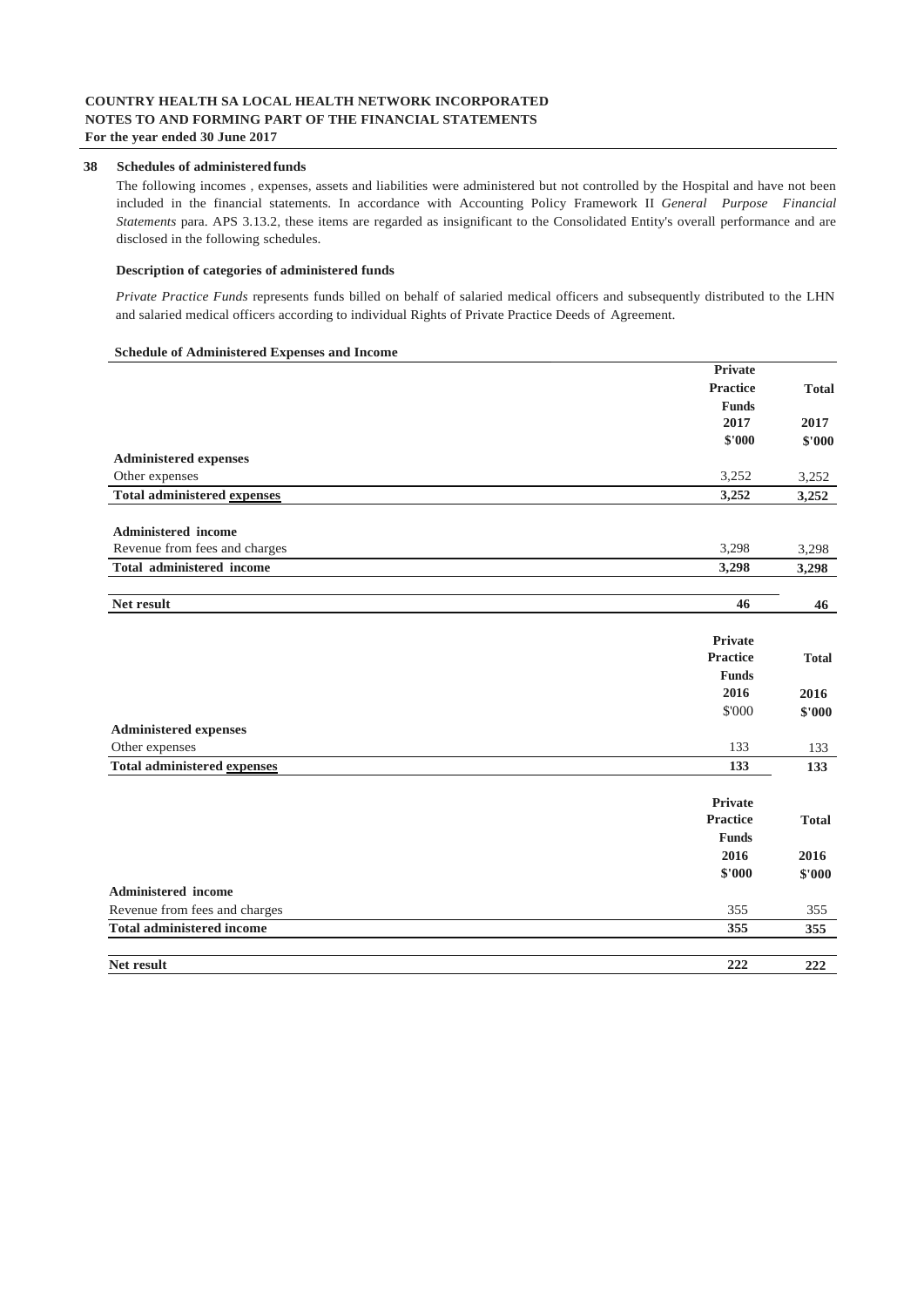**COUNTRY HEALTH SA LOCAL HEALTH NETWORK INCORPORATED**
**NOTES TO AND FORMING PART OF THE FINANCIAL STATEMENTS**
**For the year ended 30 June 2017**

## 38 Schedules of administered funds

The following incomes , expenses, assets and liabilities were administered but not controlled by the Hospital and have not been included in the financial statements. In accordance with Accounting Policy Framework II *General Purpose Financial Statements* para. APS 3.13.2, these items are regarded as insignificant to the Consolidated Entity's overall performance and are disclosed in the following schedules.

### Description of categories of administered funds

*Private Practice Funds* represents funds billed on behalf of salaried medical officers and subsequently distributed to the LHN and salaried medical officers according to individual Rights of Private Practice Deeds of Agreement.

### Schedule of Administered Expenses and Income

| | Private Practice Funds 2017 $'000 | Total 2017 $'000 |
|---|---|---|
| **Administered expenses** | | |
| Other expenses | 3,252 | 3,252 |
| **Total administered expenses** | **3,252** | **3,252** |
| **Administered income** | | |
| Revenue from fees and charges | 3,298 | 3,298 |
| **Total administered income** | **3,298** | **3,298** |
| **Net result** | **46** | **46** |

| | Private Practice Funds 2016 $'000 | Total 2016 $'000 |
|---|---|---|
| **Administered expenses** | | |
| Other expenses | 133 | 133 |
| **Total administered expenses** | **133** | **133** |

| | Private Practice Funds 2016 $'000 | Total 2016 $'000 |
|---|---|---|
| **Administered income** | | |
| Revenue from fees and charges | 355 | 355 |
| **Total administered income** | **355** | **355** |
| **Net result** | **222** | **222** |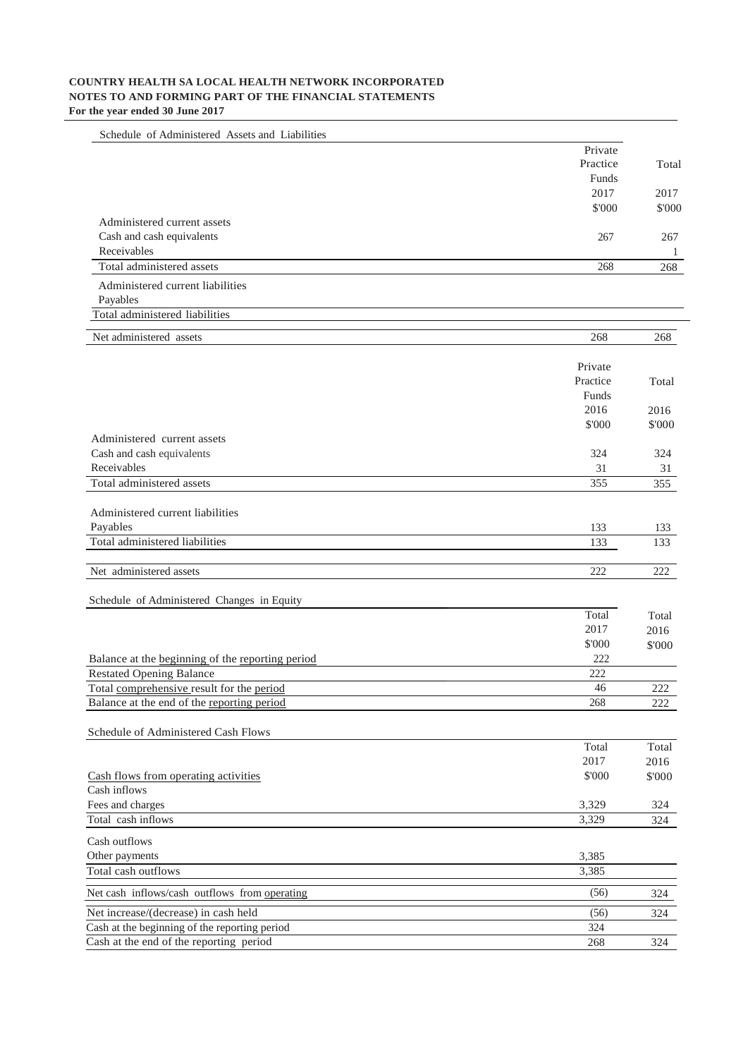**COUNTRY HEALTH SA LOCAL HEALTH NETWORK INCORPORATED**
**NOTES TO AND FORMING PART OF THE FINANCIAL STATEMENTS**
**For the year ended 30 June 2017**

Schedule of Administered Assets and Liabilities

| | Private Practice Funds 2017 $'000 | Total 2017 $'000 |
|---|---|---|
| Administered current assets | | |
| Cash and cash equivalents | 267 | 267 |
| Receivables | | 1 |
| Total administered assets | 268 | 268 |
| Administered current liabilities | | |
| Payables | | |
| Total administered liabilities | | |
| Net administered assets | 268 | 268 |

| | Private Practice Funds 2016 $'000 | Total 2016 $'000 |
|---|---|---|
| Administered current assets | | |
| Cash and cash equivalents | 324 | 324 |
| Receivables | 31 | 31 |
| Total administered assets | 355 | 355 |
| Administered current liabilities | | |
| Payables | 133 | 133 |
| Total administered liabilities | 133 | 133 |
| Net administered assets | 222 | 222 |

Schedule of Administered Changes in Equity

| | Total 2017 $'000 | Total 2016 $'000 |
|---|---|---|
| Balance at the beginning of the reporting period | 222 | |
| Restated Opening Balance | 222 | |
| Total comprehensive result for the period | 46 | 222 |
| Balance at the end of the reporting period | 268 | 222 |

Schedule of Administered Cash Flows

| | Total 2017 $'000 | Total 2016 $'000 |
|---|---|---|
| Cash flows from operating activities | | |
| Cash inflows | | |
| Fees and charges | 3,329 | 324 |
| Total cash inflows | 3,329 | 324 |
| Cash outflows | | |
| Other payments | 3,385 | |
| Total cash outflows | 3,385 | |
| Net cash inflows/cash outflows from operating | (56) | 324 |
| Net increase/(decrease) in cash held | (56) | 324 |
| Cash at the beginning of the reporting period | 324 | |
| Cash at the end of the reporting period | 268 | 324 |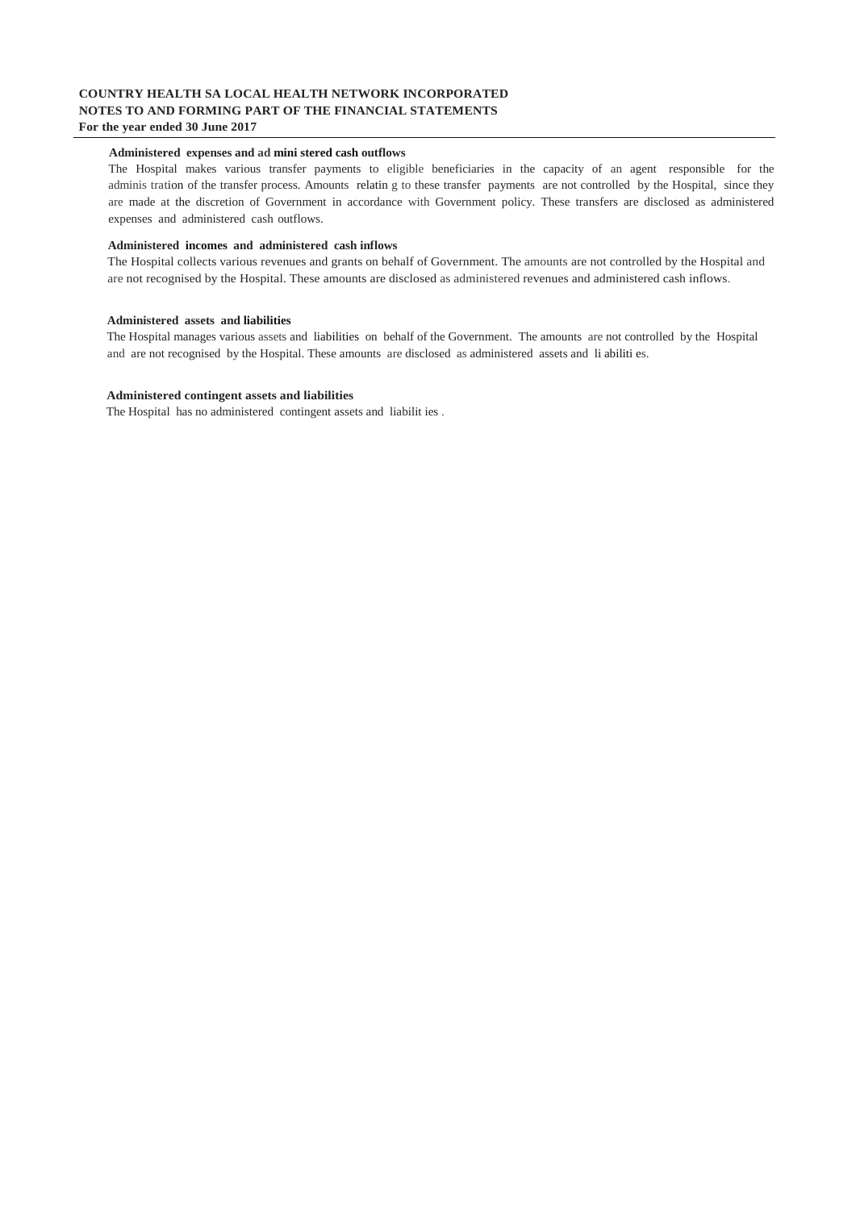### Administered expenses and administered cash outflows

The Hospital makes various transfer payments to eligible beneficiaries in the capacity of an agent responsible for the administration of the transfer process. Amounts relating to these transfer payments are not controlled by the Hospital, since they are made at the discretion of Government in accordance with Government policy. These transfers are disclosed as administered expenses and administered cash outflows.

### Administered incomes and administered cash inflows

The Hospital collects various revenues and grants on behalf of Government. The amounts are not controlled by the Hospital and are not recognised by the Hospital. These amounts are disclosed as administered revenues and administered cash inflows.

### Administered assets and liabilities

The Hospital manages various assets and liabilities on behalf of the Government. The amounts are not controlled by the Hospital and are not recognised by the Hospital. These amounts are disclosed as administered assets and liabilities.

### Administered contingent assets and liabilities

The Hospital has no administered contingent assets and liabilities.